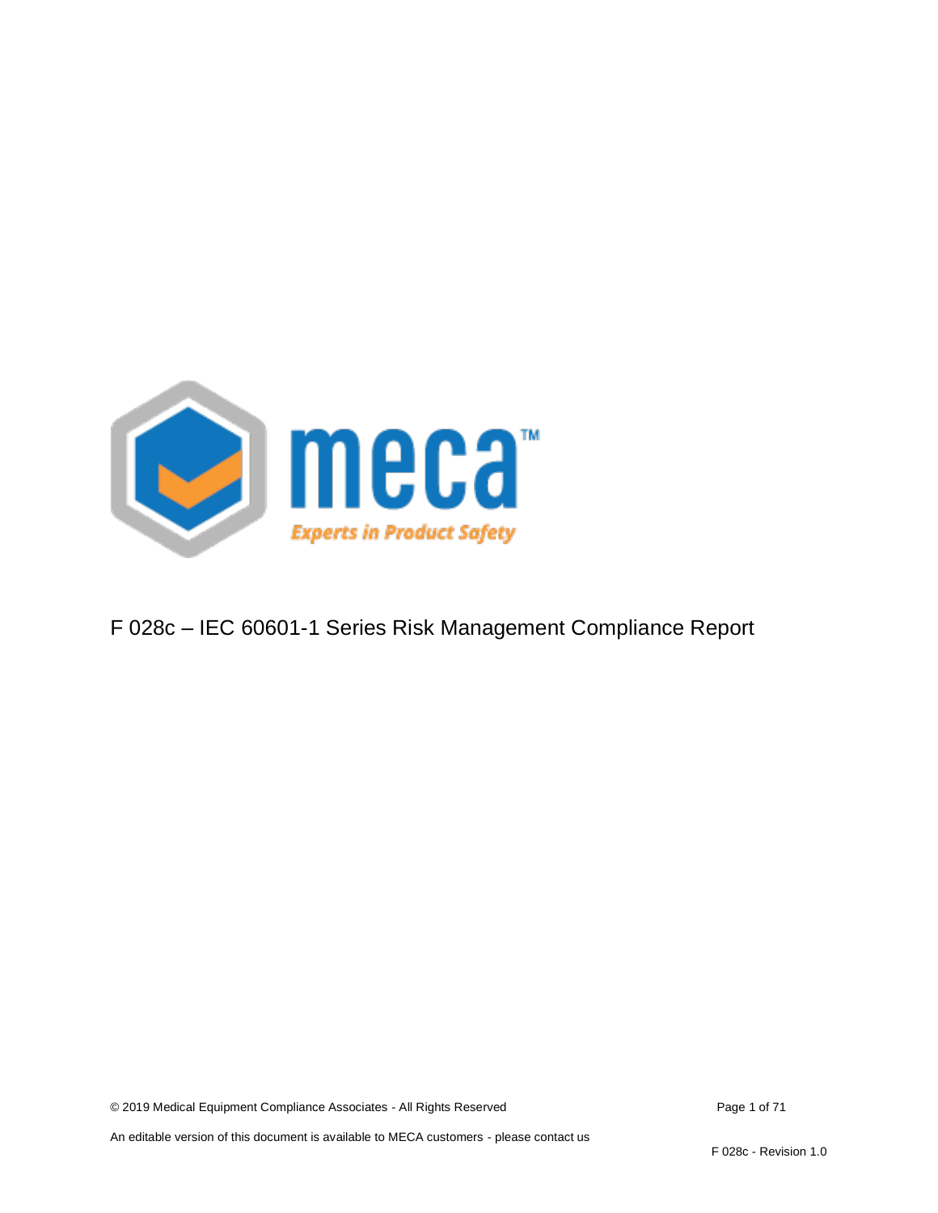# F 028c – IEC 60601-1 Series Risk Management Compliance Report

© 2019 Medical Equipment Compliance Associates - All Rights Reserved

An editable version of this document is available to MECA customers - please contact us

F 028c - Revision 1.0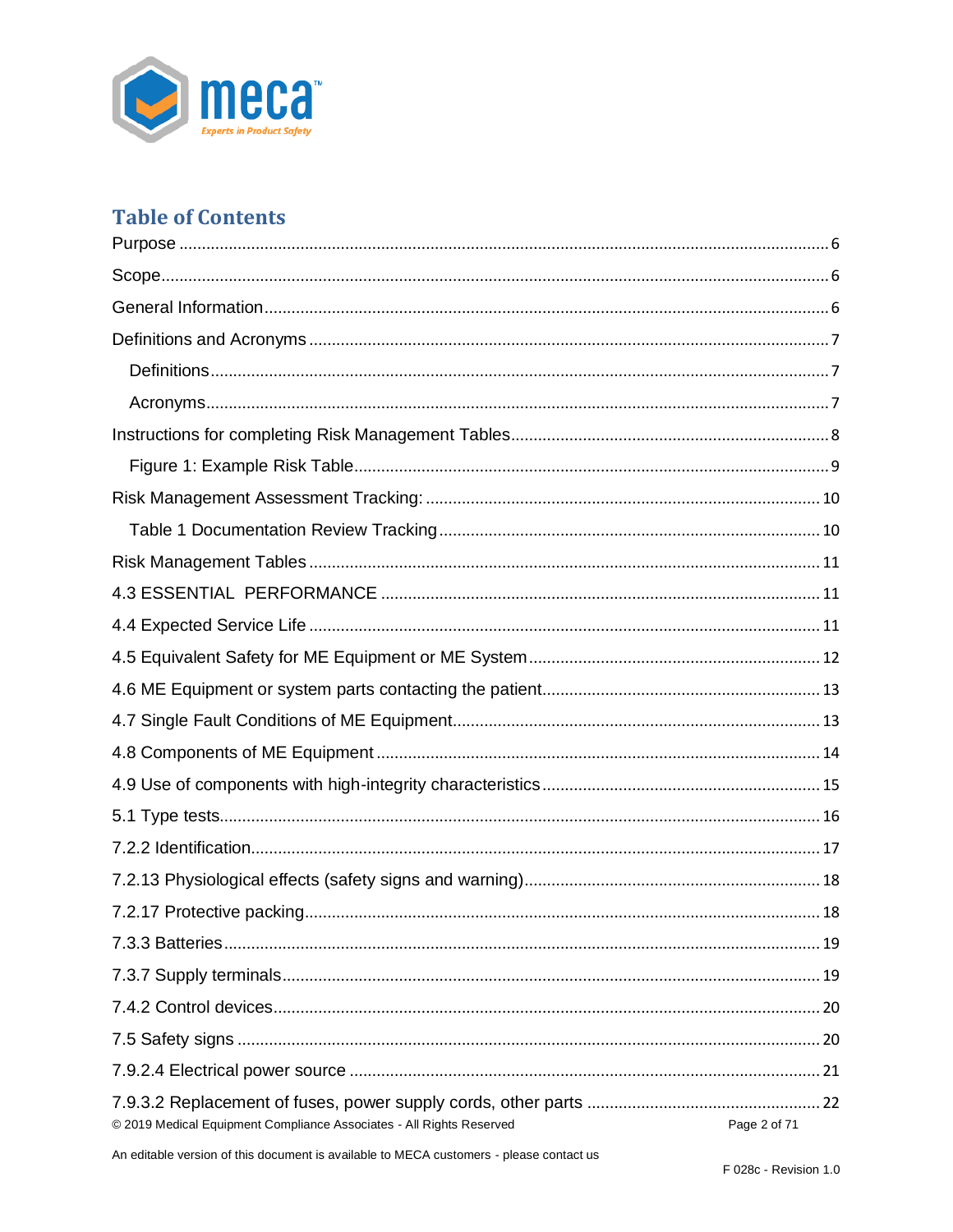## Table of Contents

Purpose ........................................................................................................................................ 6

Scope............................................................................................................................................ 6

General Information.................................................................................................................... 6

Definitions and Acronyms .......................................................................................................... 7

  Definitions.................................................................................................................................. 7

  Acronyms.................................................................................................................................... 7

Instructions for completing Risk Management Tables.............................................................. 8

  Figure 1: Example Risk Table..................................................................................................... 9

Risk Management Assessment Tracking: ................................................................................. 10

  Table 1 Documentation Review Tracking ................................................................................. 10

Risk Management Tables ........................................................................................................... 11

4.3 ESSENTIAL  PERFORMANCE ............................................................................................. 11

4.4 Expected Service Life ........................................................................................................... 11

4.5 Equivalent Safety for ME Equipment or ME System............................................................ 12

4.6 ME Equipment or system parts contacting the patient......................................................... 13

4.7 Single Fault Conditions of ME Equipment............................................................................ 13

4.8 Components of ME Equipment ............................................................................................ 14

4.9 Use of components with high-integrity characteristics......................................................... 15

5.1 Type tests.............................................................................................................................. 16

7.2.2 Identification....................................................................................................................... 17

7.2.13 Physiological effects (safety signs and warning)............................................................. 18

7.2.17 Protective packing............................................................................................................ 18

7.3.3 Batteries............................................................................................................................. 19

7.3.7 Supply terminals................................................................................................................ 19

7.4.2 Control devices.................................................................................................................. 20

7.5 Safety signs .......................................................................................................................... 20

7.9.2.4 Electrical power source ................................................................................................... 21

7.9.3.2 Replacement of fuses, power supply cords, other parts ................................................. 22

© 2019 Medical Equipment Compliance Associates - All Rights Reserved

An editable version of this document is available to MECA customers - please contact us

F 028c - Revision 1.0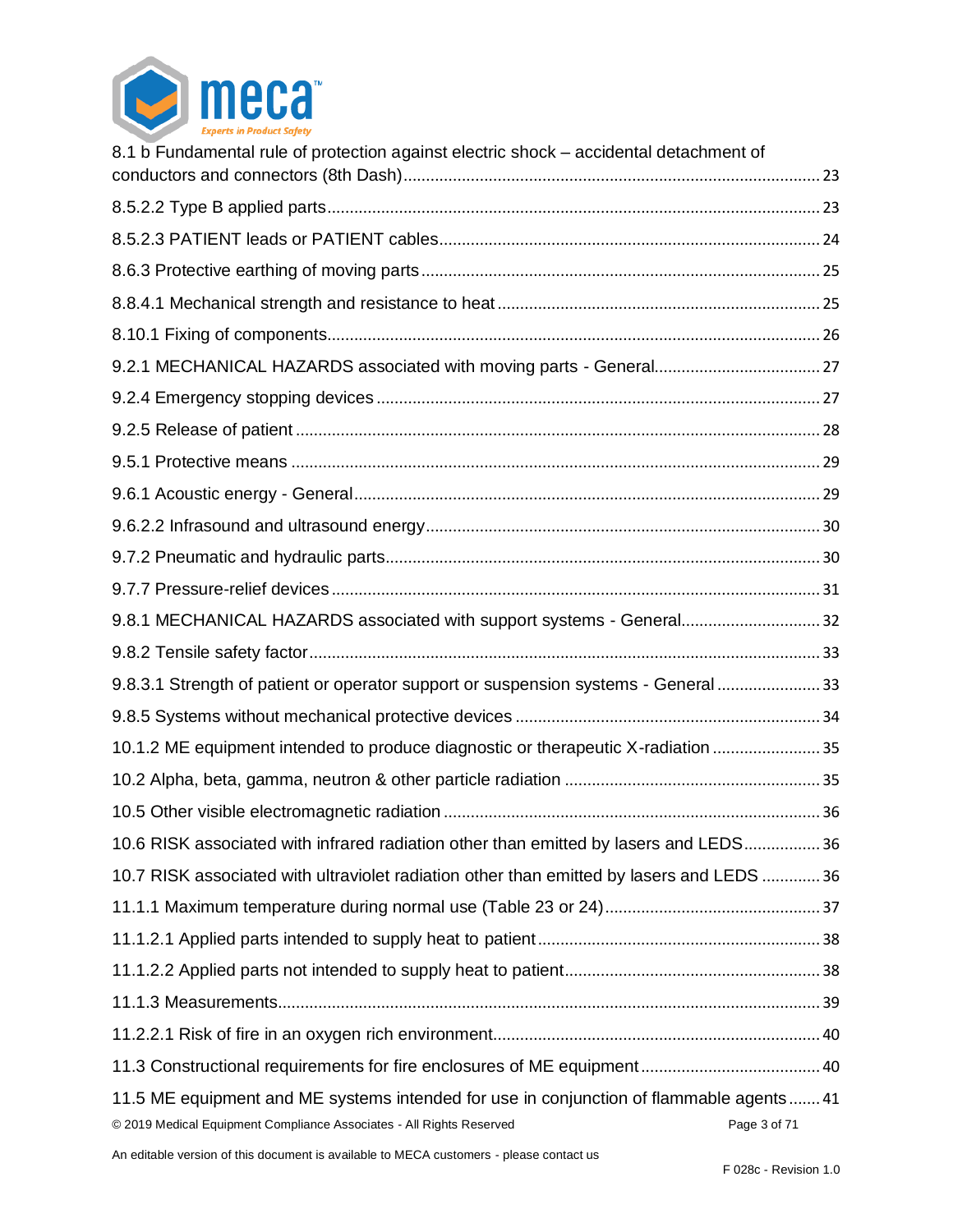8.1 b Fundamental rule of protection against electric shock – accidental detachment of conductors and connectors (8th Dash) ........ 23

8.5.2.2 Type B applied parts ........ 23

8.5.2.3 PATIENT leads or PATIENT cables ........ 24

8.6.3 Protective earthing of moving parts ........ 25

8.8.4.1 Mechanical strength and resistance to heat ........ 25

8.10.1 Fixing of components ........ 26

9.2.1 MECHANICAL HAZARDS associated with moving parts - General ........ 27

9.2.4 Emergency stopping devices ........ 27

9.2.5 Release of patient ........ 28

9.5.1 Protective means ........ 29

9.6.1 Acoustic energy - General ........ 29

9.6.2.2 Infrasound and ultrasound energy ........ 30

9.7.2 Pneumatic and hydraulic parts ........ 30

9.7.7 Pressure-relief devices ........ 31

9.8.1 MECHANICAL HAZARDS associated with support systems - General ........ 32

9.8.2 Tensile safety factor ........ 33

9.8.3.1 Strength of patient or operator support or suspension systems - General ........ 33

9.8.5 Systems without mechanical protective devices ........ 34

10.1.2 ME equipment intended to produce diagnostic or therapeutic X-radiation ........ 35

10.2 Alpha, beta, gamma, neutron & other particle radiation ........ 35

10.5 Other visible electromagnetic radiation ........ 36

10.6 RISK associated with infrared radiation other than emitted by lasers and LEDS ........ 36

10.7 RISK associated with ultraviolet radiation other than emitted by lasers and LEDS ........ 36

11.1.1 Maximum temperature during normal use (Table 23 or 24) ........ 37

11.1.2.1 Applied parts intended to supply heat to patient ........ 38

11.1.2.2 Applied parts not intended to supply heat to patient ........ 38

11.1.3 Measurements ........ 39

11.2.2.1 Risk of fire in an oxygen rich environment ........ 40

11.3 Constructional requirements for fire enclosures of ME equipment ........ 40

11.5 ME equipment and ME systems intended for use in conjunction with flammable agents ........ 41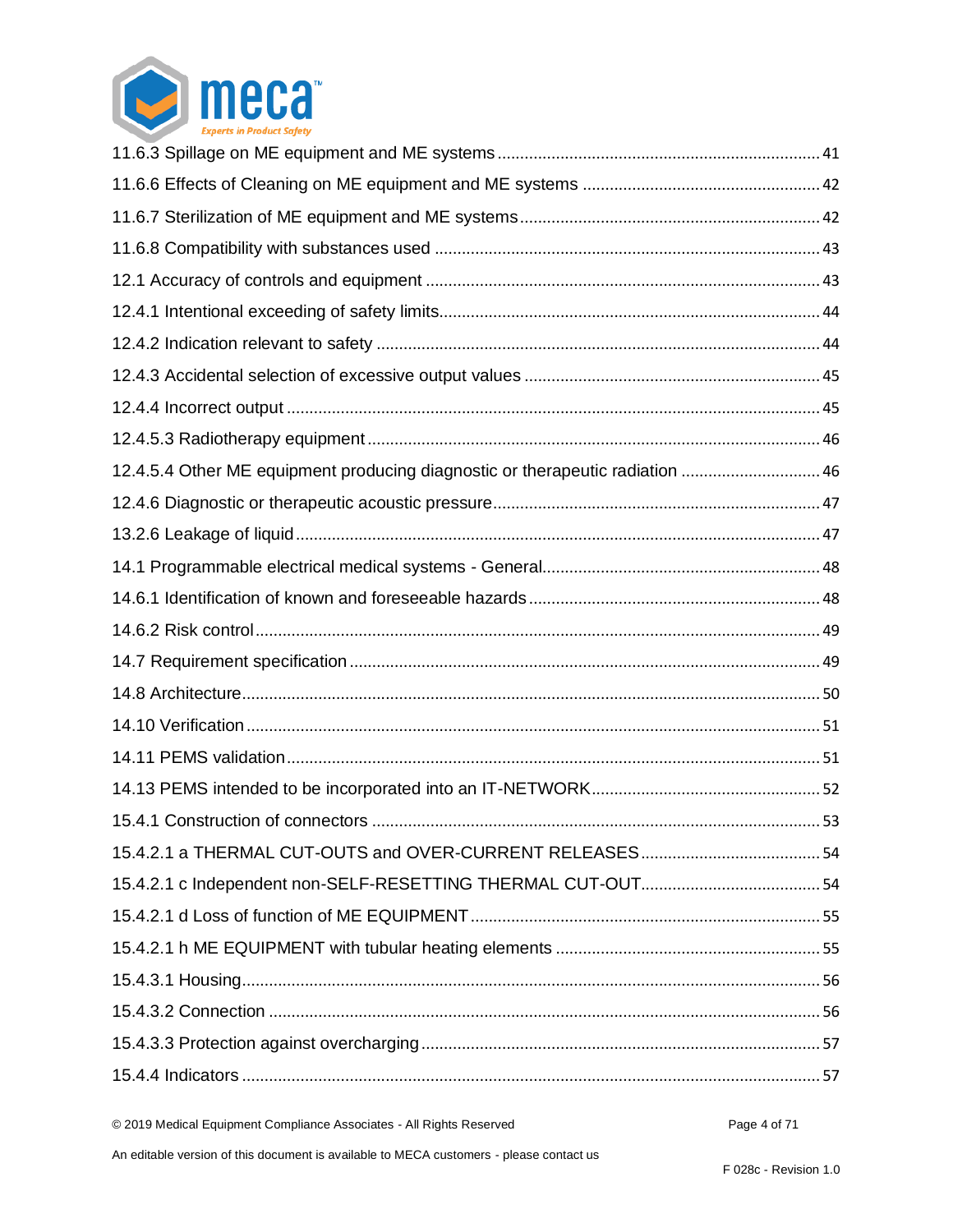11.6.3 Spillage on ME equipment and ME systems ........................................................................ 41

11.6.6 Effects of Cleaning on ME equipment and ME systems ...................................................... 42

11.6.7 Sterilization of ME equipment and ME systems.................................................................. 42

11.6.8 Compatibility with substances used ..................................................................................... 43

12.1 Accuracy of controls and equipment ....................................................................................... 43

12.4.1 Intentional exceeding of safety limits..................................................................................... 44

12.4.2 Indication relevant to safety .................................................................................................. 44

12.4.3 Accidental selection of excessive output values .................................................................. 45

12.4.4 Incorrect output ...................................................................................................................... 45

12.4.5.3 Radiotherapy equipment ..................................................................................................... 46

12.4.5.4 Other ME equipment producing diagnostic or therapeutic radiation ............................... 46

12.4.6 Diagnostic or therapeutic acoustic pressure......................................................................... 47

13.2.6 Leakage of liquid .................................................................................................................... 47

14.1 Programmable electrical medical systems - General............................................................. 48

14.6.1 Identification of known and foreseeable hazards ................................................................ 48

14.6.2 Risk control ............................................................................................................................. 49

14.7 Requirement specification ........................................................................................................ 49

14.8 Architecture................................................................................................................................ 50

14.10 Verification .............................................................................................................................. 51

14.11 PEMS validation ...................................................................................................................... 51

14.13 PEMS intended to be incorporated into an IT-NETWORK................................................... 52

15.4.1 Construction of connectors ................................................................................................... 53

15.4.2.1 a THERMAL CUT-OUTS and OVER-CURRENT RELEASES........................................ 54

15.4.2.1 c Independent non-SELF-RESETTING THERMAL CUT-OUT........................................ 54

15.4.2.1 d Loss of function of ME EQUIPMENT ............................................................................. 55

15.4.2.1 h ME EQUIPMENT with tubular heating elements ........................................................... 55

15.4.3.1 Housing................................................................................................................................ 56

15.4.3.2 Connection .......................................................................................................................... 56

15.4.3.3 Protection against overcharging ........................................................................................ 57

15.4.4 Indicators ................................................................................................................................ 57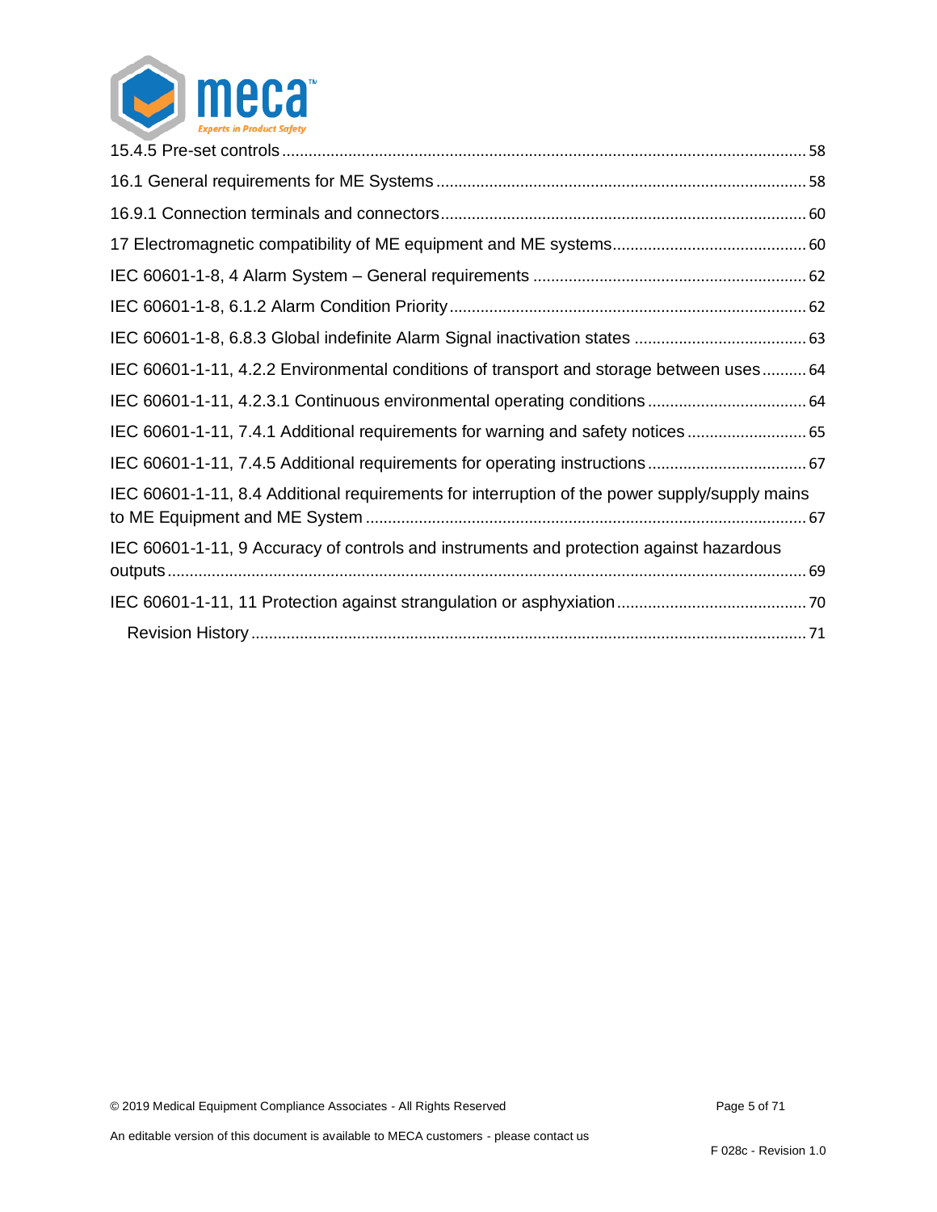15.4.5 Pre-set controls ..................................................................................................... 58

16.1 General requirements for ME Systems ..................................................................... 58

16.9.1 Connection terminals and connectors ..................................................................... 60

17 Electromagnetic compatibility of ME equipment and ME systems ................................ 60

IEC 60601-1-8, 4 Alarm System – General requirements ................................................ 62

IEC 60601-1-8, 6.1.2 Alarm Condition Priority ................................................................... 62

IEC 60601-1-8, 6.8.3 Global indefinite Alarm Signal inactivation states .......................... 63

IEC 60601-1-11, 4.2.2 Environmental conditions of transport and storage between uses .......... 64

IEC 60601-1-11, 4.2.3.1 Continuous environmental operating conditions ...................... 64

IEC 60601-1-11, 7.4.1 Additional requirements for warning and safety notices ............. 65

IEC 60601-1-11, 7.4.5 Additional requirements for operating instructions ..................... 67

IEC 60601-1-11, 8.4 Additional requirements for interruption of the power supply/supply mains to ME Equipment and ME System ..................................................................... 67

IEC 60601-1-11, 9 Accuracy of controls and instruments and protection against hazardous outputs ................................................................................................................... 69

IEC 60601-1-11, 11 Protection against strangulation or asphyxiation ............................. 70

Revision History ............................................................................................................ 71

An editable version of this document is available to MECA customers - please contact us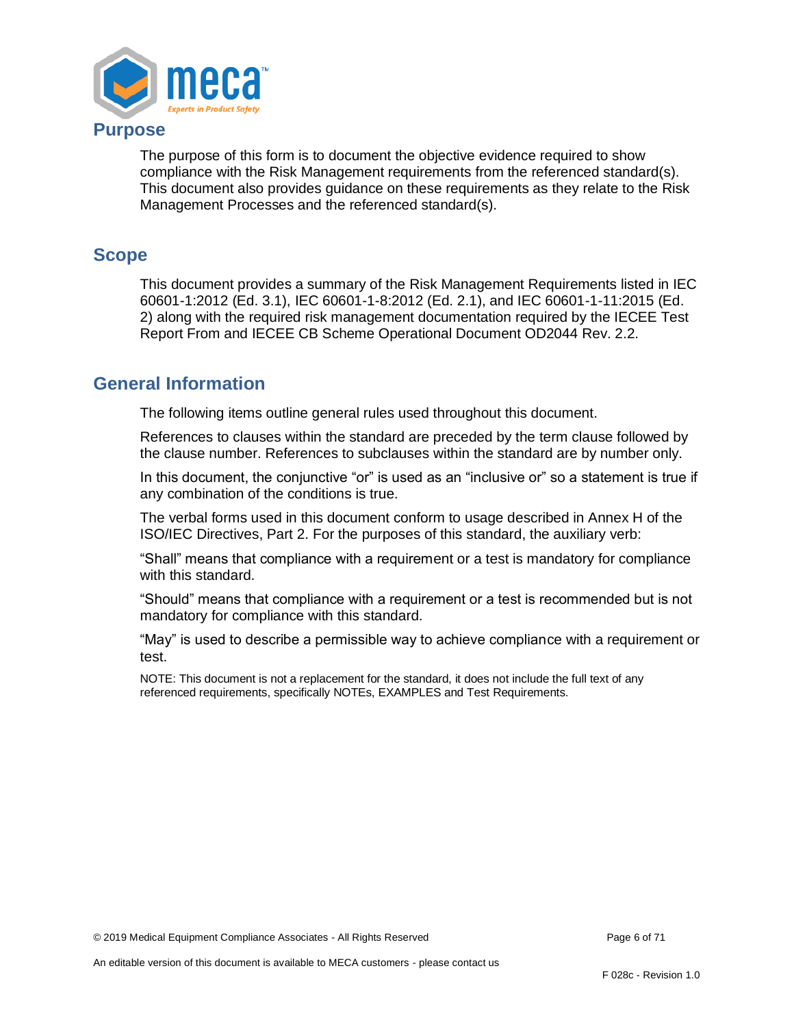## Purpose

The purpose of this form is to document the objective evidence required to show compliance with the Risk Management requirements from the referenced standard(s). This document also provides guidance on these requirements as they relate to the Risk Management Processes and the referenced standard(s).

## Scope

This document provides a summary of the Risk Management Requirements listed in IEC 60601-1:2012 (Ed. 3.1), IEC 60601-1-8:2012 (Ed. 2.1), and IEC 60601-1-11:2015 (Ed. 2) along with the required risk management documentation required by the IECEE Test Report From and IECEE CB Scheme Operational Document OD2044 Rev. 2.2.

## General Information

The following items outline general rules used throughout this document.

References to clauses within the standard are preceded by the term clause followed by the clause number. References to subclauses within the standard are by number only.

In this document, the conjunctive “or” is used as an “inclusive or” so a statement is true if any combination of the conditions is true.

The verbal forms used in this document conform to usage described in Annex H of the ISO/IEC Directives, Part 2. For the purposes of this standard, the auxiliary verb:

“Shall” means that compliance with a requirement or a test is mandatory for compliance with this standard.

“Should” means that compliance with a requirement or a test is recommended but is not mandatory for compliance with this standard.

“May” is used to describe a permissible way to achieve compliance with a requirement or test.

NOTE: This document is not a replacement for the standard, it does not include the full text of any referenced requirements, specifically NOTEs, EXAMPLES and Test Requirements.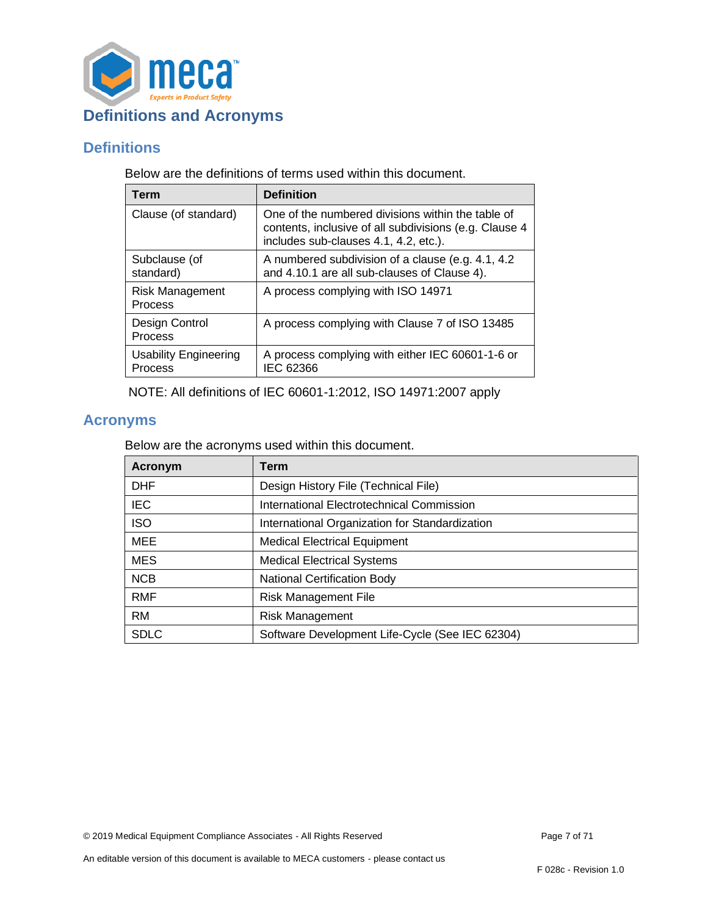# Definitions and Acronyms

## Definitions

Below are the definitions of terms used within this document.

| Term | Definition |
|---|---|
| Clause (of standard) | One of the numbered divisions within the table of contents, inclusive of all subdivisions (e.g. Clause 4 includes sub-clauses 4.1, 4.2, etc.). |
| Subclause (of standard) | A numbered subdivision of a clause (e.g. 4.1, 4.2 and 4.10.1 are all sub-clauses of Clause 4). |
| Risk Management Process | A process complying with ISO 14971 |
| Design Control Process | A process complying with Clause 7 of ISO 13485 |
| Usability Engineering Process | A process complying with either IEC 60601-1-6 or IEC 62366 |

NOTE: All definitions of IEC 60601-1:2012, ISO 14971:2007 apply

## Acronyms

Below are the acronyms used within this document.

| Acronym | Term |
|---|---|
| DHF | Design History File (Technical File) |
| IEC | International Electrotechnical Commission |
| ISO | International Organization for Standardization |
| MEE | Medical Electrical Equipment |
| MES | Medical Electrical Systems |
| NCB | National Certification Body |
| RMF | Risk Management File |
| RM | Risk Management |
| SDLC | Software Development Life-Cycle (See IEC 62304) |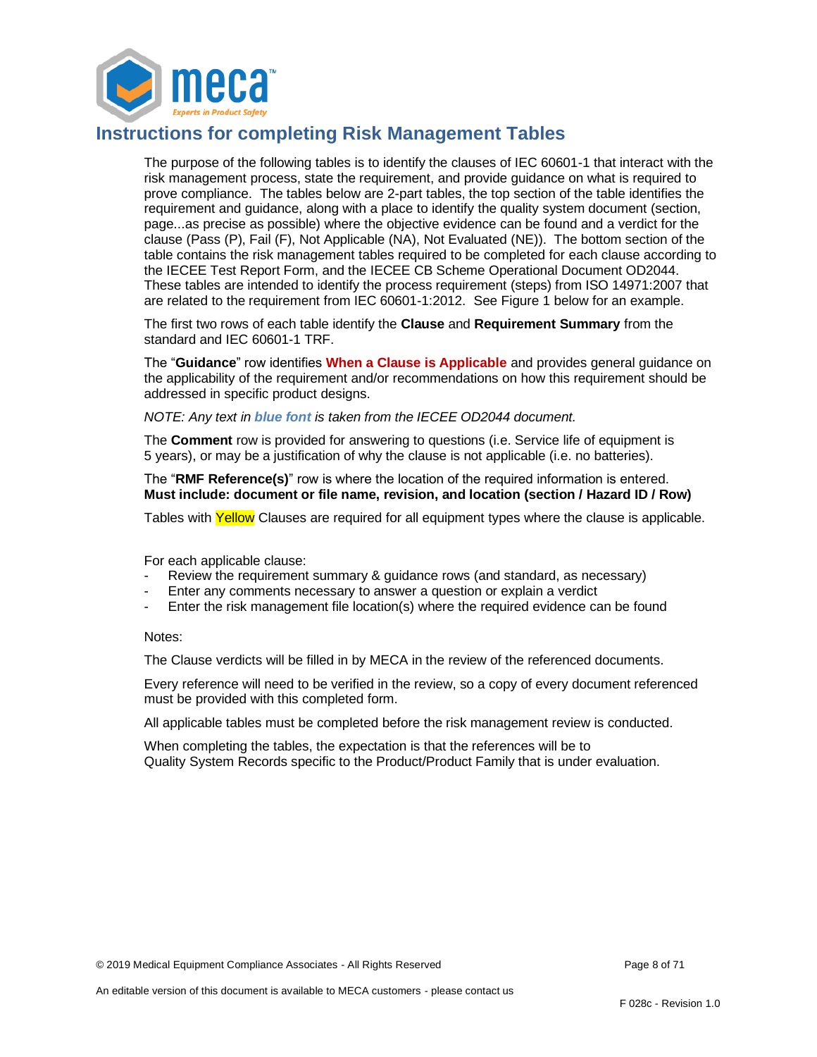# Instructions for completing Risk Management Tables

The purpose of the following tables is to identify the clauses of IEC 60601-1 that interact with the risk management process, state the requirement, and provide guidance on what is required to prove compliance. The tables below are 2-part tables, the top section of the table identifies the requirement and guidance, along with a place to identify the quality system document (section, page...as precise as possible) where the objective evidence can be found and a verdict for the clause (Pass (P), Fail (F), Not Applicable (NA), Not Evaluated (NE)). The bottom section of the table contains the risk management tables required to be completed for each clause according to the IECEE Test Report Form, and the IECEE CB Scheme Operational Document OD2044. These tables are intended to identify the process requirement (steps) from ISO 14971:2007 that are related to the requirement from IEC 60601-1:2012. See Figure 1 below for an example.

The first two rows of each table identify the **Clause** and **Requirement Summary** from the standard and IEC 60601-1 TRF.

The "**Guidance**" row identifies **When a Clause is Applicable** and provides general guidance on the applicability of the requirement and/or recommendations on how this requirement should be addressed in specific product designs.

*NOTE: Any text in **blue font** is taken from the IECEE OD2044 document.*

The **Comment** row is provided for answering to questions (i.e. Service life of equipment is 5 years), or may be a justification of why the clause is not applicable (i.e. no batteries).

The "**RMF Reference(s)**" row is where the location of the required information is entered. **Must include: document or file name, revision, and location (section / Hazard ID / Row)**

Tables with Yellow Clauses are required for all equipment types where the clause is applicable.

For each applicable clause:

- Review the requirement summary & guidance rows (and standard, as necessary)
- Enter any comments necessary to answer a question or explain a verdict
- Enter the risk management file location(s) where the required evidence can be found

Notes:

The Clause verdicts will be filled in by MECA in the review of the referenced documents.

Every reference will need to be verified in the review, so a copy of every document referenced must be provided with this completed form.

All applicable tables must be completed before the risk management review is conducted.

When completing the tables, the expectation is that the references will be to Quality System Records specific to the Product/Product Family that is under evaluation.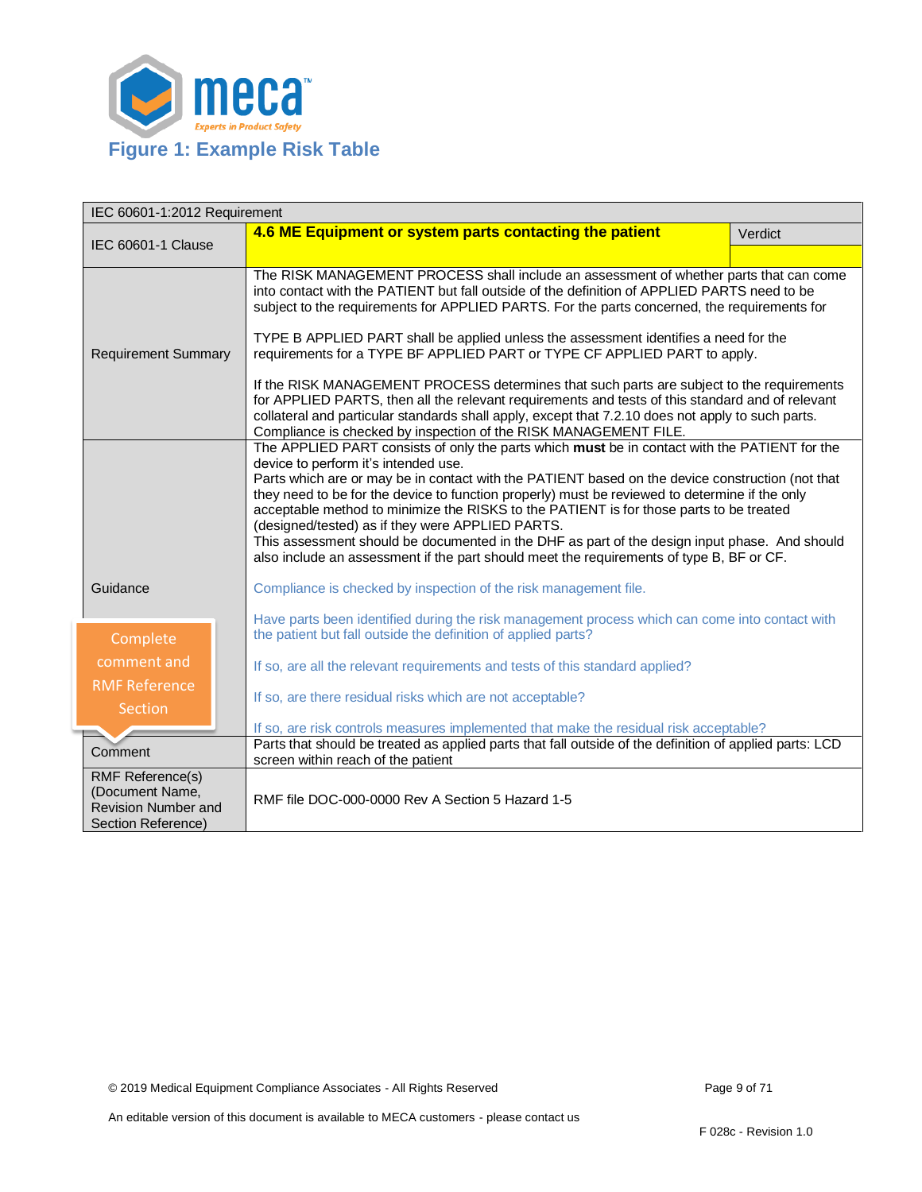# Figure 1: Example Risk Table

| IEC 60601-1:2012 Requirement | | |
|---|---|---|
| IEC 60601-1 Clause | **4.6 ME Equipment or system parts contacting the patient** | Verdict |
| Requirement Summary | The RISK MANAGEMENT PROCESS shall include an assessment of whether parts that can come into contact with the PATIENT but fall outside of the definition of APPLIED PARTS need to be subject to the requirements for APPLIED PARTS. For the parts concerned, the requirements for<br><br>TYPE B APPLIED PART shall be applied unless the assessment identifies a need for the requirements for a TYPE BF APPLIED PART or TYPE CF APPLIED PART to apply.<br><br>If the RISK MANAGEMENT PROCESS determines that such parts are subject to the requirements for APPLIED PARTS, then all the relevant requirements and tests of this standard and of relevant collateral and particular standards shall apply, except that 7.2.10 does not apply to such parts. Compliance is checked by inspection of the RISK MANAGEMENT FILE. | |
| Guidance | The APPLIED PART consists of only the parts which **must** be in contact with the PATIENT for the device to perform it's intended use.<br>Parts which are or may be in contact with the PATIENT based on the device construction (not that they need to be for the device to function properly) must be reviewed to determine if the only acceptable method to minimize the RISKS to the PATIENT is for those parts to be treated (designed/tested) as if they were APPLIED PARTS.<br>This assessment should be documented in the DHF as part of the design input phase. And should also include an assessment if the part should meet the requirements of type B, BF or CF.<br><br>Compliance is checked by inspection of the risk management file.<br><br>Have parts been identified during the risk management process which can come into contact with the patient but fall outside the definition of applied parts?<br><br>If so, are all the relevant requirements and tests of this standard applied?<br><br>If so, are there residual risks which are not acceptable?<br><br>If so, are risk controls measures implemented that make the residual risk acceptable? | |
| Comment | Parts that should be treated as applied parts that fall outside of the definition of applied parts: LCD screen within reach of the patient | |
| RMF Reference(s) (Document Name, Revision Number and Section Reference) | RMF file DOC-000-0000 Rev A Section 5 Hazard 1-5 | |

Complete comment and RMF Reference Section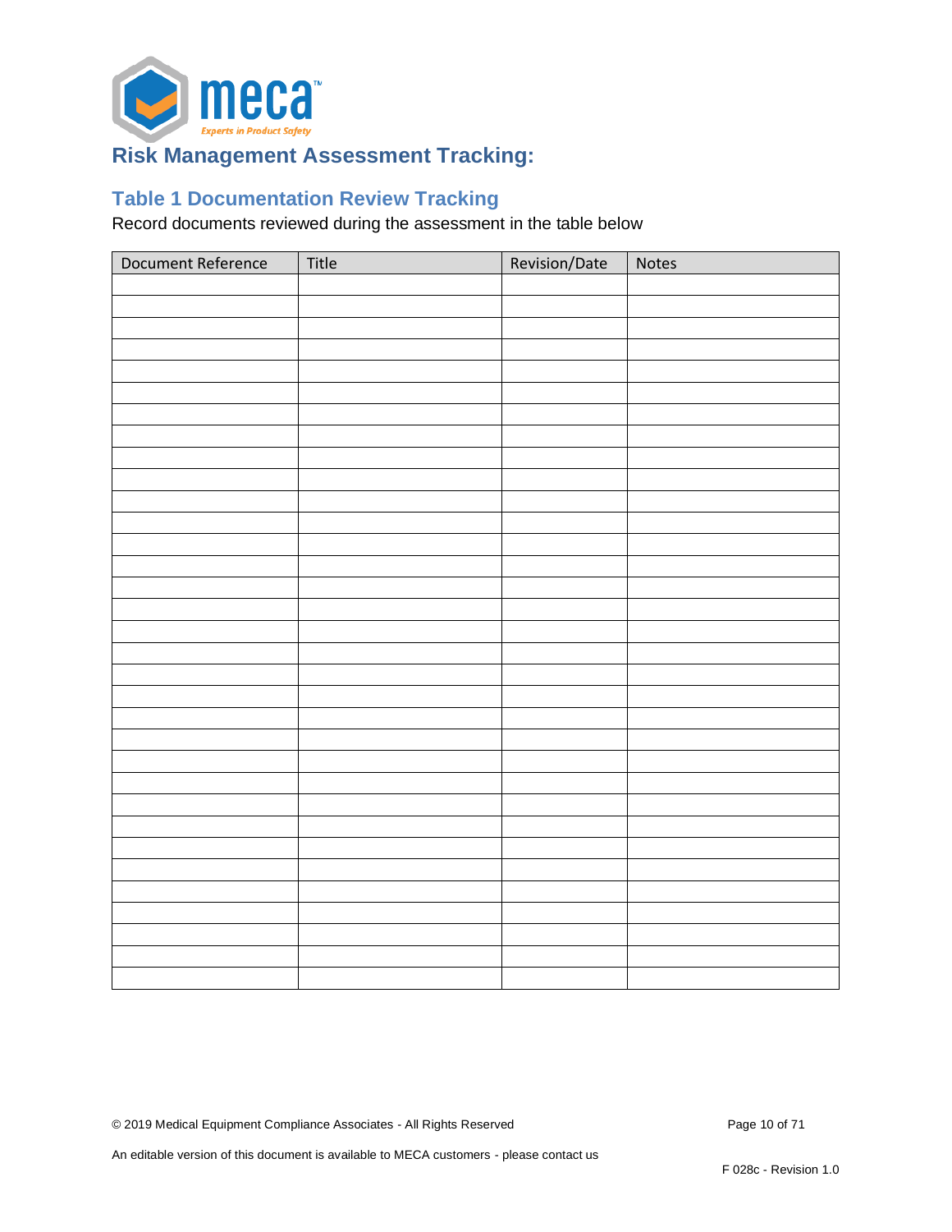# Risk Management Assessment Tracking:

## Table 1 Documentation Review Tracking

Record documents reviewed during the assessment in the table below

| Document Reference | Title | Revision/Date | Notes |
|---|---|---|---|
| | | | |
| | | | |
| | | | |
| | | | |
| | | | |
| | | | |
| | | | |
| | | | |
| | | | |
| | | | |
| | | | |
| | | | |
| | | | |
| | | | |
| | | | |
| | | | |
| | | | |
| | | | |
| | | | |
| | | | |
| | | | |
| | | | |
| | | | |
| | | | |
| | | | |
| | | | |
| | | | |
| | | | |
| | | | |
| | | | |
| | | | |
| | | | |
| | | | |
| | | | |

© 2019 Medical Equipment Compliance Associates - All Rights Reserved

An editable version of this document is available to MECA customers - please contact us

F 028c - Revision 1.0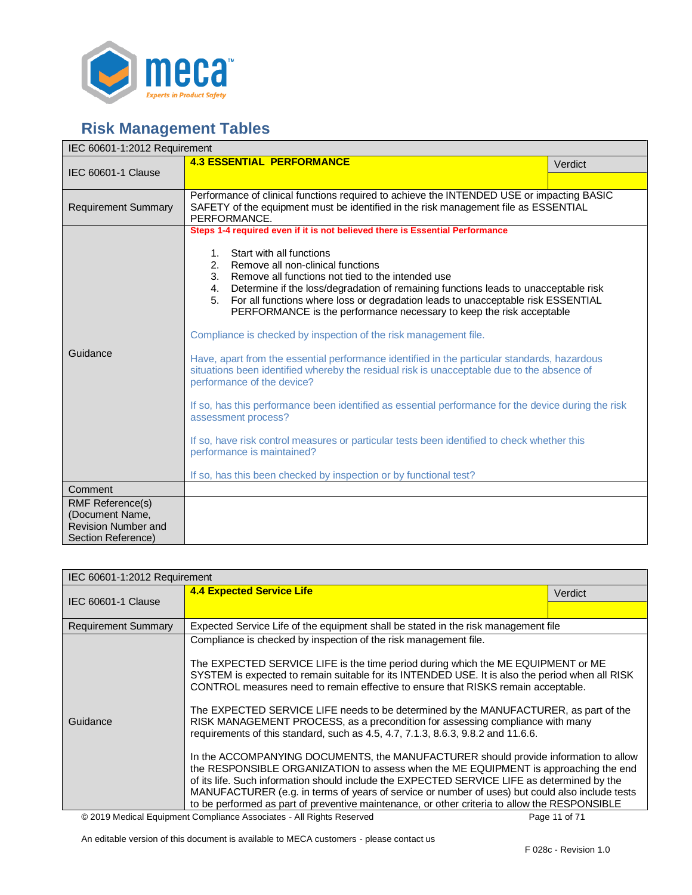# Risk Management Tables

| IEC 60601-1:2012 Requirement | | |
|---|---|---|
| IEC 60601-1 Clause | **4.3 ESSENTIAL PERFORMANCE** | Verdict |
| Requirement Summary | Performance of clinical functions required to achieve the INTENDED USE or impacting BASIC SAFETY of the equipment must be identified in the risk management file as ESSENTIAL PERFORMANCE. | |
| Guidance | **Steps 1-4 required even if it is not believed there is Essential Performance**<br><br>1. Start with all functions<br>2. Remove all non-clinical functions<br>3. Remove all functions not tied to the intended use<br>4. Determine if the loss/degradation of remaining functions leads to unacceptable risk<br>5. For all functions where loss or degradation leads to unacceptable risk ESSENTIAL PERFORMANCE is the performance necessary to keep the risk acceptable<br><br>Compliance is checked by inspection of the risk management file.<br><br>Have, apart from the essential performance identified in the particular standards, hazardous situations been identified whereby the residual risk is unacceptable due to the absence of performance of the device?<br><br>If so, has this performance been identified as essential performance for the device during the risk assessment process?<br><br>If so, have risk control measures or particular tests been identified to check whether this performance is maintained?<br><br>If so, has this been checked by inspection or by functional test? | |
| Comment | | |
| RMF Reference(s) (Document Name, Revision Number and Section Reference) | | |

| IEC 60601-1:2012 Requirement | | |
|---|---|---|
| IEC 60601-1 Clause | **4.4 Expected Service Life** | Verdict |
| Requirement Summary | Expected Service Life of the equipment shall be stated in the risk management file | |
| Guidance | Compliance is checked by inspection of the risk management file.<br><br>The EXPECTED SERVICE LIFE is the time period during which the ME EQUIPMENT or ME SYSTEM is expected to remain suitable for its INTENDED USE. It is also the period when all RISK CONTROL measures need to remain effective to ensure that RISKS remain acceptable.<br><br>The EXPECTED SERVICE LIFE needs to be determined by the MANUFACTURER, as part of the RISK MANAGEMENT PROCESS, as a precondition for assessing compliance with many requirements of this standard, such as 4.5, 4.7, 7.1.3, 8.6.3, 9.8.2 and 11.6.6.<br><br>In the ACCOMPANYING DOCUMENTS, the MANUFACTURER should provide information to allow the RESPONSIBLE ORGANIZATION to assess when the ME EQUIPMENT is approaching the end of its life. Such information should include the EXPECTED SERVICE LIFE as determined by the MANUFACTURER (e.g. in terms of years of service or number of uses) but could also include tests to be performed as part of preventive maintenance, or other criteria to allow the RESPONSIBLE | |

© 2019 Medical Equipment Compliance Associates - All Rights Reserved

An editable version of this document is available to MECA customers - please contact us

F 028c - Revision 1.0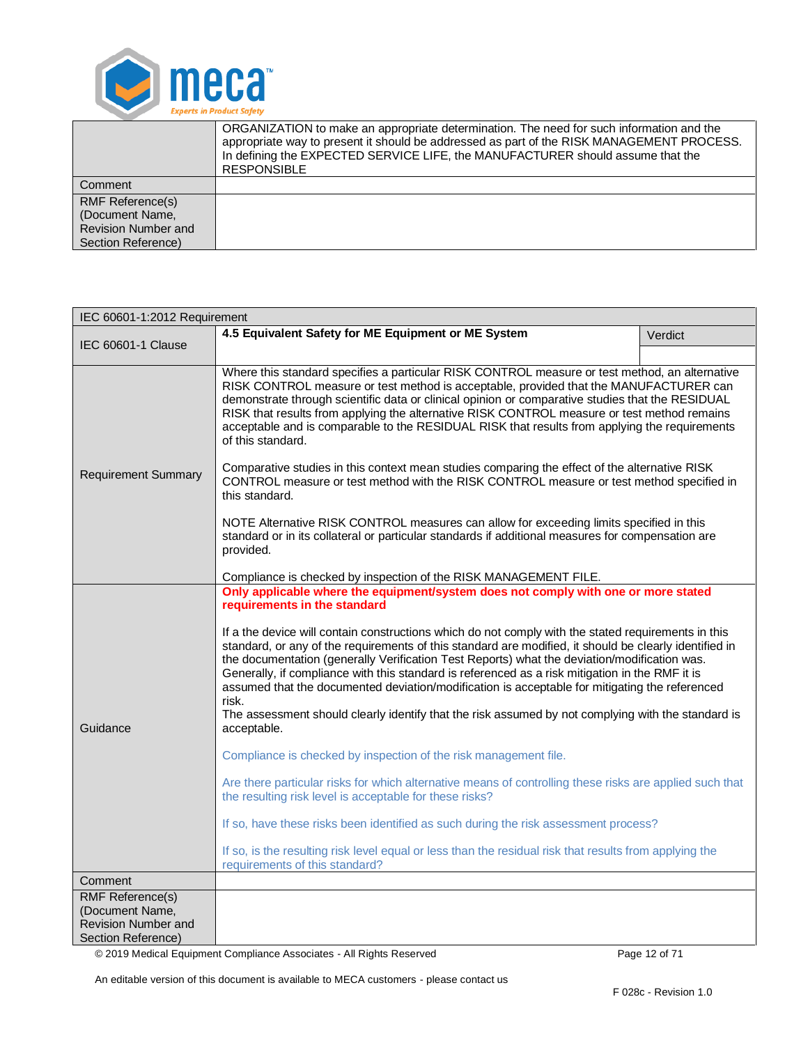| | |
|---|---|
| | ORGANIZATION to make an appropriate determination. The need for such information and the appropriate way to present it should be addressed as part of the RISK MANAGEMENT PROCESS. In defining the EXPECTED SERVICE LIFE, the MANUFACTURER should assume that the RESPONSIBLE |
| Comment | |
| RMF Reference(s) (Document Name, Revision Number and Section Reference) | |

| IEC 60601-1:2012 Requirement | | |
|---|---|---|
| IEC 60601-1 Clause | **4.5 Equivalent Safety for ME Equipment or ME System** | Verdict |
| Requirement Summary | Where this standard specifies a particular RISK CONTROL measure or test method, an alternative RISK CONTROL measure or test method is acceptable, provided that the MANUFACTURER can demonstrate through scientific data or clinical opinion or comparative studies that the RESIDUAL RISK that results from applying the alternative RISK CONTROL measure or test method remains acceptable and is comparable to the RESIDUAL RISK that results from applying the requirements of this standard.<br><br>Comparative studies in this context mean studies comparing the effect of the alternative RISK CONTROL measure or test method with the RISK CONTROL measure or test method specified in this standard.<br><br>NOTE Alternative RISK CONTROL measures can allow for exceeding limits specified in this standard or in its collateral or particular standards if additional measures for compensation are provided.<br><br>Compliance is checked by inspection of the RISK MANAGEMENT FILE. | |
| Guidance | **Only applicable where the equipment/system does not comply with one or more stated requirements in the standard**<br><br>If a the device will contain constructions which do not comply with the stated requirements in this standard, or any of the requirements of this standard are modified, it should be clearly identified in the documentation (generally Verification Test Reports) what the deviation/modification was. Generally, if compliance with this standard is referenced as a risk mitigation in the RMF it is assumed that the documented deviation/modification is acceptable for mitigating the referenced risk.<br>The assessment should clearly identify that the risk assumed by not complying with the standard is acceptable.<br><br>Compliance is checked by inspection of the risk management file.<br><br>Are there particular risks for which alternative means of controlling these risks are applied such that the resulting risk level is acceptable for these risks?<br><br>If so, have these risks been identified as such during the risk assessment process?<br><br>If so, is the resulting risk level equal or less than the residual risk that results from applying the requirements of this standard? | |
| Comment | | |
| RMF Reference(s) (Document Name, Revision Number and Section Reference) | | |

© 2019 Medical Equipment Compliance Associates - All Rights Reserved

An editable version of this document is available to MECA customers - please contact us

F 028c - Revision 1.0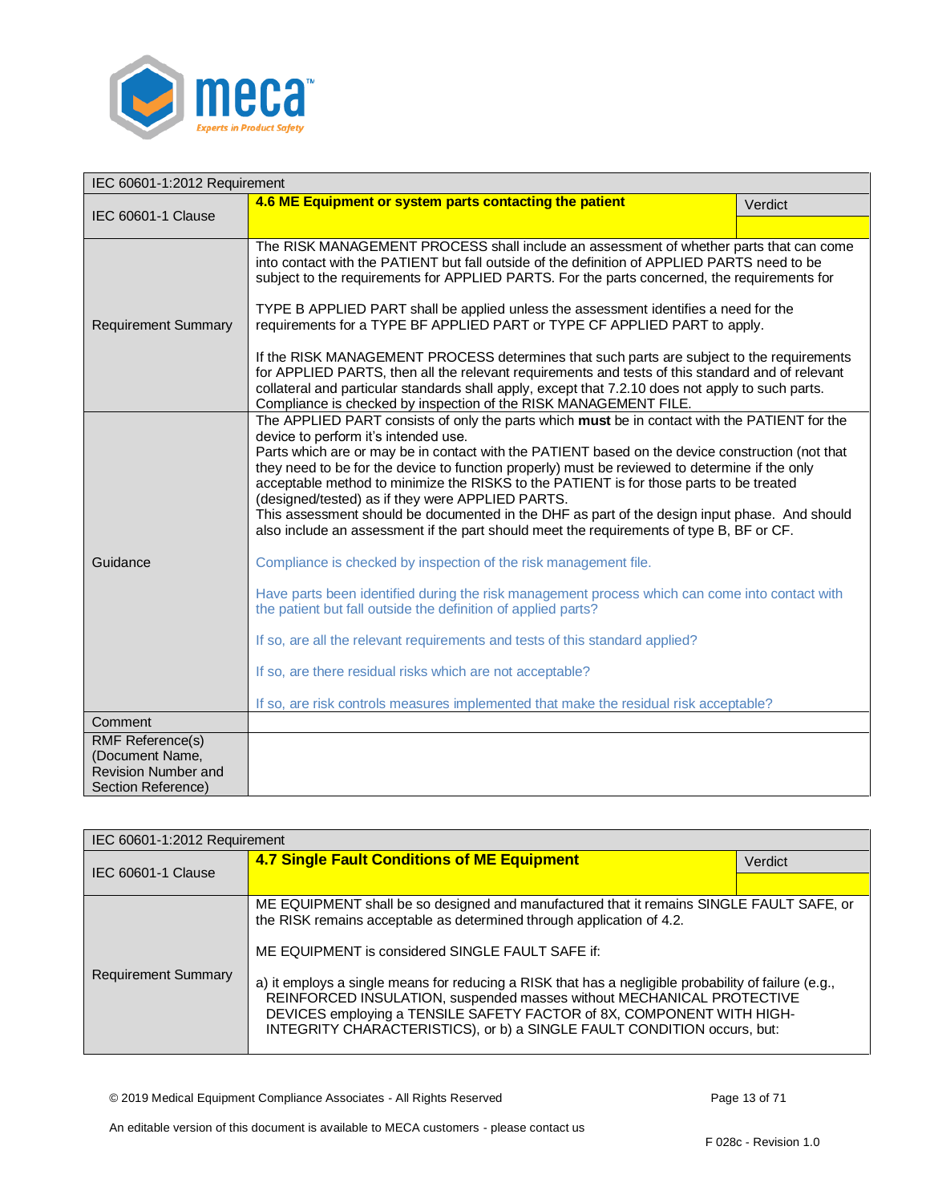| IEC 60601-1:2012 Requirement | | |
|---|---|---|
| IEC 60601-1 Clause | **4.6 ME Equipment or system parts contacting the patient** | Verdict |
| Requirement Summary | The RISK MANAGEMENT PROCESS shall include an assessment of whether parts that can come into contact with the PATIENT but fall outside of the definition of APPLIED PARTS need to be subject to the requirements for APPLIED PARTS. For the parts concerned, the requirements for<br><br>TYPE B APPLIED PART shall be applied unless the assessment identifies a need for the requirements for a TYPE BF APPLIED PART or TYPE CF APPLIED PART to apply.<br><br>If the RISK MANAGEMENT PROCESS determines that such parts are subject to the requirements for APPLIED PARTS, then all the relevant requirements and tests of this standard and of relevant collateral and particular standards shall apply, except that 7.2.10 does not apply to such parts. Compliance is checked by inspection of the RISK MANAGEMENT FILE. | |
| Guidance | The APPLIED PART consists of only the parts which **must** be in contact with the PATIENT for the device to perform it's intended use.<br>Parts which are or may be in contact with the PATIENT based on the device construction (not that they need to be for the device to function properly) must be reviewed to determine if the only acceptable method to minimize the RISKS to the PATIENT is for those parts to be treated (designed/tested) as if they were APPLIED PARTS.<br>This assessment should be documented in the DHF as part of the design input phase. And should also include an assessment if the part should meet the requirements of type B, BF or CF.<br><br>Compliance is checked by inspection of the risk management file.<br><br>Have parts been identified during the risk management process which can come into contact with the patient but fall outside the definition of applied parts?<br><br>If so, are all the relevant requirements and tests of this standard applied?<br><br>If so, are there residual risks which are not acceptable?<br><br>If so, are risk controls measures implemented that make the residual risk acceptable? | |
| Comment | | |
| RMF Reference(s) (Document Name, Revision Number and Section Reference) | | |

| IEC 60601-1:2012 Requirement | | |
|---|---|---|
| IEC 60601-1 Clause | **4.7 Single Fault Conditions of ME Equipment** | Verdict |
| Requirement Summary | ME EQUIPMENT shall be so designed and manufactured that it remains SINGLE FAULT SAFE, or the RISK remains acceptable as determined through application of 4.2.<br><br>ME EQUIPMENT is considered SINGLE FAULT SAFE if:<br><br>a) it employs a single means for reducing a RISK that has a negligible probability of failure (e.g., REINFORCED INSULATION, suspended masses without MECHANICAL PROTECTIVE DEVICES employing a TENSILE SAFETY FACTOR of 8X, COMPONENT WITH HIGH-INTEGRITY CHARACTERISTICS), or b) a SINGLE FAULT CONDITION occurs, but: | |

© 2019 Medical Equipment Compliance Associates - All Rights Reserved

An editable version of this document is available to MECA customers - please contact us

F 028c - Revision 1.0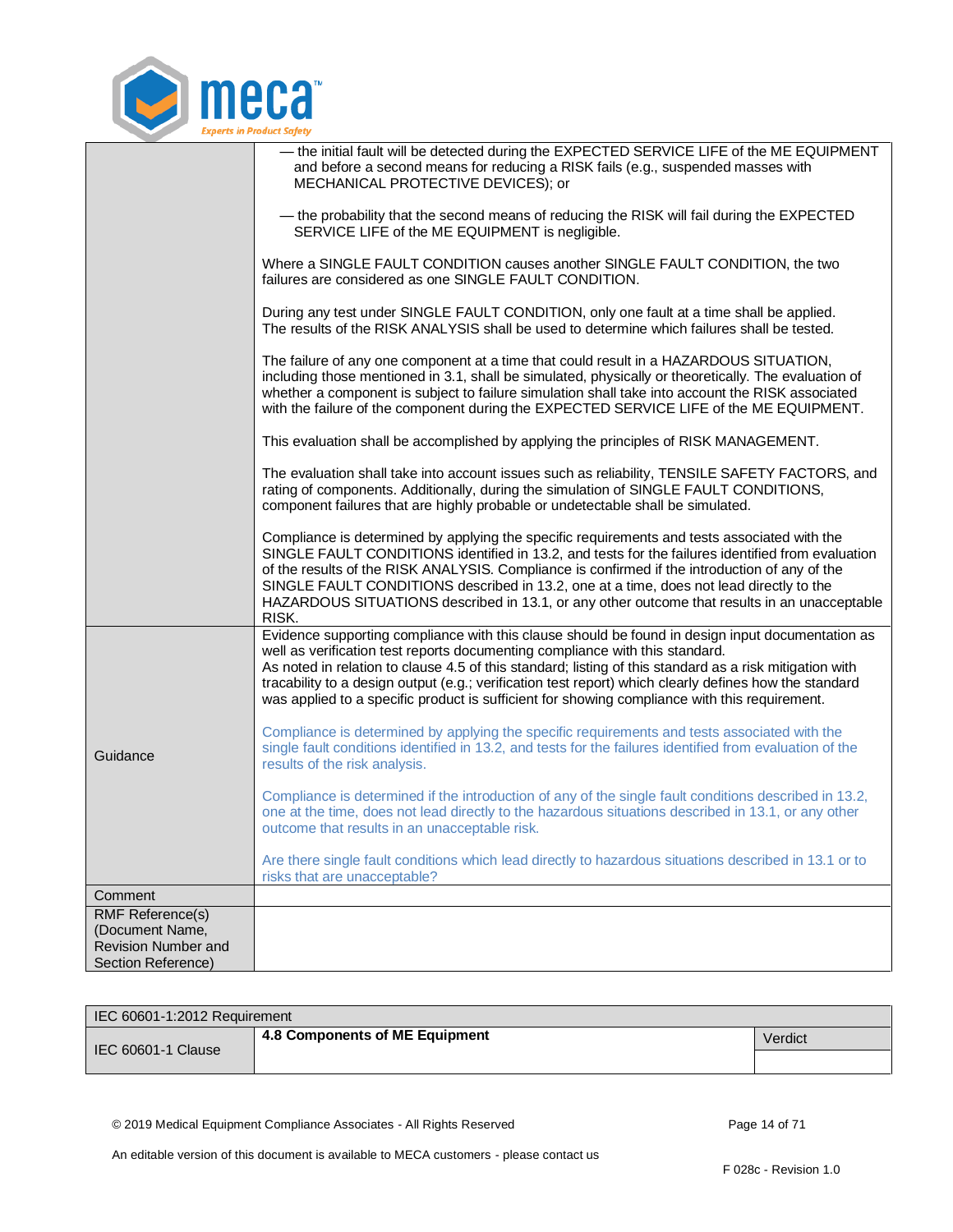| | |
|---|---|
| | — the initial fault will be detected during the EXPECTED SERVICE LIFE of the ME EQUIPMENT and before a second means for reducing a RISK fails (e.g., suspended masses with MECHANICAL PROTECTIVE DEVICES); or<br><br>— the probability that the second means of reducing the RISK will fail during the EXPECTED SERVICE LIFE of the ME EQUIPMENT is negligible.<br><br>Where a SINGLE FAULT CONDITION causes another SINGLE FAULT CONDITION, the two failures are considered as one SINGLE FAULT CONDITION.<br><br>During any test under SINGLE FAULT CONDITION, only one fault at a time shall be applied. The results of the RISK ANALYSIS shall be used to determine which failures shall be tested.<br><br>The failure of any one component at a time that could result in a HAZARDOUS SITUATION, including those mentioned in 3.1, shall be simulated, physically or theoretically. The evaluation of whether a component is subject to failure simulation shall take into account the RISK associated with the failure of the component during the EXPECTED SERVICE LIFE of the ME EQUIPMENT.<br><br>This evaluation shall be accomplished by applying the principles of RISK MANAGEMENT.<br><br>The evaluation shall take into account issues such as reliability, TENSILE SAFETY FACTORS, and rating of components. Additionally, during the simulation of SINGLE FAULT CONDITIONS, component failures that are highly probable or undetectable shall be simulated.<br><br>Compliance is determined by applying the specific requirements and tests associated with the SINGLE FAULT CONDITIONS identified in 13.2, and tests for the failures identified from evaluation of the results of the RISK ANALYSIS. Compliance is confirmed if the introduction of any of the SINGLE FAULT CONDITIONS described in 13.2, one at a time, does not lead directly to the HAZARDOUS SITUATIONS described in 13.1, or any other outcome that results in an unacceptable RISK. |
| Guidance | Evidence supporting compliance with this clause should be found in design input documentation as well as verification test reports documenting compliance with this standard.<br>As noted in relation to clause 4.5 of this standard; listing of this standard as a risk mitigation with tracability to a design output (e.g.; verification test report) which clearly defines how the standard was applied to a specific product is sufficient for showing compliance with this requirement.<br><br>Compliance is determined by applying the specific requirements and tests associated with the single fault conditions identified in 13.2, and tests for the failures identified from evaluation of the results of the risk analysis.<br><br>Compliance is determined if the introduction of any of the single fault conditions described in 13.2, one at the time, does not lead directly to the hazardous situations described in 13.1, or any other outcome that results in an unacceptable risk.<br><br>Are there single fault conditions which lead directly to hazardous situations described in 13.1 or to risks that are unacceptable? |
| Comment | |
| RMF Reference(s) (Document Name, Revision Number and Section Reference) | |

| IEC 60601-1:2012 Requirement | | |
|---|---|---|
| IEC 60601-1 Clause | **4.8 Components of ME Equipment** | Verdict |
| | | |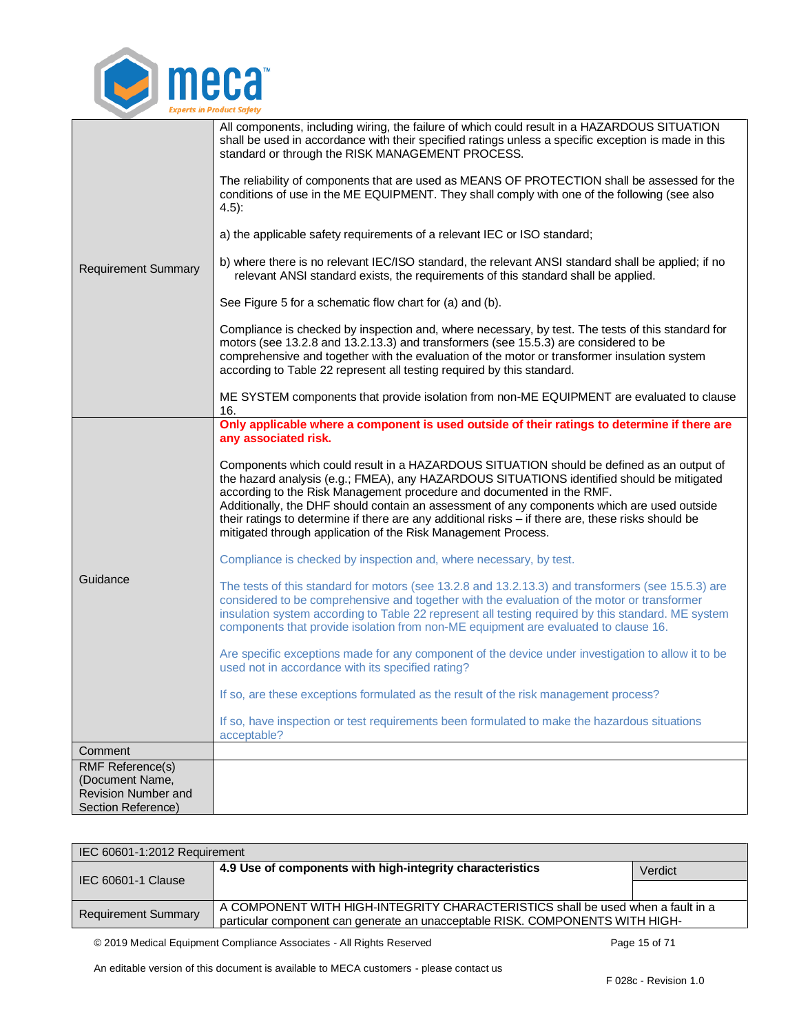| | |
|---|---|
| Requirement Summary | All components, including wiring, the failure of which could result in a HAZARDOUS SITUATION shall be used in accordance with their specified ratings unless a specific exception is made in this standard or through the RISK MANAGEMENT PROCESS.<br><br>The reliability of components that are used as MEANS OF PROTECTION shall be assessed for the conditions of use in the ME EQUIPMENT. They shall comply with one of the following (see also 4.5):<br><br>a) the applicable safety requirements of a relevant IEC or ISO standard;<br><br>b) where there is no relevant IEC/ISO standard, the relevant ANSI standard shall be applied; if no relevant ANSI standard exists, the requirements of this standard shall be applied.<br><br>See Figure 5 for a schematic flow chart for (a) and (b).<br><br>Compliance is checked by inspection and, where necessary, by test. The tests of this standard for motors (see 13.2.8 and 13.2.13.3) and transformers (see 15.5.3) are considered to be comprehensive and together with the evaluation of the motor or transformer insulation system according to Table 22 represent all testing required by this standard.<br><br>ME SYSTEM components that provide isolation from non-ME EQUIPMENT are evaluated to clause 16. |
| Guidance | **Only applicable where a component is used outside of their ratings to determine if there are any associated risk.**<br><br>Components which could result in a HAZARDOUS SITUATION should be defined as an output of the hazard analysis (e.g.; FMEA), any HAZARDOUS SITUATIONS identified should be mitigated according to the Risk Management procedure and documented in the RMF.<br>Additionally, the DHF should contain an assessment of any components which are used outside their ratings to determine if there are any additional risks – if there are, these risks should be mitigated through application of the Risk Management Process.<br><br>Compliance is checked by inspection and, where necessary, by test.<br><br>The tests of this standard for motors (see 13.2.8 and 13.2.13.3) and transformers (see 15.5.3) are considered to be comprehensive and together with the evaluation of the motor or transformer insulation system according to Table 22 represent all testing required by this standard. ME system components that provide isolation from non-ME equipment are evaluated to clause 16.<br><br>Are specific exceptions made for any component of the device under investigation to allow it to be used not in accordance with its specified rating?<br><br>If so, are these exceptions formulated as the result of the risk management process?<br><br>If so, have inspection or test requirements been formulated to make the hazardous situations acceptable? |
| Comment | |
| RMF Reference(s) (Document Name, Revision Number and Section Reference) | |

| IEC 60601-1:2012 Requirement | | |
|---|---|---|
| IEC 60601-1 Clause | **4.9 Use of components with high-integrity characteristics** | Verdict |
| Requirement Summary | A COMPONENT WITH HIGH-INTEGRITY CHARACTERISTICS shall be used when a fault in a particular component can generate an unacceptable RISK. COMPONENTS WITH HIGH- | |

An editable version of this document is available to MECA customers - please contact us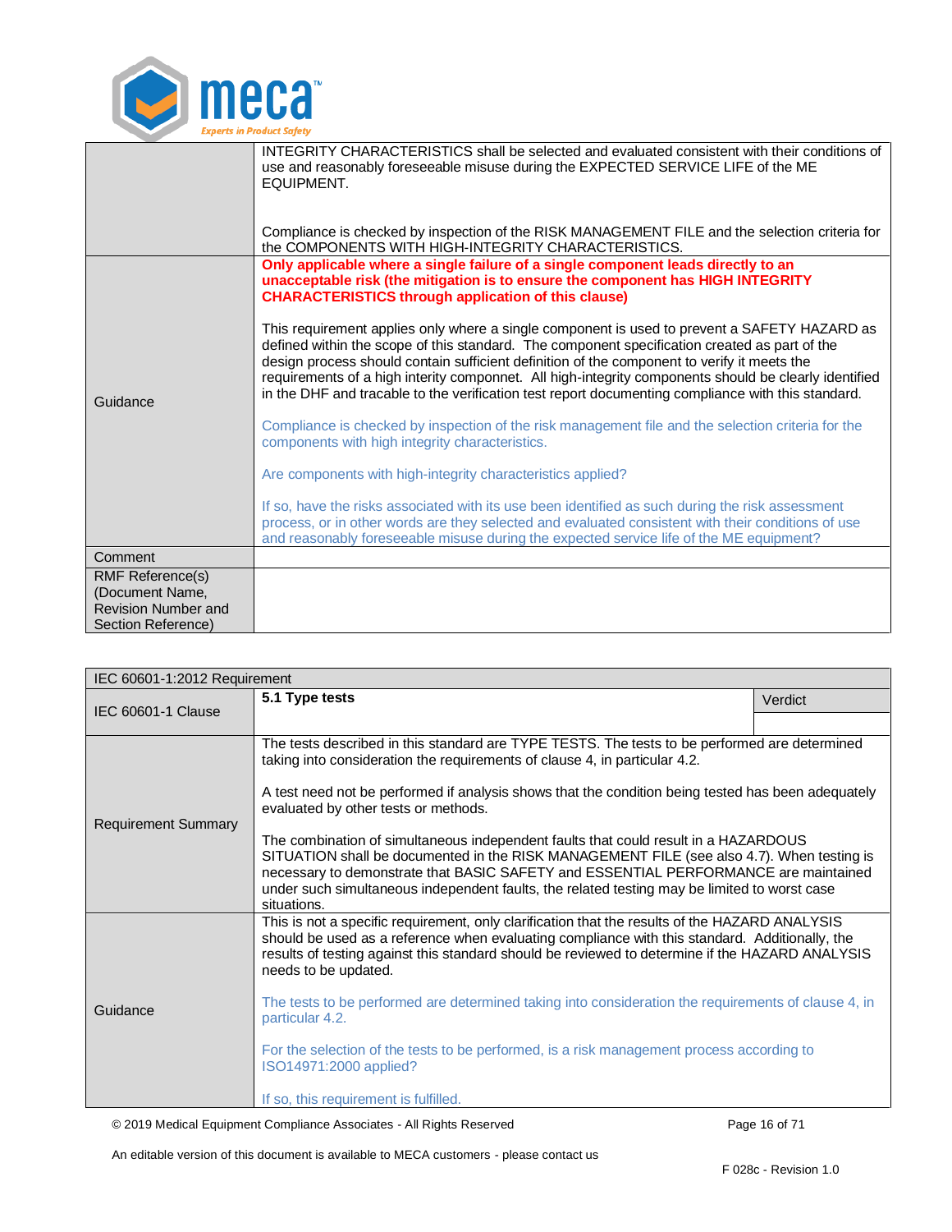| | |
|---|---|
| | INTEGRITY CHARACTERISTICS shall be selected and evaluated consistent with their conditions of use and reasonably foreseeable misuse during the EXPECTED SERVICE LIFE of the ME EQUIPMENT.<br><br>Compliance is checked by inspection of the RISK MANAGEMENT FILE and the selection criteria for the COMPONENTS WITH HIGH-INTEGRITY CHARACTERISTICS. |
| Guidance | **Only applicable where a single failure of a single component leads directly to an unacceptable risk (the mitigation is to ensure the component has HIGH INTEGRITY CHARACTERISTICS through application of this clause)**<br><br>This requirement applies only where a single component is used to prevent a SAFETY HAZARD as defined within the scope of this standard. The component specification created as part of the design process should contain sufficient definition of the component to verify it meets the requirements of a high interity componnet. All high-integrity components should be clearly identified in the DHF and tracable to the verification test report documenting compliance with this standard.<br><br>Compliance is checked by inspection of the risk management file and the selection criteria for the components with high integrity characteristics.<br><br>Are components with high-integrity characteristics applied?<br><br>If so, have the risks associated with its use been identified as such during the risk assessment process, or in other words are they selected and evaluated consistent with their conditions of use and reasonably foreseeable misuse during the expected service life of the ME equipment? |
| Comment | |
| RMF Reference(s) (Document Name, Revision Number and Section Reference) | |

| IEC 60601-1:2012 Requirement | | |
|---|---|---|
| IEC 60601-1 Clause | **5.1 Type tests** | Verdict |
| Requirement Summary | The tests described in this standard are TYPE TESTS. The tests to be performed are determined taking into consideration the requirements of clause 4, in particular 4.2.<br><br>A test need not be performed if analysis shows that the condition being tested has been adequately evaluated by other tests or methods.<br><br>The combination of simultaneous independent faults that could result in a HAZARDOUS SITUATION shall be documented in the RISK MANAGEMENT FILE (see also 4.7). When testing is necessary to demonstrate that BASIC SAFETY and ESSENTIAL PERFORMANCE are maintained under such simultaneous independent faults, the related testing may be limited to worst case situations. | |
| Guidance | This is not a specific requirement, only clarification that the results of the HAZARD ANALYSIS should be used as a reference when evaluating compliance with this standard. Additionally, the results of testing against this standard should be reviewed to determine if the HAZARD ANALYSIS needs to be updated.<br><br>The tests to be performed are determined taking into consideration the requirements of clause 4, in particular 4.2.<br><br>For the selection of the tests to be performed, is a risk management process according to ISO14971:2000 applied?<br><br>If so, this requirement is fulfilled. | |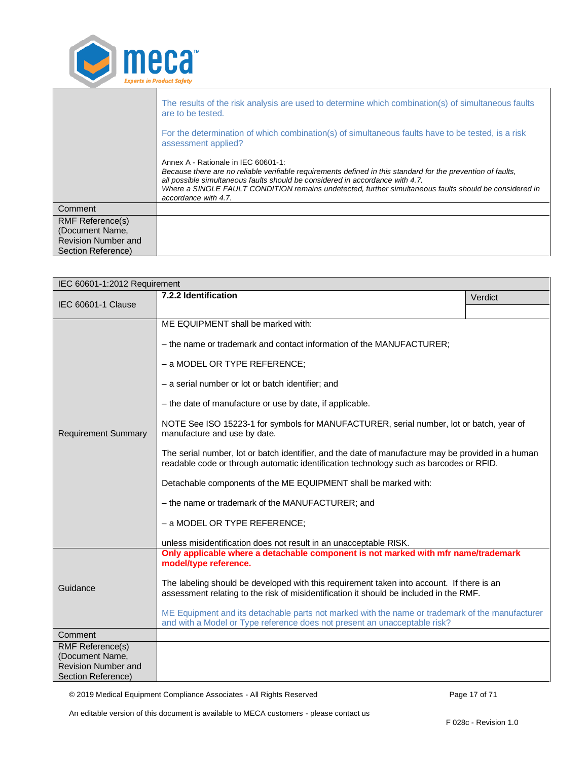| | |
|---|---|
| | The results of the risk analysis are used to determine which combination(s) of simultaneous faults are to be tested.<br><br>For the determination of which combination(s) of simultaneous faults have to be tested, is a risk assessment applied?<br><br>Annex A - Rationale in IEC 60601-1:<br>*Because there are no reliable verifiable requirements defined in this standard for the prevention of faults, all possible simultaneous faults should be considered in accordance with 4.7.*<br>*Where a SINGLE FAULT CONDITION remains undetected, further simultaneous faults should be considered in accordance with 4.7.* |
| Comment | |
| RMF Reference(s) (Document Name, Revision Number and Section Reference) | |

| IEC 60601-1:2012 Requirement | | |
|---|---|---|
| IEC 60601-1 Clause | **7.2.2 Identification** | Verdict |
| Requirement Summary | ME EQUIPMENT shall be marked with:<br><br>– the name or trademark and contact information of the MANUFACTURER;<br><br>– a MODEL OR TYPE REFERENCE;<br><br>– a serial number or lot or batch identifier; and<br><br>– the date of manufacture or use by date, if applicable.<br><br>NOTE See ISO 15223-1 for symbols for MANUFACTURER, serial number, lot or batch, year of manufacture and use by date.<br><br>The serial number, lot or batch identifier, and the date of manufacture may be provided in a human readable code or through automatic identification technology such as barcodes or RFID.<br><br>Detachable components of the ME EQUIPMENT shall be marked with:<br><br>– the name or trademark of the MANUFACTURER; and<br><br>– a MODEL OR TYPE REFERENCE;<br><br>unless misidentification does not result in an unacceptable RISK. | |
| Guidance | **Only applicable where a detachable component is not marked with mfr name/trademark model/type reference.**<br><br>The labeling should be developed with this requirement taken into account. If there is an assessment relating to the risk of misidentification it should be included in the RMF.<br><br>ME Equipment and its detachable parts not marked with the name or trademark of the manufacturer and with a Model or Type reference does not present an unacceptable risk? | |
| Comment | | |
| RMF Reference(s) (Document Name, Revision Number and Section Reference) | | |

An editable version of this document is available to MECA customers - please contact us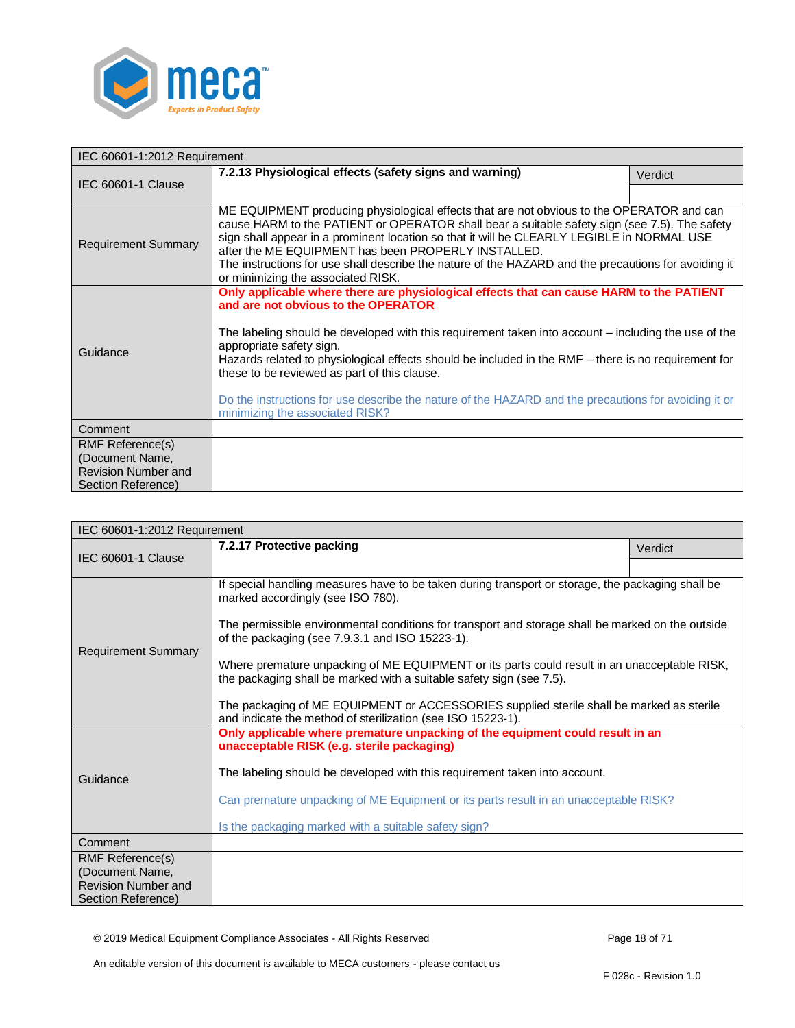| IEC 60601-1:2012 Requirement | | |
|---|---|---|
| IEC 60601-1 Clause | **7.2.13 Physiological effects (safety signs and warning)** | Verdict |
| Requirement Summary | ME EQUIPMENT producing physiological effects that are not obvious to the OPERATOR and can cause HARM to the PATIENT or OPERATOR shall bear a suitable safety sign (see 7.5). The safety sign shall appear in a prominent location so that it will be CLEARLY LEGIBLE in NORMAL USE after the ME EQUIPMENT has been PROPERLY INSTALLED.<br>The instructions for use shall describe the nature of the HAZARD and the precautions for avoiding it or minimizing the associated RISK. | |
| Guidance | **Only applicable where there are physiological effects that can cause HARM to the PATIENT and are not obvious to the OPERATOR**<br><br>The labeling should be developed with this requirement taken into account – including the use of the appropriate safety sign.<br>Hazards related to physiological effects should be included in the RMF – there is no requirement for these to be reviewed as part of this clause.<br><br>Do the instructions for use describe the nature of the HAZARD and the precautions for avoiding it or minimizing the associated RISK? | |
| Comment | | |
| RMF Reference(s) (Document Name, Revision Number and Section Reference) | | |

| IEC 60601-1:2012 Requirement | | |
|---|---|---|
| IEC 60601-1 Clause | **7.2.17 Protective packing** | Verdict |
| Requirement Summary | If special handling measures have to be taken during transport or storage, the packaging shall be marked accordingly (see ISO 780).<br><br>The permissible environmental conditions for transport and storage shall be marked on the outside of the packaging (see 7.9.3.1 and ISO 15223-1).<br><br>Where premature unpacking of ME EQUIPMENT or its parts could result in an unacceptable RISK, the packaging shall be marked with a suitable safety sign (see 7.5).<br><br>The packaging of ME EQUIPMENT or ACCESSORIES supplied sterile shall be marked as sterile and indicate the method of sterilization (see ISO 15223-1). | |
| Guidance | **Only applicable where premature unpacking of the equipment could result in an unacceptable RISK (e.g. sterile packaging)**<br><br>The labeling should be developed with this requirement taken into account.<br><br>Can premature unpacking of ME Equipment or its parts result in an unacceptable RISK?<br><br>Is the packaging marked with a suitable safety sign? | |
| Comment | | |
| RMF Reference(s) (Document Name, Revision Number and Section Reference) | | |

© 2019 Medical Equipment Compliance Associates - All Rights Reserved

An editable version of this document is available to MECA customers - please contact us

F 028c - Revision 1.0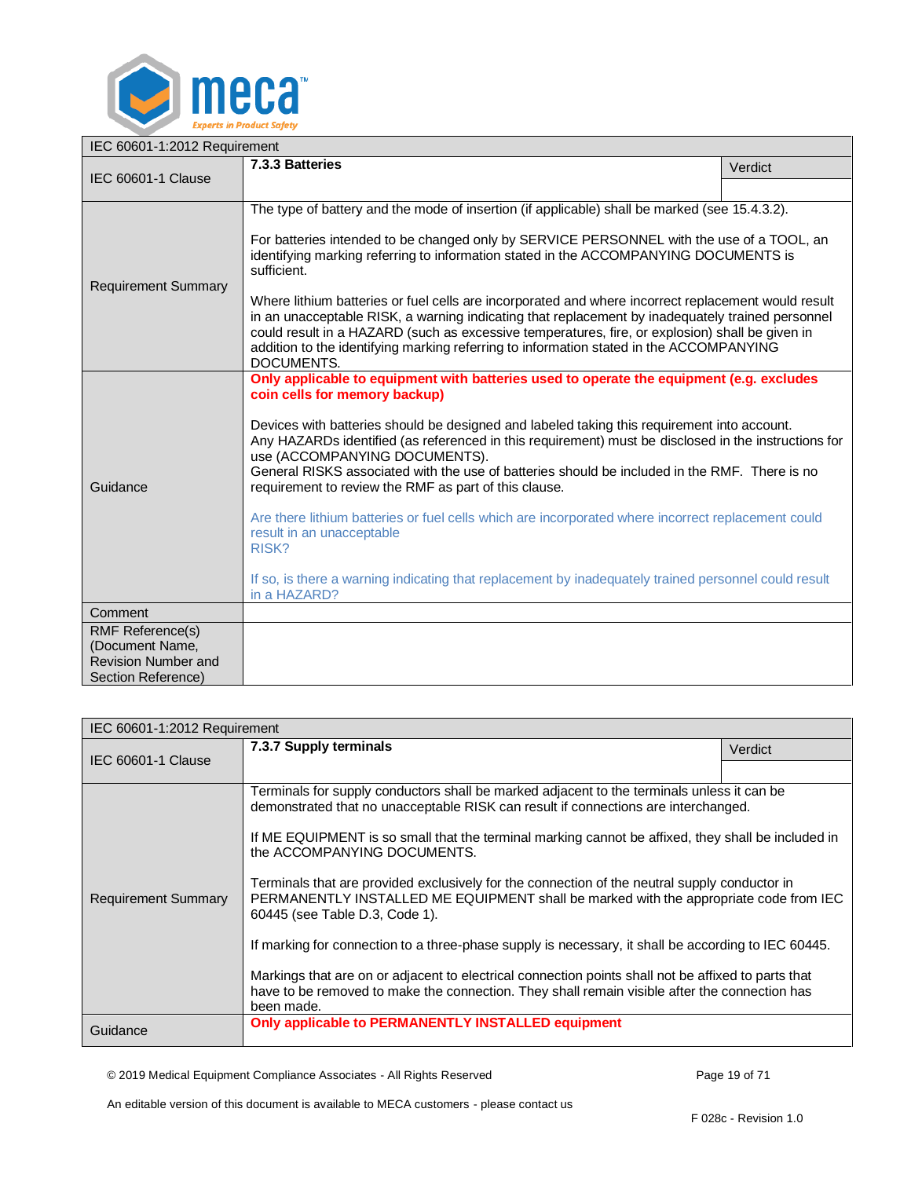| IEC 60601-1:2012 Requirement | | |
|---|---|---|
| IEC 60601-1 Clause | **7.3.3 Batteries** | Verdict |
| Requirement Summary | The type of battery and the mode of insertion (if applicable) shall be marked (see 15.4.3.2).<br><br>For batteries intended to be changed only by SERVICE PERSONNEL with the use of a TOOL, an identifying marking referring to information stated in the ACCOMPANYING DOCUMENTS is sufficient.<br><br>Where lithium batteries or fuel cells are incorporated and where incorrect replacement would result in an unacceptable RISK, a warning indicating that replacement by inadequately trained personnel could result in a HAZARD (such as excessive temperatures, fire, or explosion) shall be given in addition to the identifying marking referring to information stated in the ACCOMPANYING DOCUMENTS. | |
| Guidance | **Only applicable to equipment with batteries used to operate the equipment (e.g. excludes coin cells for memory backup)**<br><br>Devices with batteries should be designed and labeled taking this requirement into account. Any HAZARDs identified (as referenced in this requirement) must be disclosed in the instructions for use (ACCOMPANYING DOCUMENTS).<br>General RISKS associated with the use of batteries should be included in the RMF. There is no requirement to review the RMF as part of this clause.<br><br>Are there lithium batteries or fuel cells which are incorporated where incorrect replacement could result in an unacceptable RISK?<br><br>If so, is there a warning indicating that replacement by inadequately trained personnel could result in a HAZARD? | |
| Comment | | |
| RMF Reference(s) (Document Name, Revision Number and Section Reference) | | |

| IEC 60601-1:2012 Requirement | | |
|---|---|---|
| IEC 60601-1 Clause | **7.3.7 Supply terminals** | Verdict |
| Requirement Summary | Terminals for supply conductors shall be marked adjacent to the terminals unless it can be demonstrated that no unacceptable RISK can result if connections are interchanged.<br><br>If ME EQUIPMENT is so small that the terminal marking cannot be affixed, they shall be included in the ACCOMPANYING DOCUMENTS.<br><br>Terminals that are provided exclusively for the connection of the neutral supply conductor in PERMANENTLY INSTALLED ME EQUIPMENT shall be marked with the appropriate code from IEC 60445 (see Table D.3, Code 1).<br><br>If marking for connection to a three-phase supply is necessary, it shall be according to IEC 60445.<br><br>Markings that are on or adjacent to electrical connection points shall not be affixed to parts that have to be removed to make the connection. They shall remain visible after the connection has been made. | |
| Guidance | **Only applicable to PERMANENTLY INSTALLED equipment** | |

© 2019 Medical Equipment Compliance Associates - All Rights Reserved

An editable version of this document is available to MECA customers - please contact us

F 028c - Revision 1.0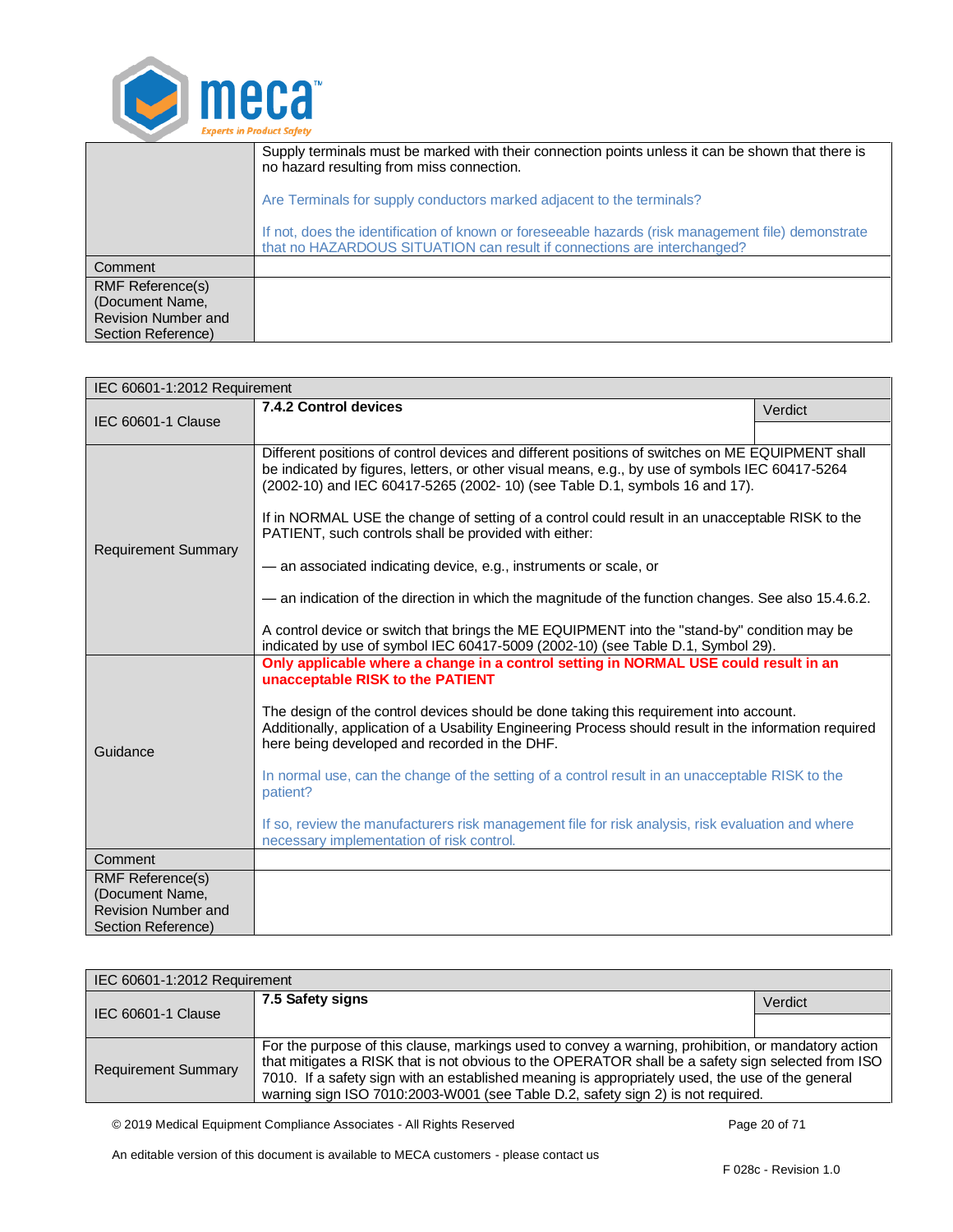| | |
|---|---|
| | Supply terminals must be marked with their connection points unless it can be shown that there is no hazard resulting from miss connection.<br><br>Are Terminals for supply conductors marked adjacent to the terminals?<br><br>If not, does the identification of known or foreseeable hazards (risk management file) demonstrate that no HAZARDOUS SITUATION can result if connections are interchanged? |
| Comment | |
| RMF Reference(s) (Document Name, Revision Number and Section Reference) | |

| IEC 60601-1:2012 Requirement | | |
|---|---|---|
| IEC 60601-1 Clause | **7.4.2 Control devices** | Verdict |
| Requirement Summary | Different positions of control devices and different positions of switches on ME EQUIPMENT shall be indicated by figures, letters, or other visual means, e.g., by use of symbols IEC 60417-5264 (2002-10) and IEC 60417-5265 (2002- 10) (see Table D.1, symbols 16 and 17).<br><br>If in NORMAL USE the change of setting of a control could result in an unacceptable RISK to the PATIENT, such controls shall be provided with either:<br><br>— an associated indicating device, e.g., instruments or scale, or<br><br>— an indication of the direction in which the magnitude of the function changes. See also 15.4.6.2.<br><br>A control device or switch that brings the ME EQUIPMENT into the "stand-by" condition may be indicated by use of symbol IEC 60417-5009 (2002-10) (see Table D.1, Symbol 29). | |
| Guidance | **Only applicable where a change in a control setting in NORMAL USE could result in an unacceptable RISK to the PATIENT**<br><br>The design of the control devices should be done taking this requirement into account. Additionally, application of a Usability Engineering Process should result in the information required here being developed and recorded in the DHF.<br><br>In normal use, can the change of the setting of a control result in an unacceptable RISK to the patient?<br><br>If so, review the manufacturers risk management file for risk analysis, risk evaluation and where necessary implementation of risk control. | |
| Comment | | |
| RMF Reference(s) (Document Name, Revision Number and Section Reference) | | |

| IEC 60601-1:2012 Requirement | | |
|---|---|---|
| IEC 60601-1 Clause | **7.5 Safety signs** | Verdict |
| Requirement Summary | For the purpose of this clause, markings used to convey a warning, prohibition, or mandatory action that mitigates a RISK that is not obvious to the OPERATOR shall be a safety sign selected from ISO 7010. If a safety sign with an established meaning is appropriately used, the use of the general warning sign ISO 7010:2003-W001 (see Table D.2, safety sign 2) is not required. | |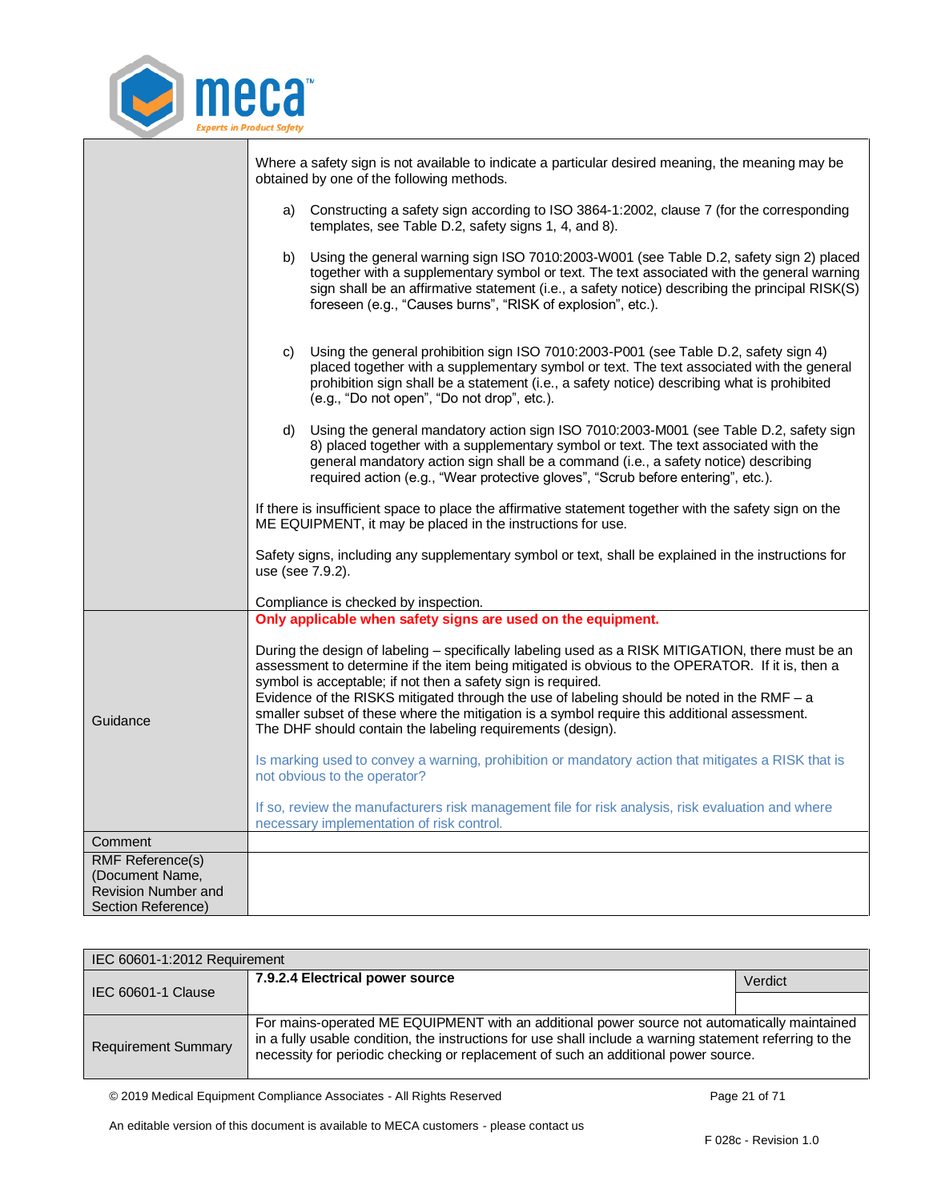| | |
|---|---|
| | Where a safety sign is not available to indicate a particular desired meaning, the meaning may be obtained by one of the following methods.<br><br>a) Constructing a safety sign according to ISO 3864-1:2002, clause 7 (for the corresponding templates, see Table D.2, safety signs 1, 4, and 8).<br><br>b) Using the general warning sign ISO 7010:2003-W001 (see Table D.2, safety sign 2) placed together with a supplementary symbol or text. The text associated with the general warning sign shall be an affirmative statement (i.e., a safety notice) describing the principal RISK(S) foreseen (e.g., "Causes burns", "RISK of explosion", etc.).<br><br>c) Using the general prohibition sign ISO 7010:2003-P001 (see Table D.2, safety sign 4) placed together with a supplementary symbol or text. The text associated with the general prohibition sign shall be a statement (i.e., a safety notice) describing what is prohibited (e.g., "Do not open", "Do not drop", etc.).<br><br>d) Using the general mandatory action sign ISO 7010:2003-M001 (see Table D.2, safety sign 8) placed together with a supplementary symbol or text. The text associated with the general mandatory action sign shall be a command (i.e., a safety notice) describing required action (e.g., "Wear protective gloves", "Scrub before entering", etc.).<br><br>If there is insufficient space to place the affirmative statement together with the safety sign on the ME EQUIPMENT, it may be placed in the instructions for use.<br><br>Safety signs, including any supplementary symbol or text, shall be explained in the instructions for use (see 7.9.2).<br><br>Compliance is checked by inspection. |
| Guidance | **Only applicable when safety signs are used on the equipment.**<br><br>During the design of labeling – specifically labeling used as a RISK MITIGATION, there must be an assessment to determine if the item being mitigated is obvious to the OPERATOR. If it is, then a symbol is acceptable; if not then a safety sign is required.<br>Evidence of the RISKS mitigated through the use of labeling should be noted in the RMF – a smaller subset of these where the mitigation is a symbol require this additional assessment.<br>The DHF should contain the labeling requirements (design).<br><br>Is marking used to convey a warning, prohibition or mandatory action that mitigates a RISK that is not obvious to the operator?<br><br>If so, review the manufacturers risk management file for risk analysis, risk evaluation and where necessary implementation of risk control. |
| Comment | |
| RMF Reference(s) (Document Name, Revision Number and Section Reference) | |

| IEC 60601-1:2012 Requirement | | |
|---|---|---|
| IEC 60601-1 Clause | **7.9.2.4 Electrical power source** | Verdict |
| | | |
| Requirement Summary | For mains-operated ME EQUIPMENT with an additional power source not automatically maintained in a fully usable condition, the instructions for use shall include a warning statement referring to the necessity for periodic checking or replacement of such an additional power source. | |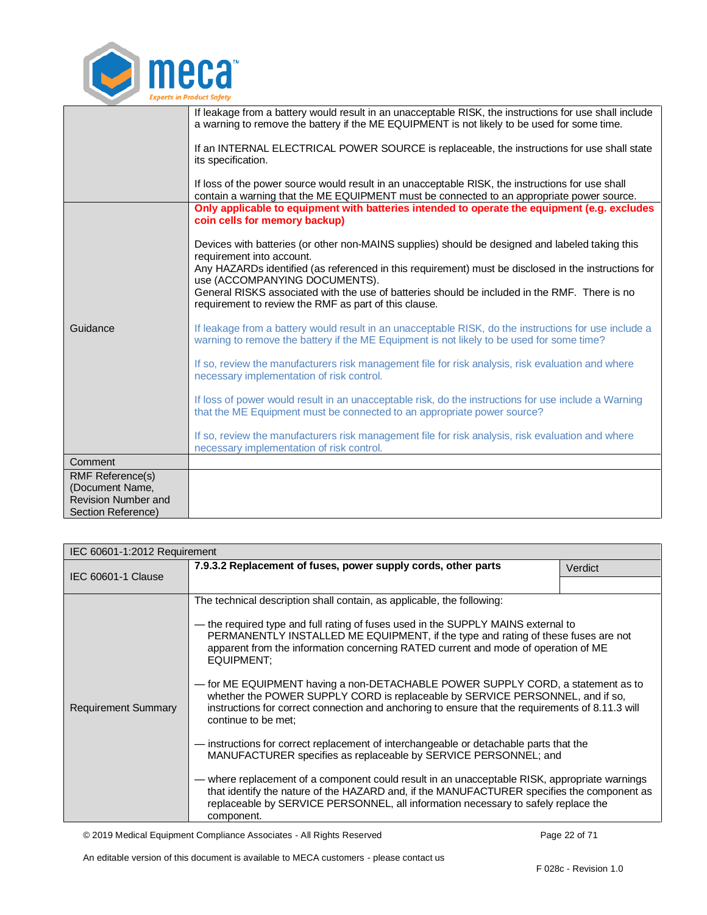| | |
|---|---|
| | If leakage from a battery would result in an unacceptable RISK, the instructions for use shall include a warning to remove the battery if the ME EQUIPMENT is not likely to be used for some time.<br><br>If an INTERNAL ELECTRICAL POWER SOURCE is replaceable, the instructions for use shall state its specification.<br><br>If loss of the power source would result in an unacceptable RISK, the instructions for use shall contain a warning that the ME EQUIPMENT must be connected to an appropriate power source. |
| Guidance | **Only applicable to equipment with batteries intended to operate the equipment (e.g. excludes coin cells for memory backup)**<br><br>Devices with batteries (or other non-MAINS supplies) should be designed and labeled taking this requirement into account.<br>Any HAZARDs identified (as referenced in this requirement) must be disclosed in the instructions for use (ACCOMPANYING DOCUMENTS).<br>General RISKS associated with the use of batteries should be included in the RMF. There is no requirement to review the RMF as part of this clause.<br><br>If leakage from a battery would result in an unacceptable RISK, do the instructions for use include a warning to remove the battery if the ME Equipment is not likely to be used for some time?<br><br>If so, review the manufacturers risk management file for risk analysis, risk evaluation and where necessary implementation of risk control.<br><br>If loss of power would result in an unacceptable risk, do the instructions for use include a Warning that the ME Equipment must be connected to an appropriate power source?<br><br>If so, review the manufacturers risk management file for risk analysis, risk evaluation and where necessary implementation of risk control. |
| Comment | |
| RMF Reference(s) (Document Name, Revision Number and Section Reference) | |

| IEC 60601-1:2012 Requirement | | |
|---|---|---|
| IEC 60601-1 Clause | **7.9.3.2 Replacement of fuses, power supply cords, other parts** | Verdict |
| Requirement Summary | The technical description shall contain, as applicable, the following:<br><br>— the required type and full rating of fuses used in the SUPPLY MAINS external to PERMANENTLY INSTALLED ME EQUIPMENT, if the type and rating of these fuses are not apparent from the information concerning RATED current and mode of operation of ME EQUIPMENT;<br><br>— for ME EQUIPMENT having a non-DETACHABLE POWER SUPPLY CORD, a statement as to whether the POWER SUPPLY CORD is replaceable by SERVICE PERSONNEL, and if so, instructions for correct connection and anchoring to ensure that the requirements of 8.11.3 will continue to be met;<br><br>— instructions for correct replacement of interchangeable or detachable parts that the MANUFACTURER specifies as replaceable by SERVICE PERSONNEL; and<br><br>— where replacement of a component could result in an unacceptable RISK, appropriate warnings that identify the nature of the HAZARD and, if the MANUFACTURER specifies the component as replaceable by SERVICE PERSONNEL, all information necessary to safely replace the component. | |

© 2019 Medical Equipment Compliance Associates - All Rights Reserved

An editable version of this document is available to MECA customers - please contact us

F 028c - Revision 1.0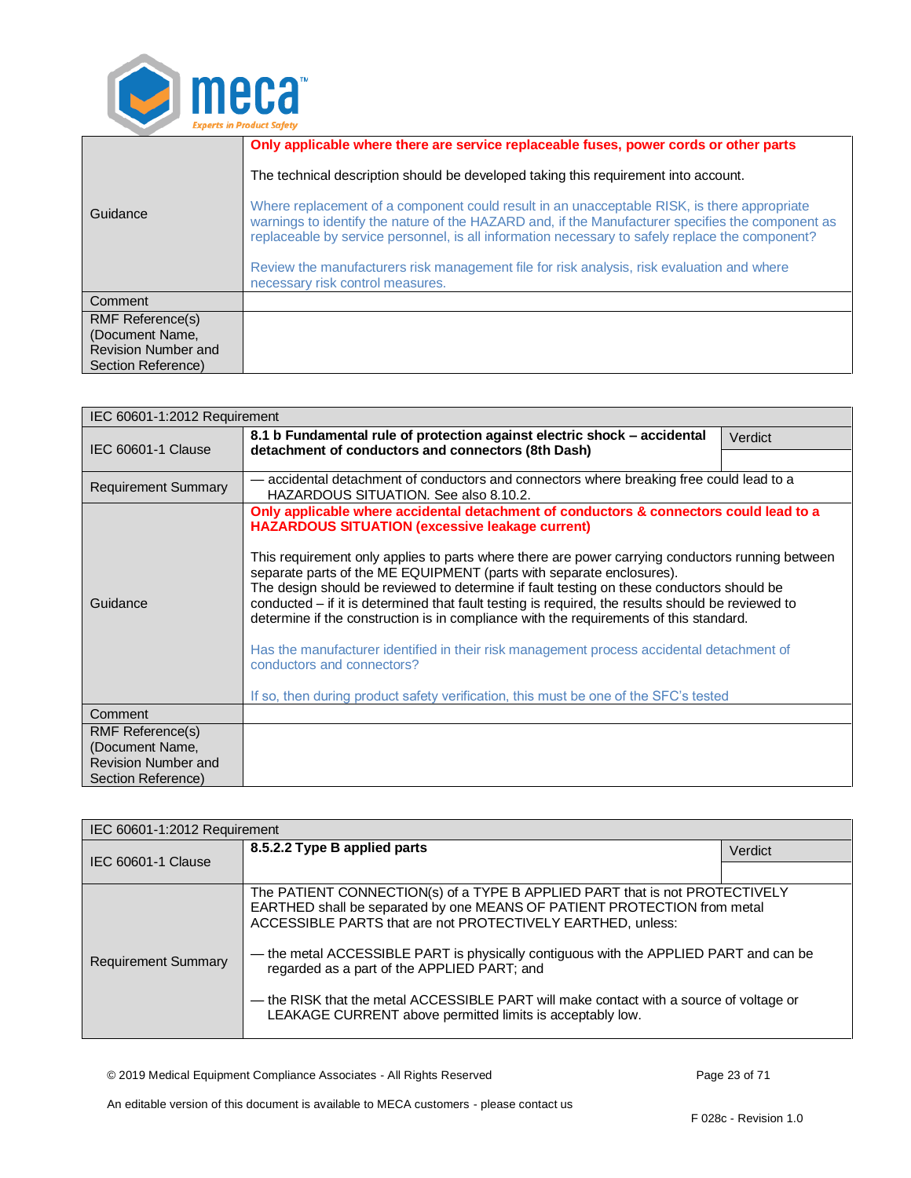| | |
|---|---|
| Guidance | **Only applicable where there are service replaceable fuses, power cords or other parts**<br><br>The technical description should be developed taking this requirement into account.<br><br>Where replacement of a component could result in an unacceptable RISK, is there appropriate warnings to identify the nature of the HAZARD and, if the Manufacturer specifies the component as replaceable by service personnel, is all information necessary to safely replace the component?<br><br>Review the manufacturers risk management file for risk analysis, risk evaluation and where necessary risk control measures. |
| Comment | |
| RMF Reference(s) (Document Name, Revision Number and Section Reference) | |

| IEC 60601-1:2012 Requirement | | |
|---|---|---|
| IEC 60601-1 Clause | **8.1 b Fundamental rule of protection against electric shock – accidental detachment of conductors and connectors (8th Dash)** | Verdict |
| Requirement Summary | — accidental detachment of conductors and connectors where breaking free could lead to a HAZARDOUS SITUATION. See also 8.10.2. | |
| Guidance | **Only applicable where accidental detachment of conductors & connectors could lead to a HAZARDOUS SITUATION (excessive leakage current)**<br><br>This requirement only applies to parts where there are power carrying conductors running between separate parts of the ME EQUIPMENT (parts with separate enclosures).<br>The design should be reviewed to determine if fault testing on these conductors should be conducted – if it is determined that fault testing is required, the results should be reviewed to determine if the construction is in compliance with the requirements of this standard.<br><br>Has the manufacturer identified in their risk management process accidental detachment of conductors and connectors?<br><br>If so, then during product safety verification, this must be one of the SFC's tested | |
| Comment | | |
| RMF Reference(s) (Document Name, Revision Number and Section Reference) | | |

| IEC 60601-1:2012 Requirement | | |
|---|---|---|
| IEC 60601-1 Clause | **8.5.2.2 Type B applied parts** | Verdict |
| Requirement Summary | The PATIENT CONNECTION(s) of a TYPE B APPLIED PART that is not PROTECTIVELY EARTHED shall be separated by one MEANS OF PATIENT PROTECTION from metal ACCESSIBLE PARTS that are not PROTECTIVELY EARTHED, unless:<br><br>— the metal ACCESSIBLE PART is physically contiguous with the APPLIED PART and can be regarded as a part of the APPLIED PART; and<br><br>— the RISK that the metal ACCESSIBLE PART will make contact with a source of voltage or LEAKAGE CURRENT above permitted limits is acceptably low. | |

© 2019 Medical Equipment Compliance Associates - All Rights Reserved

An editable version of this document is available to MECA customers - please contact us

F 028c - Revision 1.0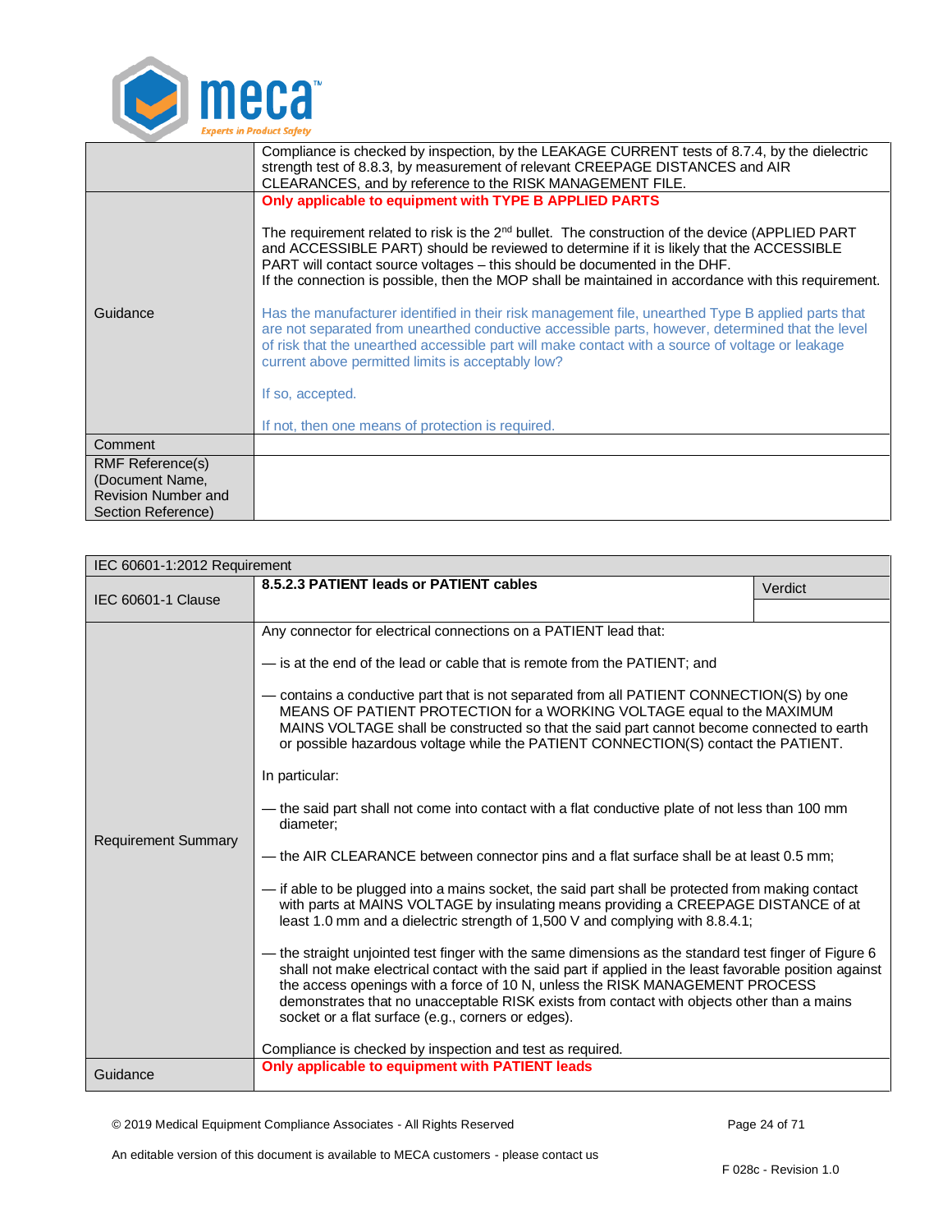| | |
|---|---|
| | Compliance is checked by inspection, by the LEAKAGE CURRENT tests of 8.7.4, by the dielectric strength test of 8.8.3, by measurement of relevant CREEPAGE DISTANCES and AIR CLEARANCES, and by reference to the RISK MANAGEMENT FILE. |
| Guidance | **Only applicable to equipment with TYPE B APPLIED PARTS**<br><br>The requirement related to risk is the 2nd bullet. The construction of the device (APPLIED PART and ACCESSIBLE PART) should be reviewed to determine if it is likely that the ACCESSIBLE PART will contact source voltages – this should be documented in the DHF.<br>If the connection is possible, then the MOP shall be maintained in accordance with this requirement.<br><br>Has the manufacturer identified in their risk management file, unearthed Type B applied parts that are not separated from unearthed conductive accessible parts, however, determined that the level of risk that the unearthed accessible part will make contact with a source of voltage or leakage current above permitted limits is acceptably low?<br><br>If so, accepted.<br><br>If not, then one means of protection is required. |
| Comment | |
| RMF Reference(s) (Document Name, Revision Number and Section Reference) | |

| IEC 60601-1:2012 Requirement | | |
|---|---|---|
| IEC 60601-1 Clause | **8.5.2.3 PATIENT leads or PATIENT cables** | Verdict |
| Requirement Summary | Any connector for electrical connections on a PATIENT lead that:<br><br>— is at the end of the lead or cable that is remote from the PATIENT; and<br><br>— contains a conductive part that is not separated from all PATIENT CONNECTION(S) by one MEANS OF PATIENT PROTECTION for a WORKING VOLTAGE equal to the MAXIMUM MAINS VOLTAGE shall be constructed so that the said part cannot become connected to earth or possible hazardous voltage while the PATIENT CONNECTION(S) contact the PATIENT.<br><br>In particular:<br><br>— the said part shall not come into contact with a flat conductive plate of not less than 100 mm diameter;<br><br>— the AIR CLEARANCE between connector pins and a flat surface shall be at least 0.5 mm;<br><br>— if able to be plugged into a mains socket, the said part shall be protected from making contact with parts at MAINS VOLTAGE by insulating means providing a CREEPAGE DISTANCE of at least 1.0 mm and a dielectric strength of 1,500 V and complying with 8.8.4.1;<br><br>— the straight unjointed test finger with the same dimensions as the standard test finger of Figure 6 shall not make electrical contact with the said part if applied in the least favorable position against the access openings with a force of 10 N, unless the RISK MANAGEMENT PROCESS demonstrates that no unacceptable RISK exists from contact with objects other than a mains socket or a flat surface (e.g., corners or edges).<br><br>Compliance is checked by inspection and test as required. | |
| Guidance | **Only applicable to equipment with PATIENT leads** | |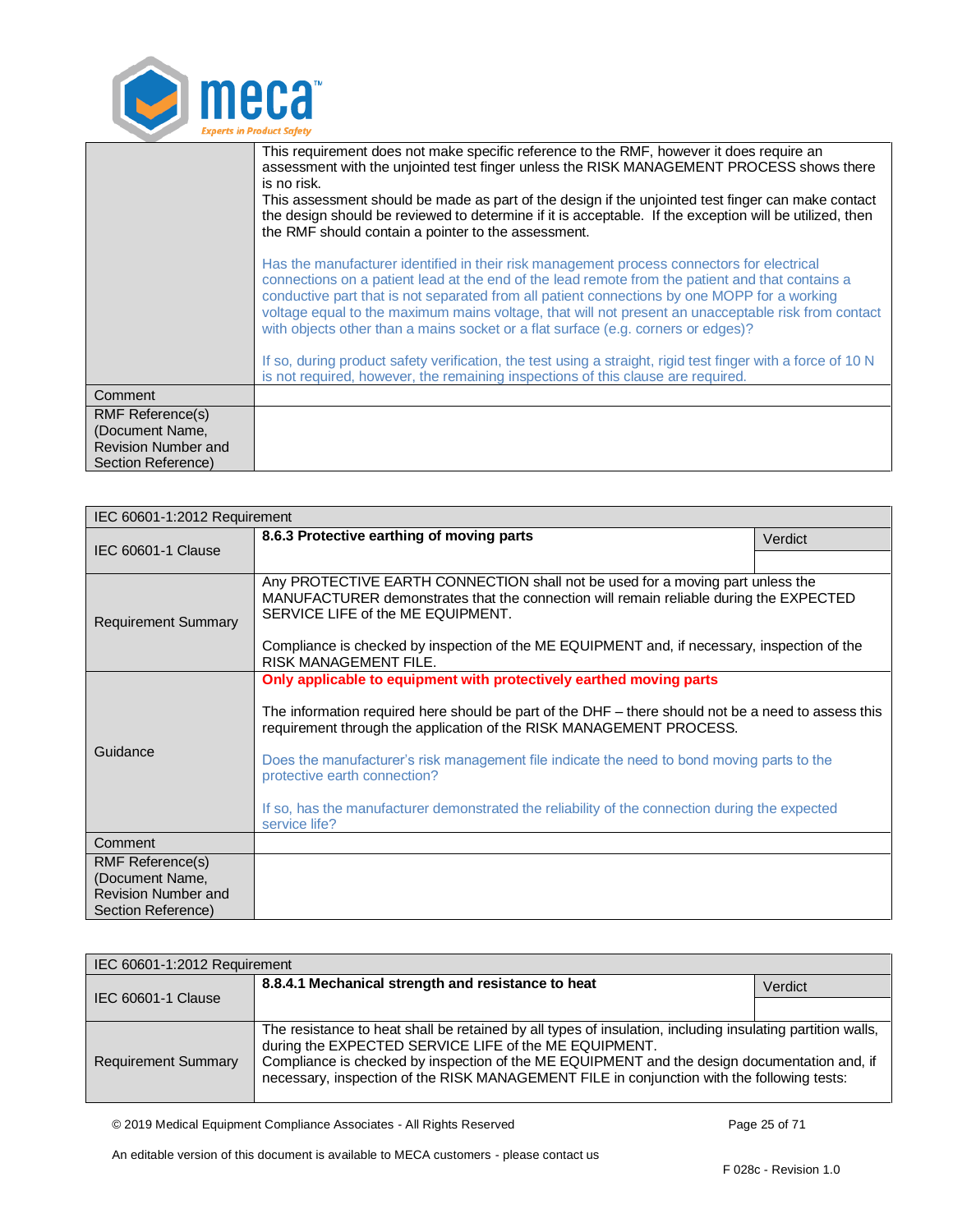| | |
|---|---|
| | This requirement does not make specific reference to the RMF, however it does require an assessment with the unjointed test finger unless the RISK MANAGEMENT PROCESS shows there is no risk.<br>This assessment should be made as part of the design if the unjointed test finger can make contact the design should be reviewed to determine if it is acceptable. If the exception will be utilized, then the RMF should contain a pointer to the assessment.<br><br>Has the manufacturer identified in their risk management process connectors for electrical connections on a patient lead at the end of the lead remote from the patient and that contains a conductive part that is not separated from all patient connections by one MOPP for a working voltage equal to the maximum mains voltage, that will not present an unacceptable risk from contact with objects other than a mains socket or a flat surface (e.g. corners or edges)?<br><br>If so, during product safety verification, the test using a straight, rigid test finger with a force of 10 N is not required, however, the remaining inspections of this clause are required. |
| Comment | |
| RMF Reference(s) (Document Name, Revision Number and Section Reference) | |

| IEC 60601-1:2012 Requirement | | |
|---|---|---|
| IEC 60601-1 Clause | **8.6.3 Protective earthing of moving parts** | Verdict |
| Requirement Summary | Any PROTECTIVE EARTH CONNECTION shall not be used for a moving part unless the MANUFACTURER demonstrates that the connection will remain reliable during the EXPECTED SERVICE LIFE of the ME EQUIPMENT.<br><br>Compliance is checked by inspection of the ME EQUIPMENT and, if necessary, inspection of the RISK MANAGEMENT FILE. | |
| Guidance | **Only applicable to equipment with protectively earthed moving parts**<br><br>The information required here should be part of the DHF – there should not be a need to assess this requirement through the application of the RISK MANAGEMENT PROCESS.<br><br>Does the manufacturer's risk management file indicate the need to bond moving parts to the protective earth connection?<br><br>If so, has the manufacturer demonstrated the reliability of the connection during the expected service life? | |
| Comment | | |
| RMF Reference(s) (Document Name, Revision Number and Section Reference) | | |

| IEC 60601-1:2012 Requirement | | |
|---|---|---|
| IEC 60601-1 Clause | **8.8.4.1 Mechanical strength and resistance to heat** | Verdict |
| Requirement Summary | The resistance to heat shall be retained by all types of insulation, including insulating partition walls, during the EXPECTED SERVICE LIFE of the ME EQUIPMENT.<br>Compliance is checked by inspection of the ME EQUIPMENT and the design documentation and, if necessary, inspection of the RISK MANAGEMENT FILE in conjunction with the following tests: | |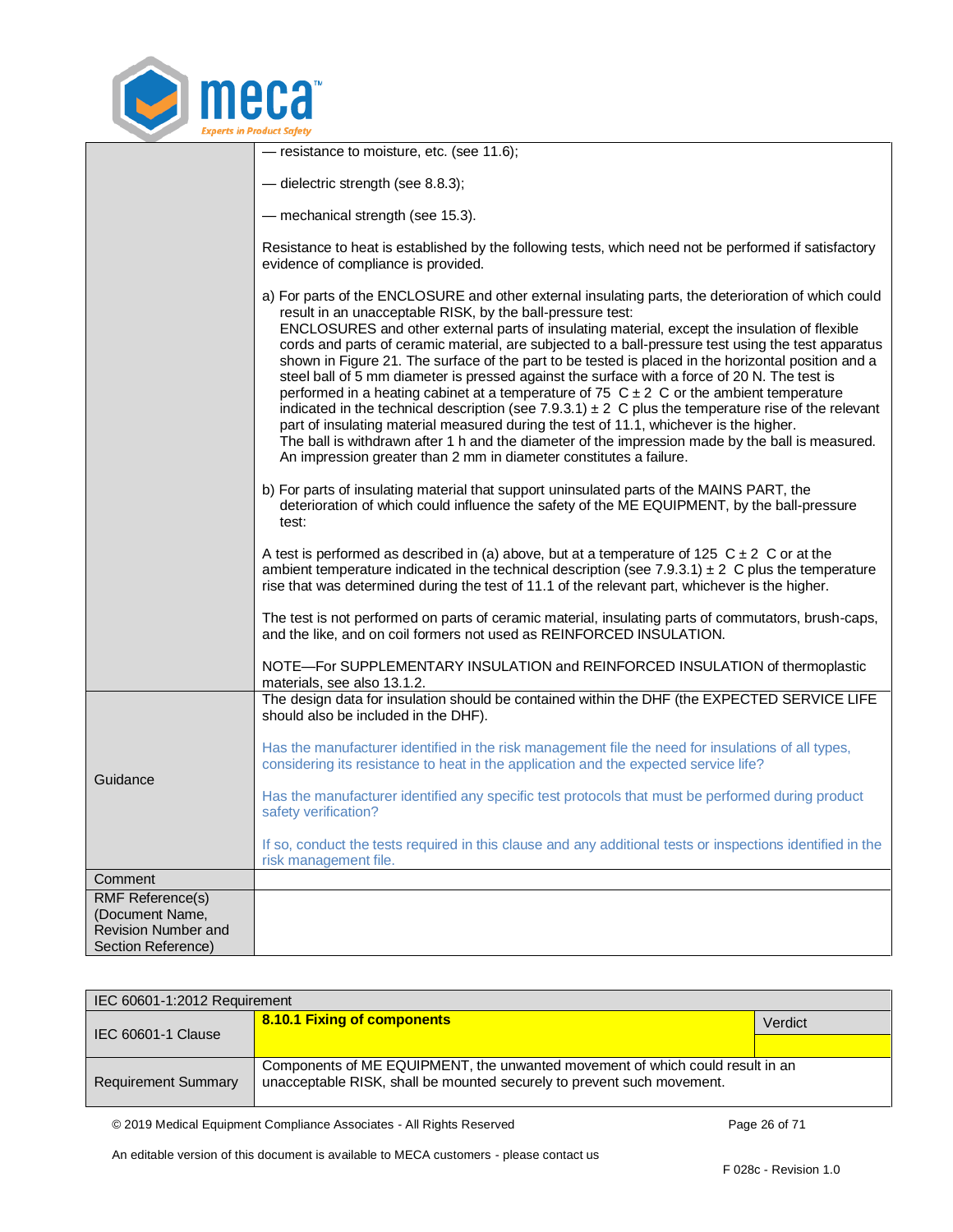| | |
|---|---|
| | — resistance to moisture, etc. (see 11.6);<br><br>— dielectric strength (see 8.8.3);<br><br>— mechanical strength (see 15.3).<br><br>Resistance to heat is established by the following tests, which need not be performed if satisfactory evidence of compliance is provided.<br><br>a) For parts of the ENCLOSURE and other external insulating parts, the deterioration of which could result in an unacceptable RISK, by the ball-pressure test:<br>ENCLOSURES and other external parts of insulating material, except the insulation of flexible cords and parts of ceramic material, are subjected to a ball-pressure test using the test apparatus shown in Figure 21. The surface of the part to be tested is placed in the horizontal position and a steel ball of 5 mm diameter is pressed against the surface with a force of 20 N. The test is performed in a heating cabinet at a temperature of 75 C ± 2 C or the ambient temperature indicated in the technical description (see 7.9.3.1) ± 2 C plus the temperature rise of the relevant part of insulating material measured during the test of 11.1, whichever is the higher.<br>The ball is withdrawn after 1 h and the diameter of the impression made by the ball is measured. An impression greater than 2 mm in diameter constitutes a failure.<br><br>b) For parts of insulating material that support uninsulated parts of the MAINS PART, the deterioration of which could influence the safety of the ME EQUIPMENT, by the ball-pressure test:<br><br>A test is performed as described in (a) above, but at a temperature of 125 C ± 2 C or at the ambient temperature indicated in the technical description (see 7.9.3.1) ± 2 C plus the temperature rise that was determined during the test of 11.1 of the relevant part, whichever is the higher.<br><br>The test is not performed on parts of ceramic material, insulating parts of commutators, brush-caps, and the like, and on coil formers not used as REINFORCED INSULATION.<br><br>NOTE—For SUPPLEMENTARY INSULATION and REINFORCED INSULATION of thermoplastic materials, see also 13.1.2. |
| Guidance | The design data for insulation should be contained within the DHF (the EXPECTED SERVICE LIFE should also be included in the DHF).<br><br>Has the manufacturer identified in the risk management file the need for insulations of all types, considering its resistance to heat in the application and the expected service life?<br><br>Has the manufacturer identified any specific test protocols that must be performed during product safety verification?<br><br>If so, conduct the tests required in this clause and any additional tests or inspections identified in the risk management file. |
| Comment | |
| RMF Reference(s) (Document Name, Revision Number and Section Reference) | |

| IEC 60601-1:2012 Requirement | | |
|---|---|---|
| IEC 60601-1 Clause | **8.10.1 Fixing of components** | Verdict |
| Requirement Summary | Components of ME EQUIPMENT, the unwanted movement of which could result in an unacceptable RISK, shall be mounted securely to prevent such movement. | |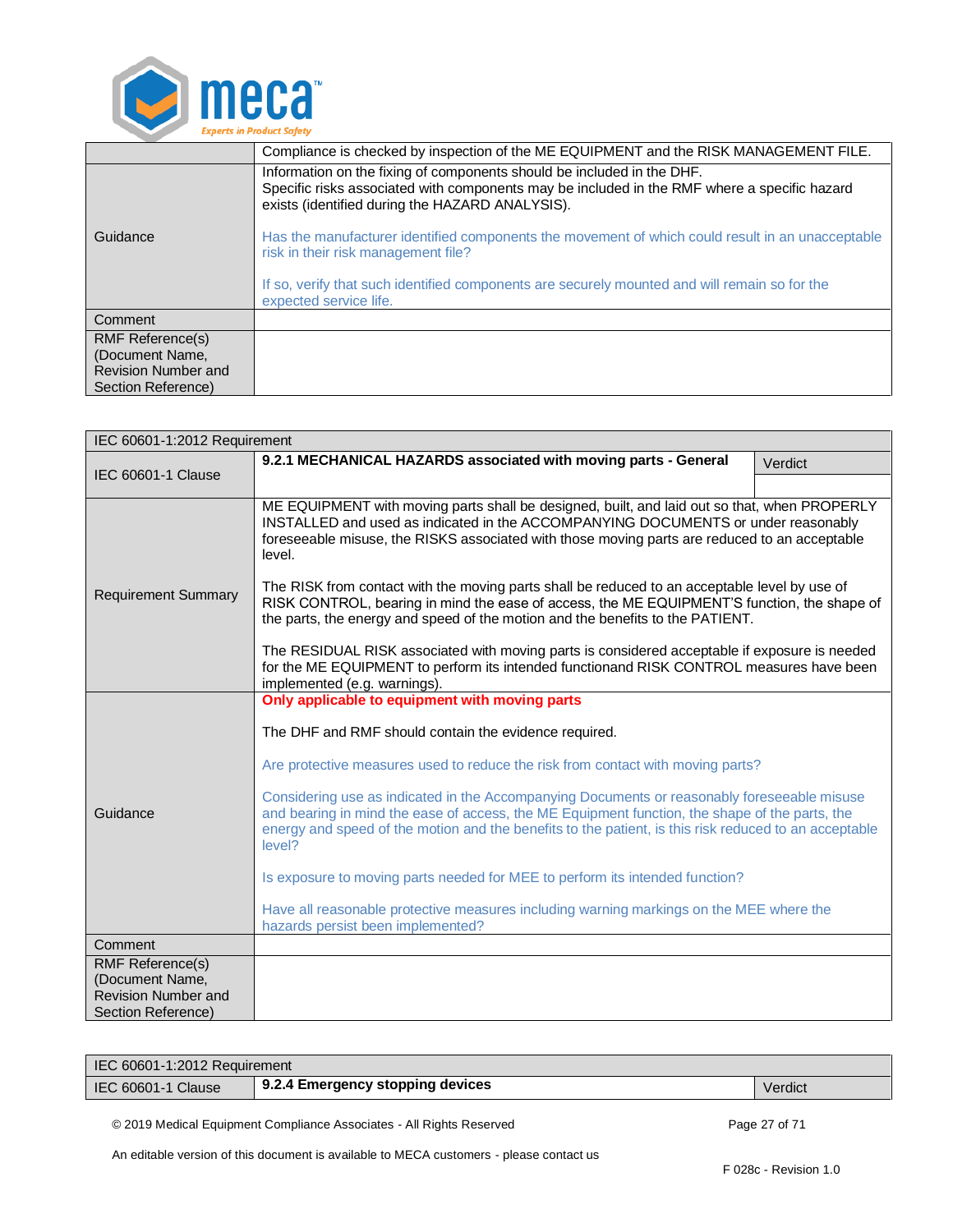| | |
|---|---|
| | Compliance is checked by inspection of the ME EQUIPMENT and the RISK MANAGEMENT FILE. |
| Guidance | Information on the fixing of components should be included in the DHF.<br>Specific risks associated with components may be included in the RMF where a specific hazard exists (identified during the HAZARD ANALYSIS).<br><br>Has the manufacturer identified components the movement of which could result in an unacceptable risk in their risk management file?<br><br>If so, verify that such identified components are securely mounted and will remain so for the expected service life. |
| Comment | |
| RMF Reference(s) (Document Name, Revision Number and Section Reference) | |

| IEC 60601-1:2012 Requirement | | |
|---|---|---|
| IEC 60601-1 Clause | **9.2.1 MECHANICAL HAZARDS associated with moving parts - General** | Verdict |
| Requirement Summary | ME EQUIPMENT with moving parts shall be designed, built, and laid out so that, when PROPERLY INSTALLED and used as indicated in the ACCOMPANYING DOCUMENTS or under reasonably foreseeable misuse, the RISKS associated with those moving parts are reduced to an acceptable level.<br><br>The RISK from contact with the moving parts shall be reduced to an acceptable level by use of RISK CONTROL, bearing in mind the ease of access, the ME EQUIPMENT'S function, the shape of the parts, the energy and speed of the motion and the benefits to the PATIENT.<br><br>The RESIDUAL RISK associated with moving parts is considered acceptable if exposure is needed for the ME EQUIPMENT to perform its intended functionand RISK CONTROL measures have been implemented (e.g. warnings). | |
| Guidance | **Only applicable to equipment with moving parts**<br><br>The DHF and RMF should contain the evidence required.<br><br>Are protective measures used to reduce the risk from contact with moving parts?<br><br>Considering use as indicated in the Accompanying Documents or reasonably foreseeable misuse and bearing in mind the ease of access, the ME Equipment function, the shape of the parts, the energy and speed of the motion and the benefits to the patient, is this risk reduced to an acceptable level?<br><br>Is exposure to moving parts needed for MEE to perform its intended function?<br><br>Have all reasonable protective measures including warning markings on the MEE where the hazards persist been implemented? | |
| Comment | | |
| RMF Reference(s) (Document Name, Revision Number and Section Reference) | | |

| IEC 60601-1:2012 Requirement | | |
|---|---|---|
| IEC 60601-1 Clause | **9.2.4 Emergency stopping devices** | Verdict |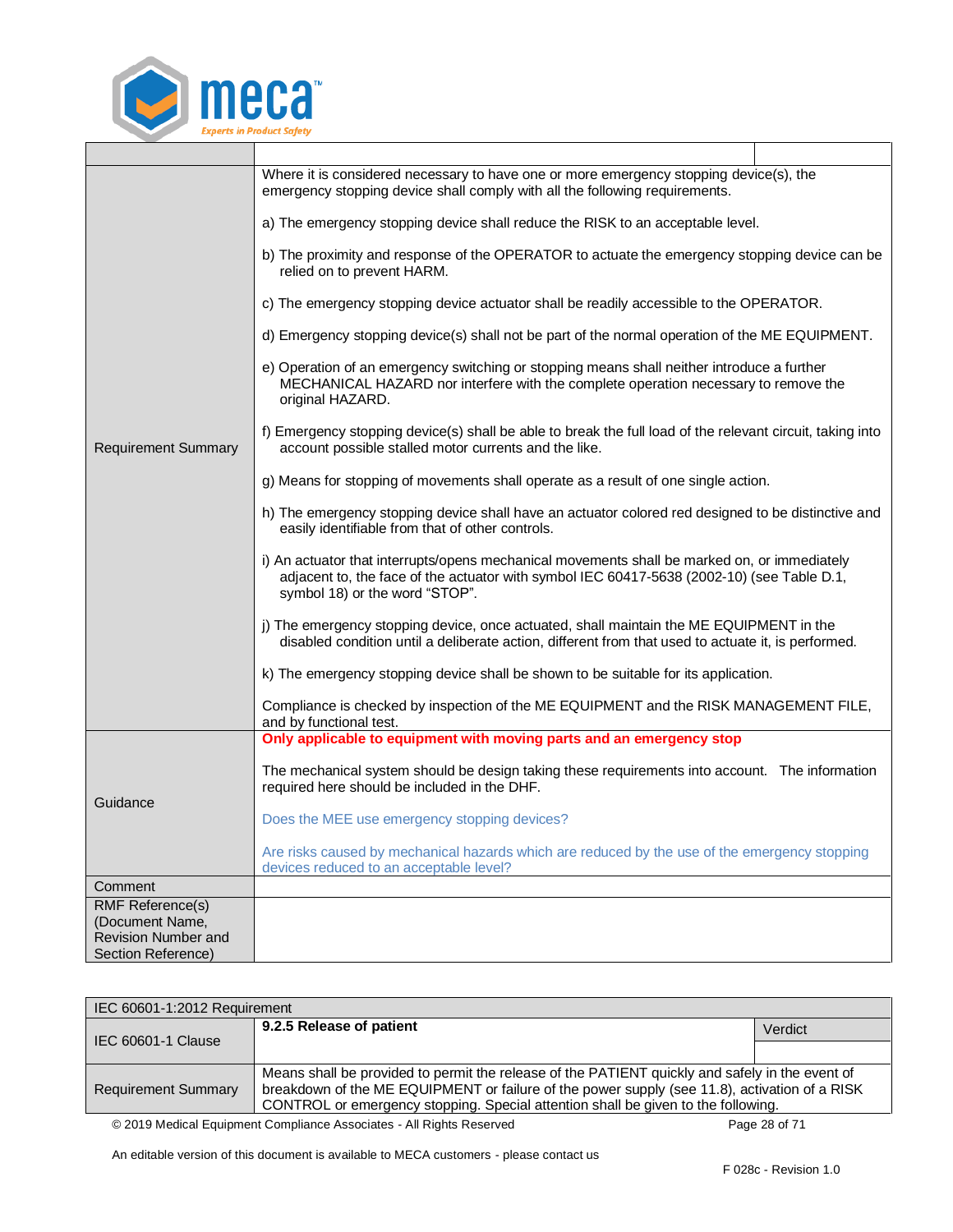| | | |
|---|---|---|
| Requirement Summary | Where it is considered necessary to have one or more emergency stopping device(s), the emergency stopping device shall comply with all the following requirements.<br><br>a) The emergency stopping device shall reduce the RISK to an acceptable level.<br><br>b) The proximity and response of the OPERATOR to actuate the emergency stopping device can be relied on to prevent HARM.<br><br>c) The emergency stopping device actuator shall be readily accessible to the OPERATOR.<br><br>d) Emergency stopping device(s) shall not be part of the normal operation of the ME EQUIPMENT.<br><br>e) Operation of an emergency switching or stopping means shall neither introduce a further MECHANICAL HAZARD nor interfere with the complete operation necessary to remove the original HAZARD.<br><br>f) Emergency stopping device(s) shall be able to break the full load of the relevant circuit, taking into account possible stalled motor currents and the like.<br><br>g) Means for stopping of movements shall operate as a result of one single action.<br><br>h) The emergency stopping device shall have an actuator colored red designed to be distinctive and easily identifiable from that of other controls.<br><br>i) An actuator that interrupts/opens mechanical movements shall be marked on, or immediately adjacent to, the face of the actuator with symbol IEC 60417-5638 (2002-10) (see Table D.1, symbol 18) or the word "STOP".<br><br>j) The emergency stopping device, once actuated, shall maintain the ME EQUIPMENT in the disabled condition until a deliberate action, different from that used to actuate it, is performed.<br><br>k) The emergency stopping device shall be shown to be suitable for its application.<br><br>Compliance is checked by inspection of the ME EQUIPMENT and the RISK MANAGEMENT FILE, and by functional test. | |
| Guidance | **Only applicable to equipment with moving parts and an emergency stop**<br><br>The mechanical system should be design taking these requirements into account. The information required here should be included in the DHF.<br><br>Does the MEE use emergency stopping devices?<br><br>Are risks caused by mechanical hazards which are reduced by the use of the emergency stopping devices reduced to an acceptable level? | |
| Comment | | |
| RMF Reference(s) (Document Name, Revision Number and Section Reference) | | |

| IEC 60601-1:2012 Requirement | | |
|---|---|---|
| IEC 60601-1 Clause | **9.2.5 Release of patient** | Verdict |
| Requirement Summary | Means shall be provided to permit the release of the PATIENT quickly and safely in the event of breakdown of the ME EQUIPMENT or failure of the power supply (see 11.8), activation of a RISK CONTROL or emergency stopping. Special attention shall be given to the following. | |

© 2019 Medical Equipment Compliance Associates - All Rights Reserved

An editable version of this document is available to MECA customers - please contact us

F 028c - Revision 1.0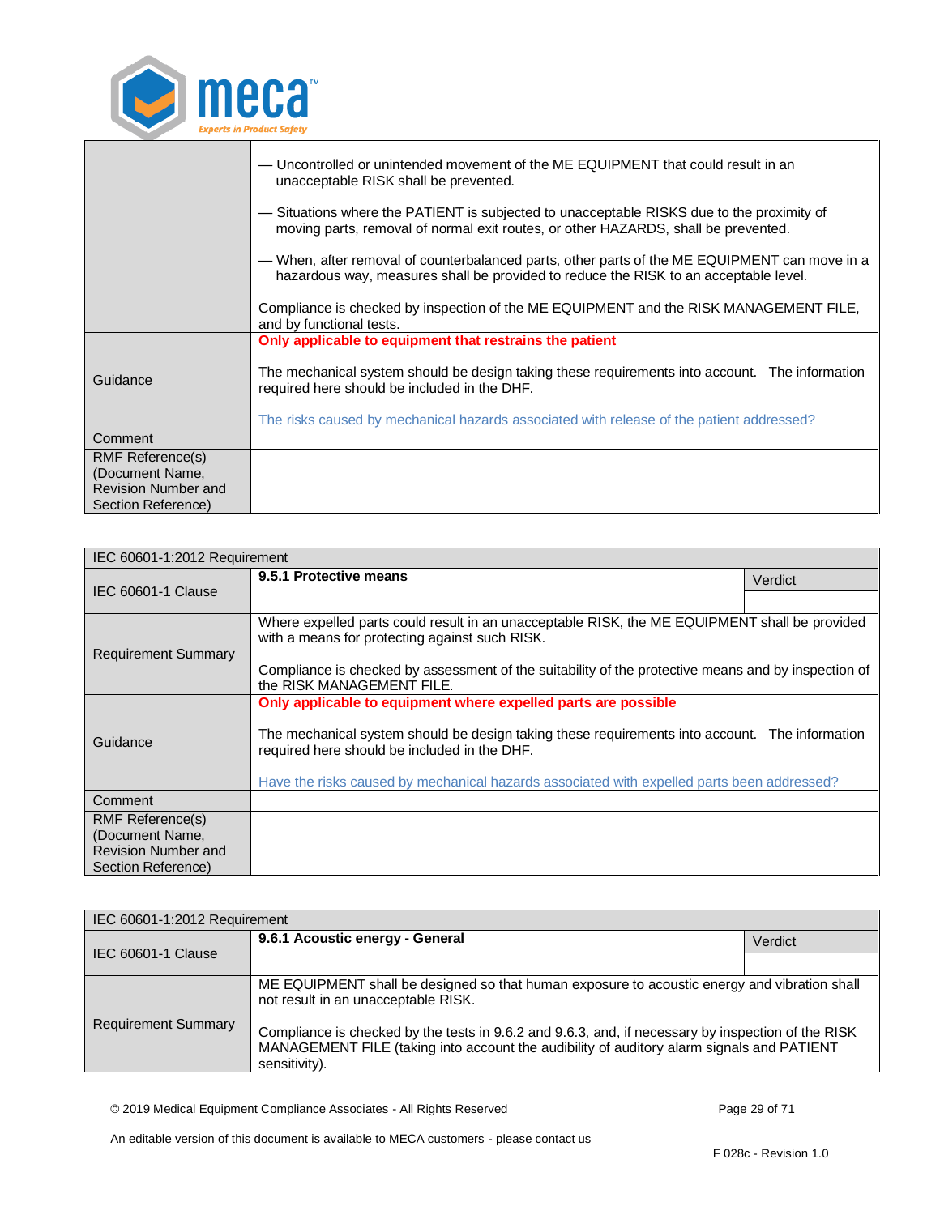| | |
|---|---|
| | — Uncontrolled or unintended movement of the ME EQUIPMENT that could result in an unacceptable RISK shall be prevented.<br><br>— Situations where the PATIENT is subjected to unacceptable RISKS due to the proximity of moving parts, removal of normal exit routes, or other HAZARDS, shall be prevented.<br><br>— When, after removal of counterbalanced parts, other parts of the ME EQUIPMENT can move in a hazardous way, measures shall be provided to reduce the RISK to an acceptable level.<br><br>Compliance is checked by inspection of the ME EQUIPMENT and the RISK MANAGEMENT FILE, and by functional tests. |
| Guidance | **Only applicable to equipment that restrains the patient**<br><br>The mechanical system should be design taking these requirements into account. The information required here should be included in the DHF.<br><br>The risks caused by mechanical hazards associated with release of the patient addressed? |
| Comment | |
| RMF Reference(s) (Document Name, Revision Number and Section Reference) | |

| IEC 60601-1:2012 Requirement | | |
|---|---|---|
| IEC 60601-1 Clause | **9.5.1 Protective means** | Verdict |
| | | |
| Requirement Summary | Where expelled parts could result in an unacceptable RISK, the ME EQUIPMENT shall be provided with a means for protecting against such RISK.<br><br>Compliance is checked by assessment of the suitability of the protective means and by inspection of the RISK MANAGEMENT FILE. | |
| Guidance | **Only applicable to equipment where expelled parts are possible**<br><br>The mechanical system should be design taking these requirements into account. The information required here should be included in the DHF.<br><br>Have the risks caused by mechanical hazards associated with expelled parts been addressed? | |
| Comment | | |
| RMF Reference(s) (Document Name, Revision Number and Section Reference) | | |

| IEC 60601-1:2012 Requirement | | |
|---|---|---|
| IEC 60601-1 Clause | **9.6.1 Acoustic energy - General** | Verdict |
| | | |
| Requirement Summary | ME EQUIPMENT shall be designed so that human exposure to acoustic energy and vibration shall not result in an unacceptable RISK.<br><br>Compliance is checked by the tests in 9.6.2 and 9.6.3, and, if necessary by inspection of the RISK MANAGEMENT FILE (taking into account the audibility of auditory alarm signals and PATIENT sensitivity). | |

© 2019 Medical Equipment Compliance Associates - All Rights Reserved

An editable version of this document is available to MECA customers - please contact us

F 028c - Revision 1.0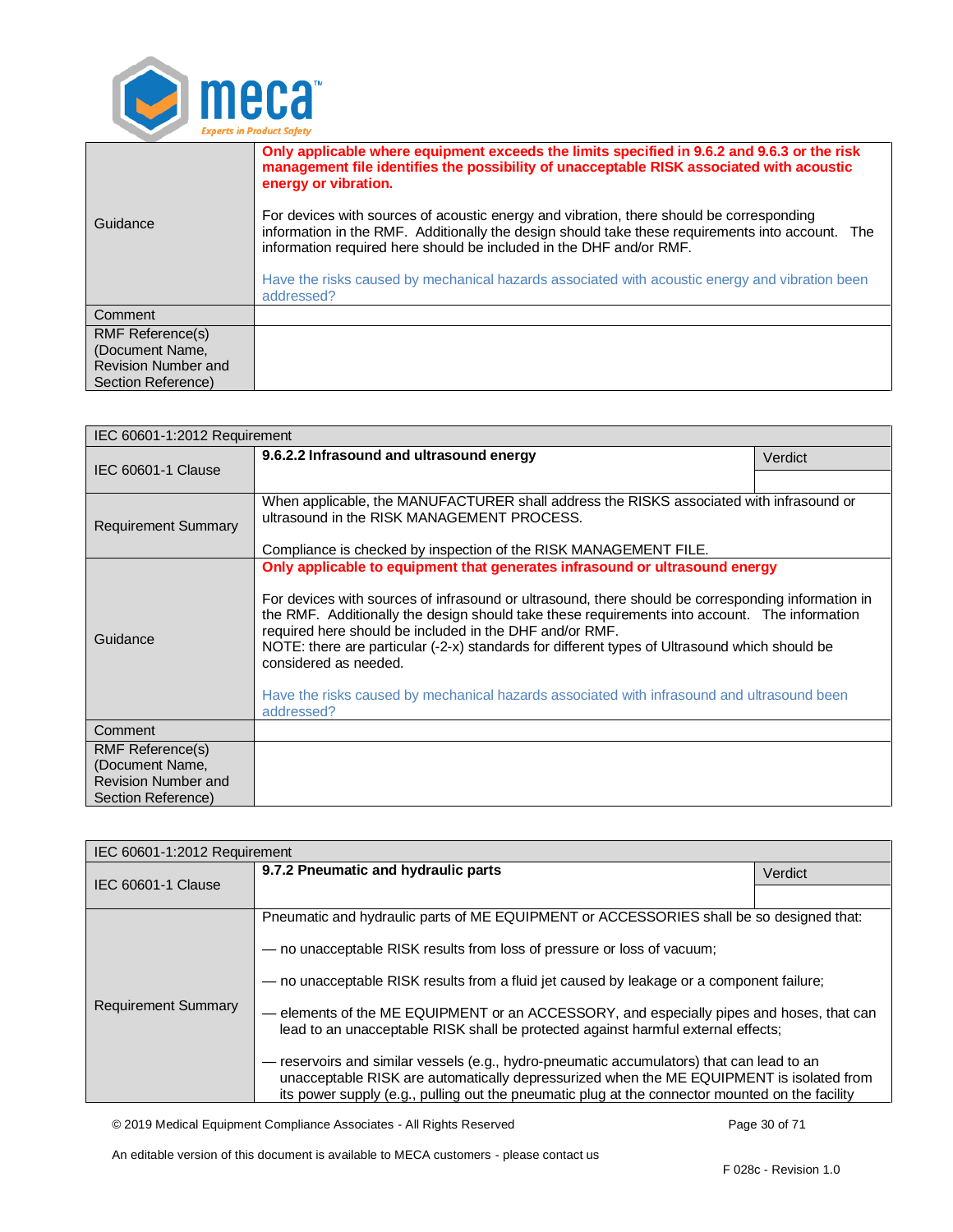| | |
|---|---|
| Guidance | **Only applicable where equipment exceeds the limits specified in 9.6.2 and 9.6.3 or the risk management file identifies the possibility of unacceptable RISK associated with acoustic energy or vibration.**<br><br>For devices with sources of acoustic energy and vibration, there should be corresponding information in the RMF. Additionally the design should take these requirements into account. The information required here should be included in the DHF and/or RMF.<br><br>Have the risks caused by mechanical hazards associated with acoustic energy and vibration been addressed? |
| Comment | |
| RMF Reference(s) (Document Name, Revision Number and Section Reference) | |

| IEC 60601-1:2012 Requirement | | |
|---|---|---|
| IEC 60601-1 Clause | **9.6.2.2 Infrasound and ultrasound energy** | Verdict |
| Requirement Summary | When applicable, the MANUFACTURER shall address the RISKS associated with infrasound or ultrasound in the RISK MANAGEMENT PROCESS.<br><br>Compliance is checked by inspection of the RISK MANAGEMENT FILE. | |
| Guidance | **Only applicable to equipment that generates infrasound or ultrasound energy**<br><br>For devices with sources of infrasound or ultrasound, there should be corresponding information in the RMF. Additionally the design should take these requirements into account. The information required here should be included in the DHF and/or RMF.<br>NOTE: there are particular (-2-x) standards for different types of Ultrasound which should be considered as needed.<br><br>Have the risks caused by mechanical hazards associated with infrasound and ultrasound been addressed? | |
| Comment | | |
| RMF Reference(s) (Document Name, Revision Number and Section Reference) | | |

| IEC 60601-1:2012 Requirement | | |
|---|---|---|
| IEC 60601-1 Clause | **9.7.2 Pneumatic and hydraulic parts** | Verdict |
| Requirement Summary | Pneumatic and hydraulic parts of ME EQUIPMENT or ACCESSORIES shall be so designed that:<br><br>— no unacceptable RISK results from loss of pressure or loss of vacuum;<br><br>— no unacceptable RISK results from a fluid jet caused by leakage or a component failure;<br><br>— elements of the ME EQUIPMENT or an ACCESSORY, and especially pipes and hoses, that can lead to an unacceptable RISK shall be protected against harmful external effects;<br><br>— reservoirs and similar vessels (e.g., hydro-pneumatic accumulators) that can lead to an unacceptable RISK are automatically depressurized when the ME EQUIPMENT is isolated from its power supply (e.g., pulling out the pneumatic plug at the connector mounted on the facility | |

An editable version of this document is available to MECA customers - please contact us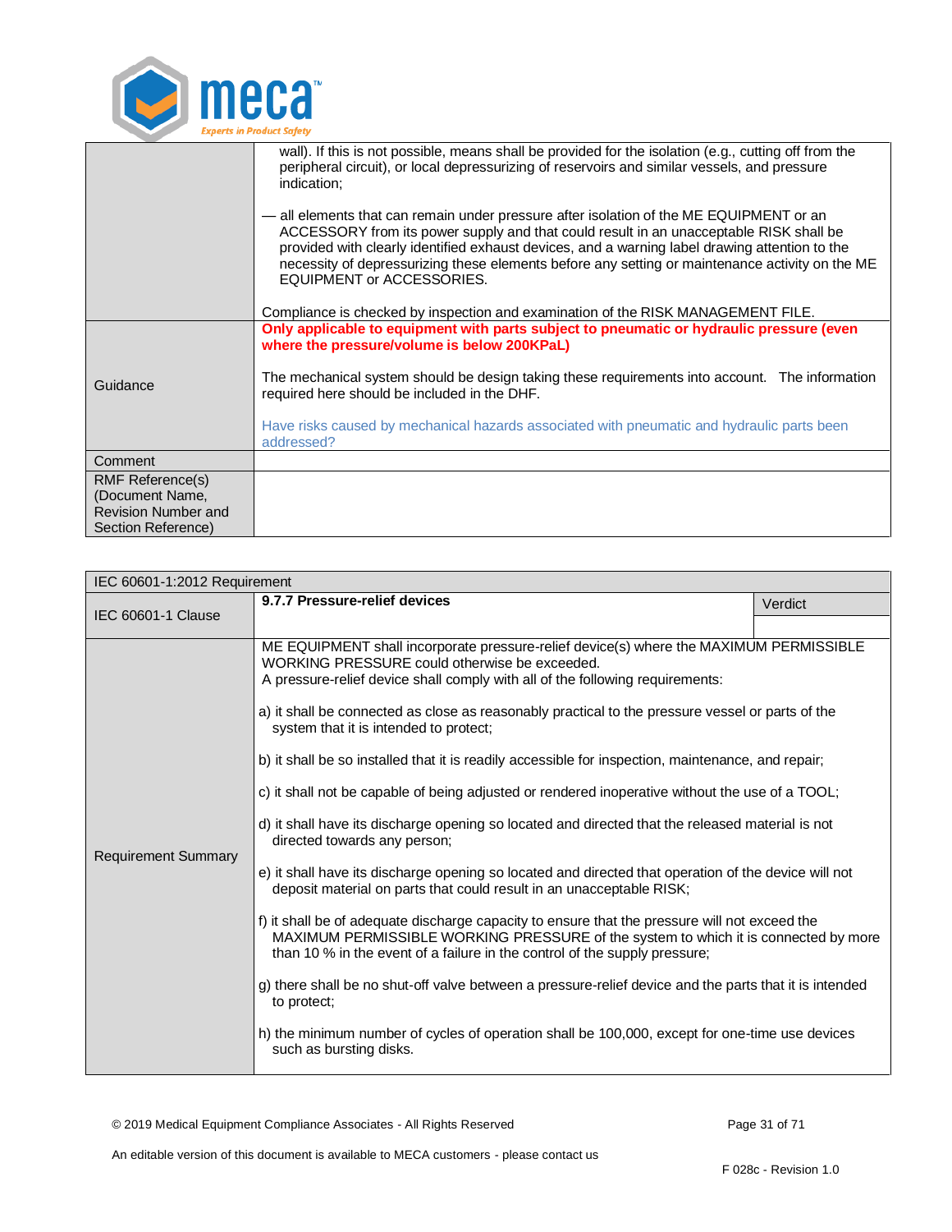| | |
|---|---|
| | wall). If this is not possible, means shall be provided for the isolation (e.g., cutting off from the peripheral circuit), or local depressurizing of reservoirs and similar vessels, and pressure indication;<br><br>— all elements that can remain under pressure after isolation of the ME EQUIPMENT or an ACCESSORY from its power supply and that could result in an unacceptable RISK shall be provided with clearly identified exhaust devices, and a warning label drawing attention to the necessity of depressurizing these elements before any setting or maintenance activity on the ME EQUIPMENT or ACCESSORIES.<br><br>Compliance is checked by inspection and examination of the RISK MANAGEMENT FILE. |
| Guidance | **Only applicable to equipment with parts subject to pneumatic or hydraulic pressure (even where the pressure/volume is below 200KPaL)**<br><br>The mechanical system should be design taking these requirements into account. The information required here should be included in the DHF.<br><br>Have risks caused by mechanical hazards associated with pneumatic and hydraulic parts been addressed? |
| Comment | |
| RMF Reference(s) (Document Name, Revision Number and Section Reference) | |

| IEC 60601-1:2012 Requirement | | |
|---|---|---|
| IEC 60601-1 Clause | **9.7.7 Pressure-relief devices** | Verdict |
| Requirement Summary | ME EQUIPMENT shall incorporate pressure-relief device(s) where the MAXIMUM PERMISSIBLE WORKING PRESSURE could otherwise be exceeded.<br>A pressure-relief device shall comply with all of the following requirements:<br><br>a) it shall be connected as close as reasonably practical to the pressure vessel or parts of the system that it is intended to protect;<br><br>b) it shall be so installed that it is readily accessible for inspection, maintenance, and repair;<br><br>c) it shall not be capable of being adjusted or rendered inoperative without the use of a TOOL;<br><br>d) it shall have its discharge opening so located and directed that the released material is not directed towards any person;<br><br>e) it shall have its discharge opening so located and directed that operation of the device will not deposit material on parts that could result in an unacceptable RISK;<br><br>f) it shall be of adequate discharge capacity to ensure that the pressure will not exceed the MAXIMUM PERMISSIBLE WORKING PRESSURE of the system to which it is connected by more than 10 % in the event of a failure in the control of the supply pressure;<br><br>g) there shall be no shut-off valve between a pressure-relief device and the parts that it is intended to protect;<br><br>h) the minimum number of cycles of operation shall be 100,000, except for one-time use devices such as bursting disks. | |

© 2019 Medical Equipment Compliance Associates - All Rights Reserved

An editable version of this document is available to MECA customers - please contact us

F 028c - Revision 1.0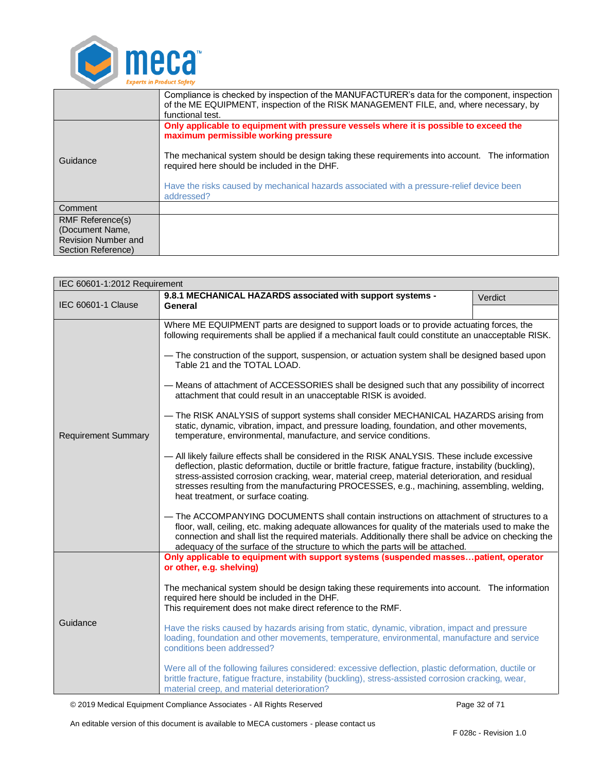| | |
|---|---|
| | Compliance is checked by inspection of the MANUFACTURER's data for the component, inspection of the ME EQUIPMENT, inspection of the RISK MANAGEMENT FILE, and, where necessary, by functional test. |
| Guidance | **Only applicable to equipment with pressure vessels where it is possible to exceed the maximum permissible working pressure**<br><br>The mechanical system should be design taking these requirements into account. The information required here should be included in the DHF.<br><br>Have the risks caused by mechanical hazards associated with a pressure-relief device been addressed? |
| Comment | |
| RMF Reference(s) (Document Name, Revision Number and Section Reference) | |

| IEC 60601-1:2012 Requirement | | |
|---|---|---|
| IEC 60601-1 Clause | **9.8.1 MECHANICAL HAZARDS associated with support systems - General** | Verdict |
| Requirement Summary | Where ME EQUIPMENT parts are designed to support loads or to provide actuating forces, the following requirements shall be applied if a mechanical fault could constitute an unacceptable RISK.<br><br>— The construction of the support, suspension, or actuation system shall be designed based upon Table 21 and the TOTAL LOAD.<br><br>— Means of attachment of ACCESSORIES shall be designed such that any possibility of incorrect attachment that could result in an unacceptable RISK is avoided.<br><br>— The RISK ANALYSIS of support systems shall consider MECHANICAL HAZARDS arising from static, dynamic, vibration, impact, and pressure loading, foundation, and other movements, temperature, environmental, manufacture, and service conditions.<br><br>— All likely failure effects shall be considered in the RISK ANALYSIS. These include excessive deflection, plastic deformation, ductile or brittle fracture, fatigue fracture, instability (buckling), stress-assisted corrosion cracking, wear, material creep, material deterioration, and residual stresses resulting from the manufacturing PROCESSES, e.g., machining, assembling, welding, heat treatment, or surface coating.<br><br>— The ACCOMPANYING DOCUMENTS shall contain instructions on attachment of structures to a floor, wall, ceiling, etc. making adequate allowances for quality of the materials used to make the connection and shall list the required materials. Additionally there shall be advice on checking the adequacy of the surface of the structure to which the parts will be attached. | |
| Guidance | **Only applicable to equipment with support systems (suspended masses…patient, operator or other, e.g. shelving)**<br><br>The mechanical system should be design taking these requirements into account. The information required here should be included in the DHF.<br>This requirement does not make direct reference to the RMF.<br><br>Have the risks caused by hazards arising from static, dynamic, vibration, impact and pressure loading, foundation and other movements, temperature, environmental, manufacture and service conditions been addressed?<br><br>Were all of the following failures considered: excessive deflection, plastic deformation, ductile or brittle fracture, fatigue fracture, instability (buckling), stress-assisted corrosion cracking, wear, material creep, and material deterioration? | |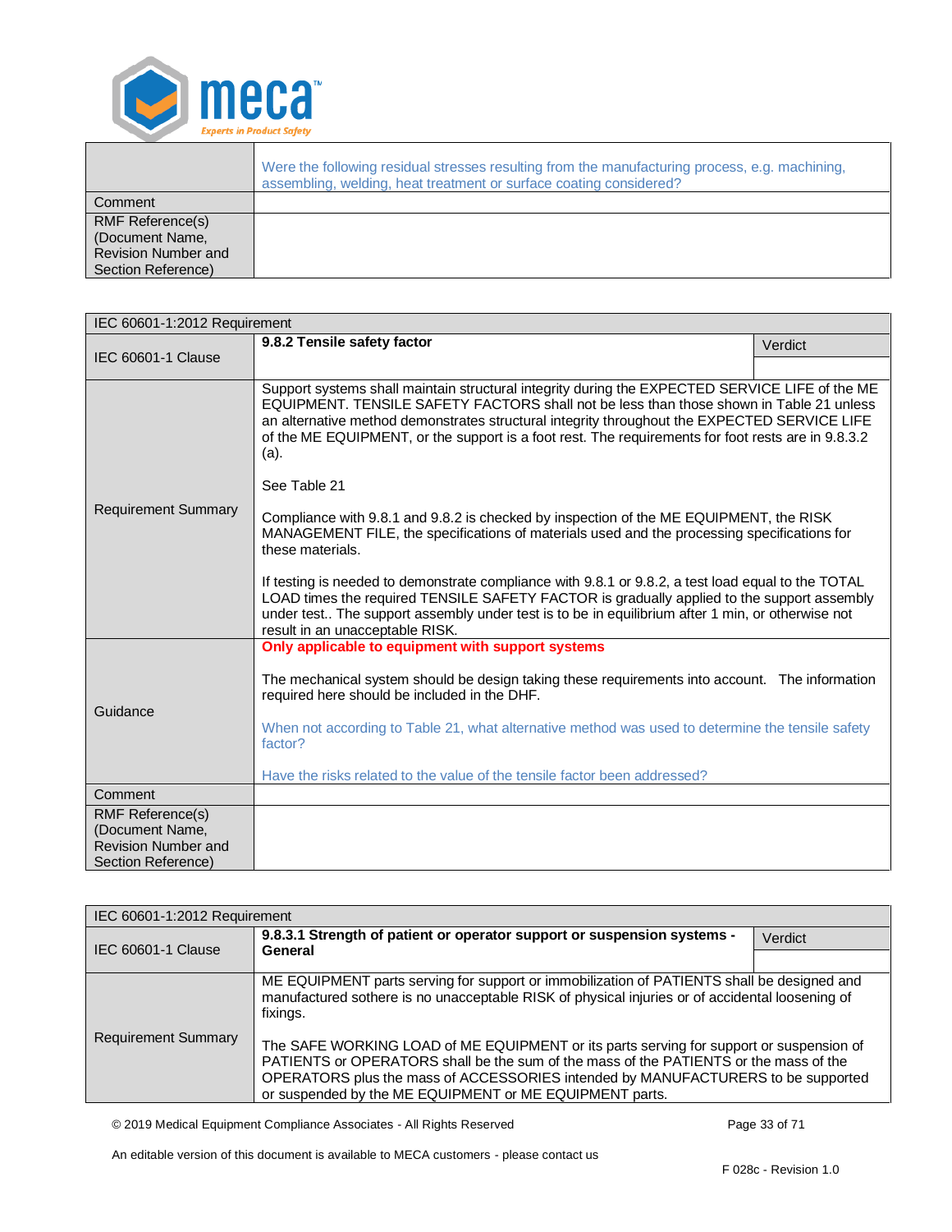| | |
|---|---|
| | Were the following residual stresses resulting from the manufacturing process, e.g. machining, assembling, welding, heat treatment or surface coating considered? |
| Comment | |
| RMF Reference(s) (Document Name, Revision Number and Section Reference) | |

| IEC 60601-1:2012 Requirement | | |
|---|---|---|
| IEC 60601-1 Clause | **9.8.2 Tensile safety factor** | Verdict |
| Requirement Summary | Support systems shall maintain structural integrity during the EXPECTED SERVICE LIFE of the ME EQUIPMENT. TENSILE SAFETY FACTORS shall not be less than those shown in Table 21 unless an alternative method demonstrates structural integrity throughout the EXPECTED SERVICE LIFE of the ME EQUIPMENT, or the support is a foot rest. The requirements for foot rests are in 9.8.3.2 (a).<br><br>See Table 21<br><br>Compliance with 9.8.1 and 9.8.2 is checked by inspection of the ME EQUIPMENT, the RISK MANAGEMENT FILE, the specifications of materials used and the processing specifications for these materials.<br><br>If testing is needed to demonstrate compliance with 9.8.1 or 9.8.2, a test load equal to the TOTAL LOAD times the required TENSILE SAFETY FACTOR is gradually applied to the support assembly under test.. The support assembly under test is to be in equilibrium after 1 min, or otherwise not result in an unacceptable RISK. | |
| Guidance | **Only applicable to equipment with support systems**<br><br>The mechanical system should be design taking these requirements into account. The information required here should be included in the DHF.<br><br>When not according to Table 21, what alternative method was used to determine the tensile safety factor?<br><br>Have the risks related to the value of the tensile factor been addressed? | |
| Comment | | |
| RMF Reference(s) (Document Name, Revision Number and Section Reference) | | |

| IEC 60601-1:2012 Requirement | | |
|---|---|---|
| IEC 60601-1 Clause | **9.8.3.1 Strength of patient or operator support or suspension systems - General** | Verdict |
| Requirement Summary | ME EQUIPMENT parts serving for support or immobilization of PATIENTS shall be designed and manufactured sothere is no unacceptable RISK of physical injuries or of accidental loosening of fixings.<br><br>The SAFE WORKING LOAD of ME EQUIPMENT or its parts serving for support or suspension of PATIENTS or OPERATORS shall be the sum of the mass of the PATIENTS or the mass of the OPERATORS plus the mass of ACCESSORIES intended by MANUFACTURERS to be supported or suspended by the ME EQUIPMENT or ME EQUIPMENT parts. | |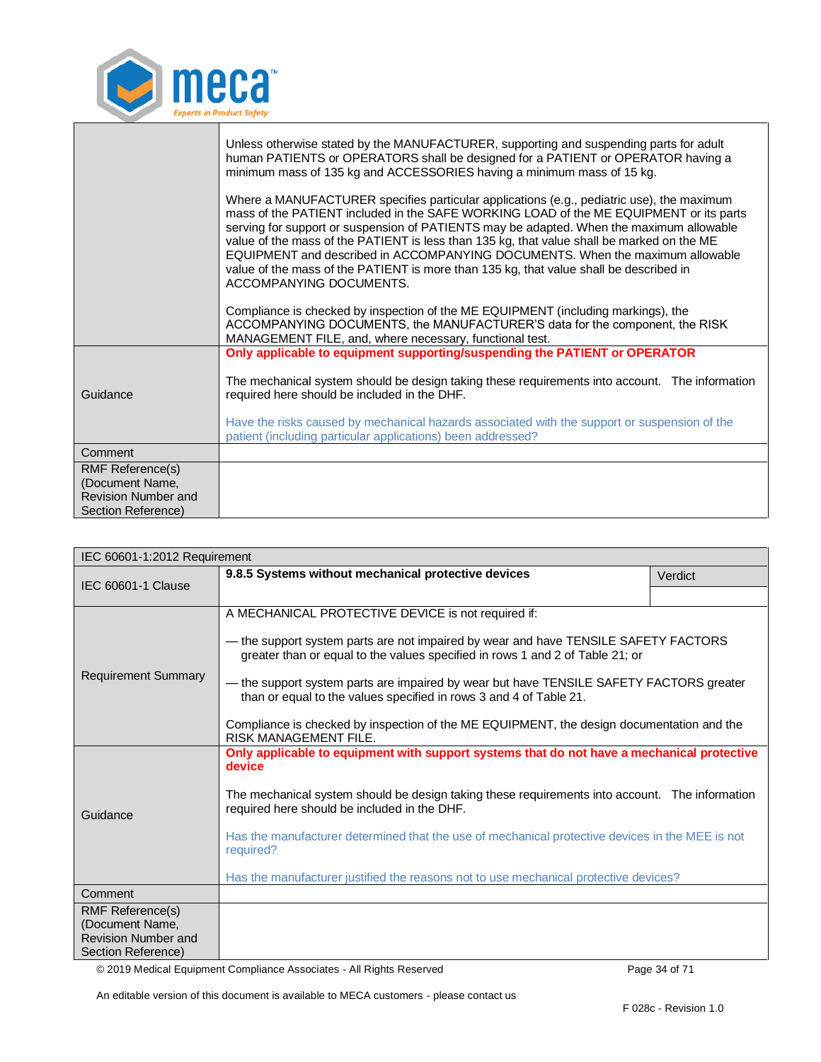| | |
|---|---|
| | Unless otherwise stated by the MANUFACTURER, supporting and suspending parts for adult human PATIENTS or OPERATORS shall be designed for a PATIENT or OPERATOR having a minimum mass of 135 kg and ACCESSORIES having a minimum mass of 15 kg.<br><br>Where a MANUFACTURER specifies particular applications (e.g., pediatric use), the maximum mass of the PATIENT included in the SAFE WORKING LOAD of the ME EQUIPMENT or its parts serving for support or suspension of PATIENTS may be adapted. When the maximum allowable value of the mass of the PATIENT is less than 135 kg, that value shall be marked on the ME EQUIPMENT and described in ACCOMPANYING DOCUMENTS. When the maximum allowable value of the mass of the PATIENT is more than 135 kg, that value shall be described in ACCOMPANYING DOCUMENTS.<br><br>Compliance is checked by inspection of the ME EQUIPMENT (including markings), the ACCOMPANYING DOCUMENTS, the MANUFACTURER'S data for the component, the RISK MANAGEMENT FILE, and, where necessary, functional test. |
| Guidance | **Only applicable to equipment supporting/suspending the PATIENT or OPERATOR**<br><br>The mechanical system should be design taking these requirements into account. The information required here should be included in the DHF.<br><br>Have the risks caused by mechanical hazards associated with the support or suspension of the patient (including particular applications) been addressed? |
| Comment | |
| RMF Reference(s) (Document Name, Revision Number and Section Reference) | |

| IEC 60601-1:2012 Requirement | | |
|---|---|---|
| IEC 60601-1 Clause | **9.8.5 Systems without mechanical protective devices** | Verdict |
| Requirement Summary | A MECHANICAL PROTECTIVE DEVICE is not required if:<br><br>— the support system parts are not impaired by wear and have TENSILE SAFETY FACTORS greater than or equal to the values specified in rows 1 and 2 of Table 21; or<br><br>— the support system parts are impaired by wear but have TENSILE SAFETY FACTORS greater than or equal to the values specified in rows 3 and 4 of Table 21.<br><br>Compliance is checked by inspection of the ME EQUIPMENT, the design documentation and the RISK MANAGEMENT FILE. | |
| Guidance | **Only applicable to equipment with support systems that do not have a mechanical protective device**<br><br>The mechanical system should be design taking these requirements into account. The information required here should be included in the DHF.<br><br>Has the manufacturer determined that the use of mechanical protective devices in the MEE is not required?<br><br>Has the manufacturer justified the reasons not to use mechanical protective devices? | |
| Comment | | |
| RMF Reference(s) (Document Name, Revision Number and Section Reference) | | |

© 2019 Medical Equipment Compliance Associates - All Rights Reserved

An editable version of this document is available to MECA customers - please contact us

F 028c - Revision 1.0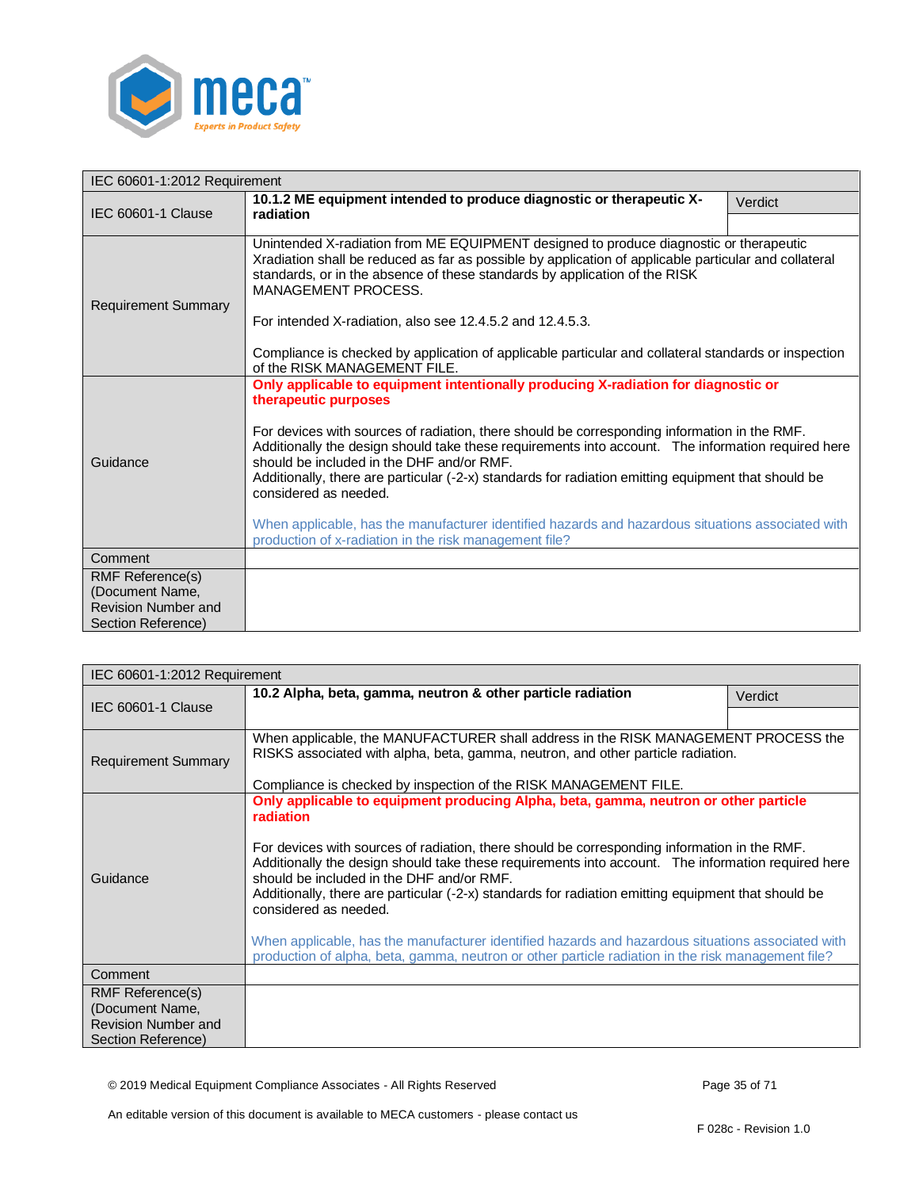| IEC 60601-1:2012 Requirement | | |
|---|---|---|
| IEC 60601-1 Clause | **10.1.2 ME equipment intended to produce diagnostic or therapeutic X-radiation** | Verdict |
| Requirement Summary | Unintended X-radiation from ME EQUIPMENT designed to produce diagnostic or therapeutic Xradiation shall be reduced as far as possible by application of applicable particular and collateral standards, or in the absence of these standards by application of the RISK MANAGEMENT PROCESS.<br><br>For intended X-radiation, also see 12.4.5.2 and 12.4.5.3.<br><br>Compliance is checked by application of applicable particular and collateral standards or inspection of the RISK MANAGEMENT FILE. | |
| Guidance | **Only applicable to equipment intentionally producing X-radiation for diagnostic or therapeutic purposes**<br><br>For devices with sources of radiation, there should be corresponding information in the RMF. Additionally the design should take these requirements into account. The information required here should be included in the DHF and/or RMF.<br>Additionally, there are particular (-2-x) standards for radiation emitting equipment that should be considered as needed.<br><br>When applicable, has the manufacturer identified hazards and hazardous situations associated with production of x-radiation in the risk management file? | |
| Comment | | |
| RMF Reference(s) (Document Name, Revision Number and Section Reference) | | |

| IEC 60601-1:2012 Requirement | | |
|---|---|---|
| IEC 60601-1 Clause | **10.2 Alpha, beta, gamma, neutron & other particle radiation** | Verdict |
| Requirement Summary | When applicable, the MANUFACTURER shall address in the RISK MANAGEMENT PROCESS the RISKS associated with alpha, beta, gamma, neutron, and other particle radiation.<br><br>Compliance is checked by inspection of the RISK MANAGEMENT FILE. | |
| Guidance | **Only applicable to equipment producing Alpha, beta, gamma, neutron or other particle radiation**<br><br>For devices with sources of radiation, there should be corresponding information in the RMF. Additionally the design should take these requirements into account. The information required here should be included in the DHF and/or RMF.<br>Additionally, there are particular (-2-x) standards for radiation emitting equipment that should be considered as needed.<br><br>When applicable, has the manufacturer identified hazards and hazardous situations associated with production of alpha, beta, gamma, neutron or other particle radiation in the risk management file? | |
| Comment | | |
| RMF Reference(s) (Document Name, Revision Number and Section Reference) | | |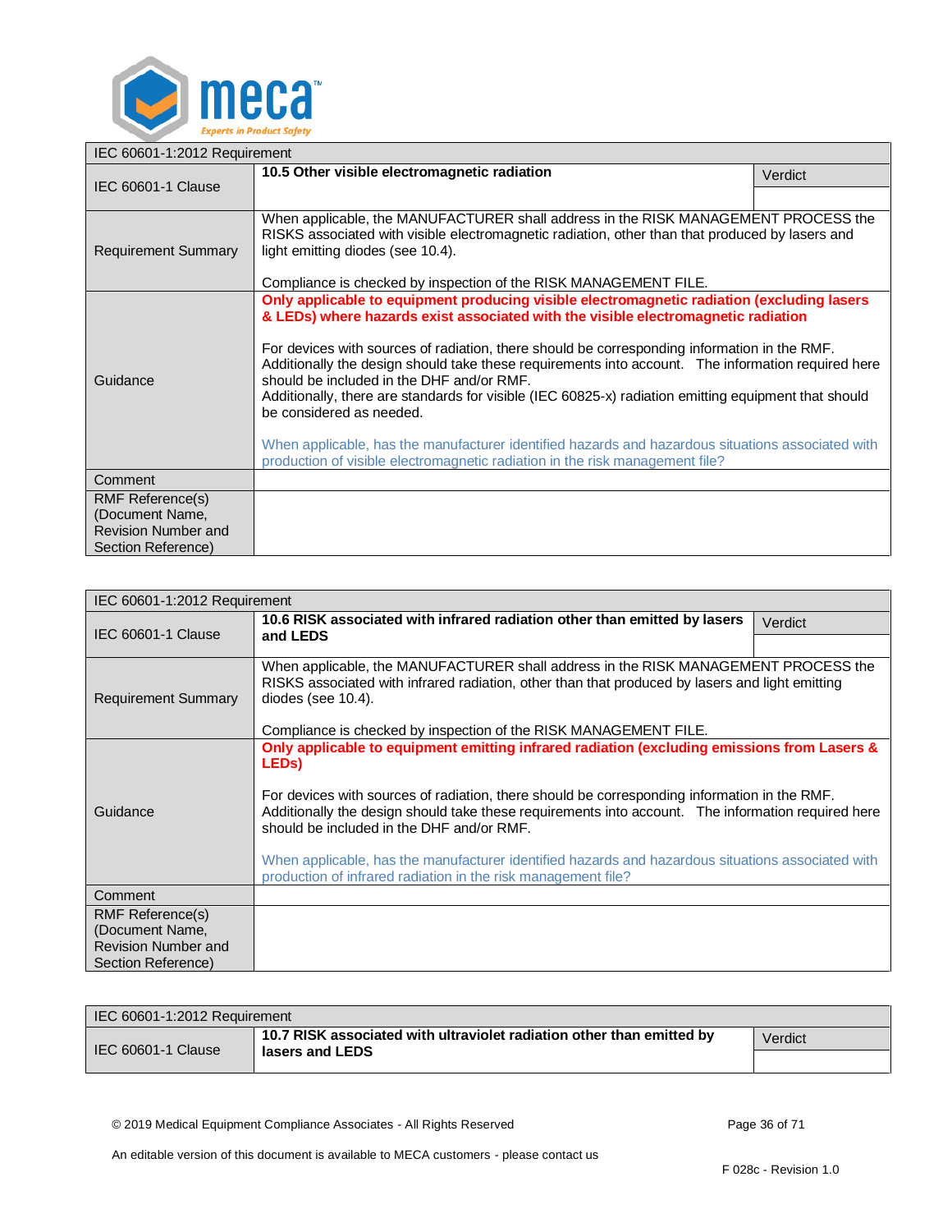| IEC 60601-1:2012 Requirement | | |
|---|---|---|
| IEC 60601-1 Clause | **10.5 Other visible electromagnetic radiation** | Verdict |
| Requirement Summary | When applicable, the MANUFACTURER shall address in the RISK MANAGEMENT PROCESS the RISKS associated with visible electromagnetic radiation, other than that produced by lasers and light emitting diodes (see 10.4).<br><br>Compliance is checked by inspection of the RISK MANAGEMENT FILE. | |
| Guidance | **Only applicable to equipment producing visible electromagnetic radiation (excluding lasers & LEDs) where hazards exist associated with the visible electromagnetic radiation**<br><br>For devices with sources of radiation, there should be corresponding information in the RMF. Additionally the design should take these requirements into account. The information required here should be included in the DHF and/or RMF.<br>Additionally, there are standards for visible (IEC 60825-x) radiation emitting equipment that should be considered as needed.<br><br>When applicable, has the manufacturer identified hazards and hazardous situations associated with production of visible electromagnetic radiation in the risk management file? | |
| Comment | | |
| RMF Reference(s) (Document Name, Revision Number and Section Reference) | | |

| IEC 60601-1:2012 Requirement | | |
|---|---|---|
| IEC 60601-1 Clause | **10.6 RISK associated with infrared radiation other than emitted by lasers and LEDS** | Verdict |
| Requirement Summary | When applicable, the MANUFACTURER shall address in the RISK MANAGEMENT PROCESS the RISKS associated with infrared radiation, other than that produced by lasers and light emitting diodes (see 10.4).<br><br>Compliance is checked by inspection of the RISK MANAGEMENT FILE. | |
| Guidance | **Only applicable to equipment emitting infrared radiation (excluding emissions from Lasers & LEDs)**<br><br>For devices with sources of radiation, there should be corresponding information in the RMF. Additionally the design should take these requirements into account. The information required here should be included in the DHF and/or RMF.<br><br>When applicable, has the manufacturer identified hazards and hazardous situations associated with production of infrared radiation in the risk management file? | |
| Comment | | |
| RMF Reference(s) (Document Name, Revision Number and Section Reference) | | |

| IEC 60601-1:2012 Requirement | | |
|---|---|---|
| IEC 60601-1 Clause | **10.7 RISK associated with ultraviolet radiation other than emitted by lasers and LEDS** | Verdict |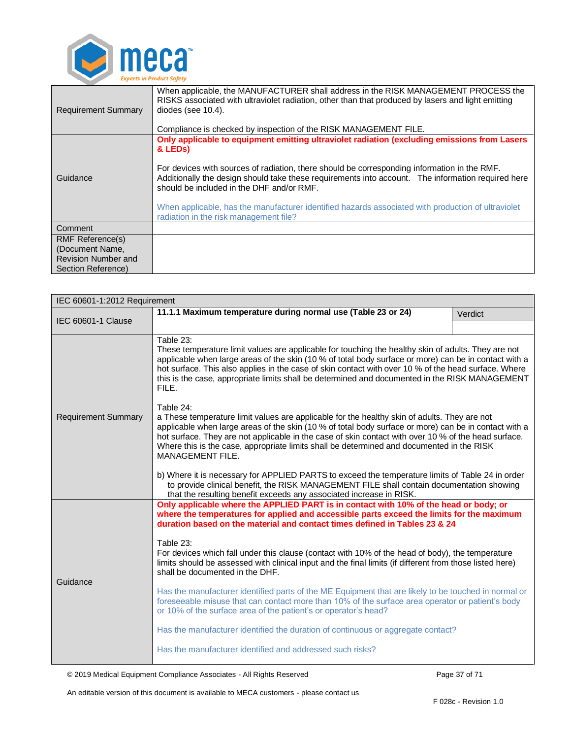| | |
|---|---|
| Requirement Summary | When applicable, the MANUFACTURER shall address in the RISK MANAGEMENT PROCESS the RISKS associated with ultraviolet radiation, other than that produced by lasers and light emitting diodes (see 10.4).<br><br>Compliance is checked by inspection of the RISK MANAGEMENT FILE. |
| Guidance | **Only applicable to equipment emitting ultraviolet radiation (excluding emissions from Lasers & LEDs)**<br><br>For devices with sources of radiation, there should be corresponding information in the RMF. Additionally the design should take these requirements into account. The information required here should be included in the DHF and/or RMF.<br><br>When applicable, has the manufacturer identified hazards associated with production of ultraviolet radiation in the risk management file? |
| Comment | |
| RMF Reference(s) (Document Name, Revision Number and Section Reference) | |

| IEC 60601-1:2012 Requirement | | |
|---|---|---|
| IEC 60601-1 Clause | **11.1.1 Maximum temperature during normal use (Table 23 or 24)** | Verdict |
| Requirement Summary | Table 23:<br>These temperature limit values are applicable for touching the healthy skin of adults. They are not applicable when large areas of the skin (10 % of total body surface or more) can be in contact with a hot surface. This also applies in the case of skin contact with over 10 % of the head surface. Where this is the case, appropriate limits shall be determined and documented in the RISK MANAGEMENT FILE.<br><br>Table 24:<br>a These temperature limit values are applicable for the healthy skin of adults. They are not applicable when large areas of the skin (10 % of total body surface or more) can be in contact with a hot surface. They are not applicable in the case of skin contact with over 10 % of the head surface. Where this is the case, appropriate limits shall be determined and documented in the RISK MANAGEMENT FILE.<br><br>b) Where it is necessary for APPLIED PARTS to exceed the temperature limits of Table 24 in order to provide clinical benefit, the RISK MANAGEMENT FILE shall contain documentation showing that the resulting benefit exceeds any associated increase in RISK. | |
| Guidance | **Only applicable where the APPLIED PART is in contact with 10% of the head or body; or where the temperatures for applied and accessible parts exceed the limits for the maximum duration based on the material and contact times defined in Tables 23 & 24**<br><br>Table 23:<br>For devices which fall under this clause (contact with 10% of the head of body), the temperature limits should be assessed with clinical input and the final limits (if different from those listed here) shall be documented in the DHF.<br><br>Has the manufacturer identified parts of the ME Equipment that are likely to be touched in normal or foreseeable misuse that can contact more than 10% of the surface area operator or patient's body or 10% of the surface area of the patient's or operator's head?<br><br>Has the manufacturer identified the duration of continuous or aggregate contact?<br><br>Has the manufacturer identified and addressed such risks? | |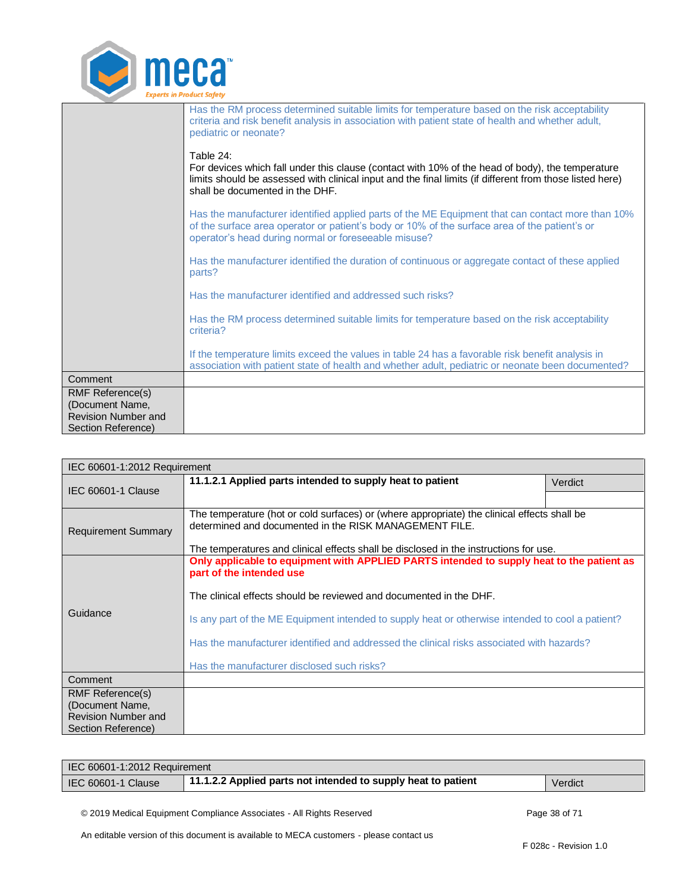| | |
|---|---|
| | Has the RM process determined suitable limits for temperature based on the risk acceptability criteria and risk benefit analysis in association with patient state of health and whether adult, pediatric or neonate?<br><br>Table 24:<br>For devices which fall under this clause (contact with 10% of the head of body), the temperature limits should be assessed with clinical input and the final limits (if different from those listed here) shall be documented in the DHF.<br><br>Has the manufacturer identified applied parts of the ME Equipment that can contact more than 10% of the surface area operator or patient's body or 10% of the surface area of the patient's or operator's head during normal or foreseeable misuse?<br><br>Has the manufacturer identified the duration of continuous or aggregate contact of these applied parts?<br><br>Has the manufacturer identified and addressed such risks?<br><br>Has the RM process determined suitable limits for temperature based on the risk acceptability criteria?<br><br>If the temperature limits exceed the values in table 24 has a favorable risk benefit analysis in association with patient state of health and whether adult, pediatric or neonate been documented? |
| Comment | |
| RMF Reference(s) (Document Name, Revision Number and Section Reference) | |

| IEC 60601-1:2012 Requirement | | |
|---|---|---|
| IEC 60601-1 Clause | **11.1.2.1 Applied parts intended to supply heat to patient** | Verdict |
| Requirement Summary | The temperature (hot or cold surfaces) or (where appropriate) the clinical effects shall be determined and documented in the RISK MANAGEMENT FILE.<br><br>The temperatures and clinical effects shall be disclosed in the instructions for use. | |
| Guidance | **Only applicable to equipment with APPLIED PARTS intended to supply heat to the patient as part of the intended use**<br><br>The clinical effects should be reviewed and documented in the DHF.<br><br>Is any part of the ME Equipment intended to supply heat or otherwise intended to cool a patient?<br><br>Has the manufacturer identified and addressed the clinical risks associated with hazards?<br><br>Has the manufacturer disclosed such risks? | |
| Comment | | |
| RMF Reference(s) (Document Name, Revision Number and Section Reference) | | |

| IEC 60601-1:2012 Requirement | | |
|---|---|---|
| IEC 60601-1 Clause | **11.1.2.2 Applied parts not intended to supply heat to patient** | Verdict |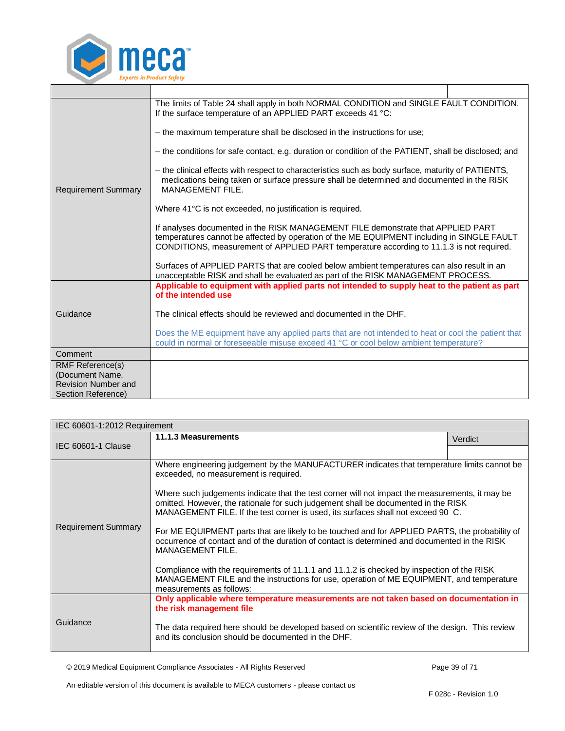| | | |
|---|---|---|
| Requirement Summary | The limits of Table 24 shall apply in both NORMAL CONDITION and SINGLE FAULT CONDITION. If the surface temperature of an APPLIED PART exceeds 41 °C:<br><br>– the maximum temperature shall be disclosed in the instructions for use;<br><br>– the conditions for safe contact, e.g. duration or condition of the PATIENT, shall be disclosed; and<br><br>– the clinical effects with respect to characteristics such as body surface, maturity of PATIENTS, medications being taken or surface pressure shall be determined and documented in the RISK MANAGEMENT FILE.<br><br>Where 41°C is not exceeded, no justification is required.<br><br>If analyses documented in the RISK MANAGEMENT FILE demonstrate that APPLIED PART temperatures cannot be affected by operation of the ME EQUIPMENT including in SINGLE FAULT CONDITIONS, measurement of APPLIED PART temperature according to 11.1.3 is not required.<br><br>Surfaces of APPLIED PARTS that are cooled below ambient temperatures can also result in an unacceptable RISK and shall be evaluated as part of the RISK MANAGEMENT PROCESS. | |
| Guidance | **Applicable to equipment with applied parts not intended to supply heat to the patient as part of the intended use**<br><br>The clinical effects should be reviewed and documented in the DHF.<br><br>Does the ME equipment have any applied parts that are not intended to heat or cool the patient that could in normal or foreseeable misuse exceed 41 °C or cool below ambient temperature? | |
| Comment | | |
| RMF Reference(s) (Document Name, Revision Number and Section Reference) | | |

| IEC 60601-1:2012 Requirement | | |
|---|---|---|
| IEC 60601-1 Clause | **11.1.3 Measurements** | Verdict |
| Requirement Summary | Where engineering judgement by the MANUFACTURER indicates that temperature limits cannot be exceeded, no measurement is required.<br><br>Where such judgements indicate that the test corner will not impact the measurements, it may be omitted. However, the rationale for such judgement shall be documented in the RISK MANAGEMENT FILE. If the test corner is used, its surfaces shall not exceed 90 C.<br><br>For ME EQUIPMENT parts that are likely to be touched and for APPLIED PARTS, the probability of occurrence of contact and of the duration of contact is determined and documented in the RISK MANAGEMENT FILE.<br><br>Compliance with the requirements of 11.1.1 and 11.1.2 is checked by inspection of the RISK MANAGEMENT FILE and the instructions for use, operation of ME EQUIPMENT, and temperature measurements as follows: | |
| Guidance | **Only applicable where temperature measurements are not taken based on documentation in the risk management file**<br><br>The data required here should be developed based on scientific review of the design. This review and its conclusion should be documented in the DHF. | |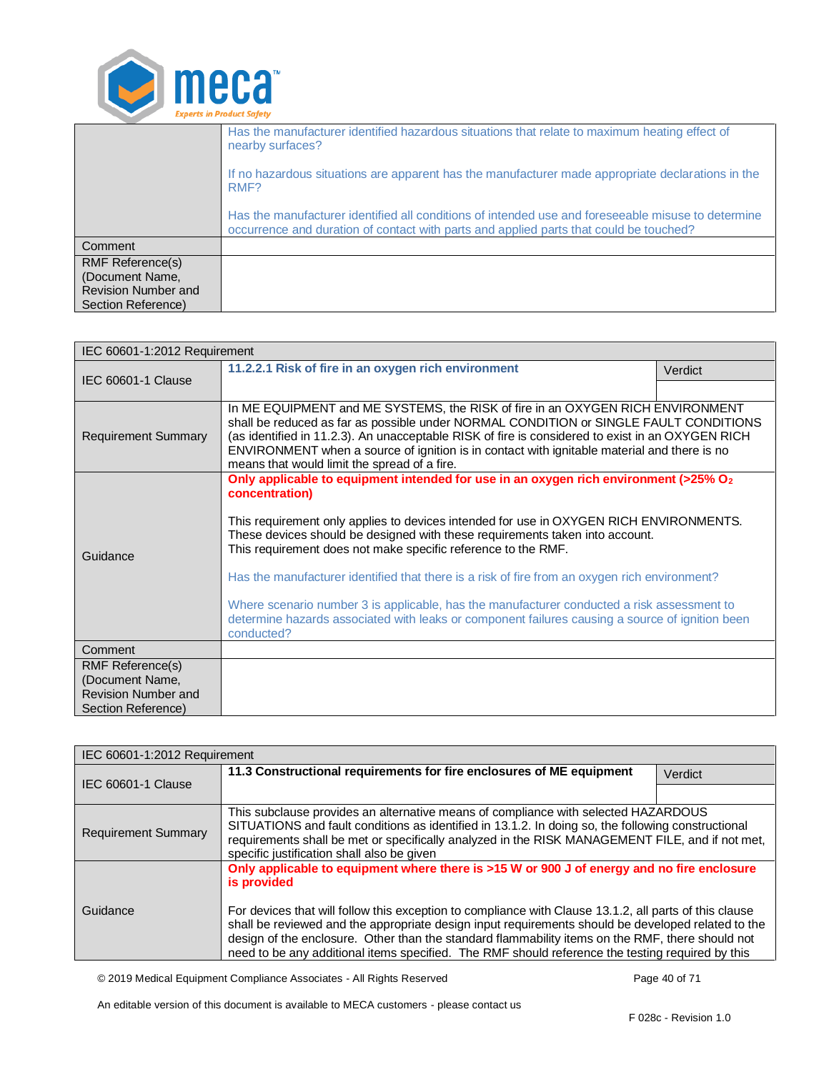| | |
|---|---|
| | Has the manufacturer identified hazardous situations that relate to maximum heating effect of nearby surfaces?<br><br>If no hazardous situations are apparent has the manufacturer made appropriate declarations in the RMF?<br><br>Has the manufacturer identified all conditions of intended use and foreseeable misuse to determine occurrence and duration of contact with parts and applied parts that could be touched? |
| Comment | |
| RMF Reference(s) (Document Name, Revision Number and Section Reference) | |

| IEC 60601-1:2012 Requirement | | |
|---|---|---|
| IEC 60601-1 Clause | **11.2.2.1 Risk of fire in an oxygen rich environment** | Verdict |
| Requirement Summary | In ME EQUIPMENT and ME SYSTEMS, the RISK of fire in an OXYGEN RICH ENVIRONMENT shall be reduced as far as possible under NORMAL CONDITION or SINGLE FAULT CONDITIONS (as identified in 11.2.3). An unacceptable RISK of fire is considered to exist in an OXYGEN RICH ENVIRONMENT when a source of ignition is in contact with ignitable material and there is no means that would limit the spread of a fire. | |
| Guidance | **Only applicable to equipment intended for use in an oxygen rich environment (>25% $O_2$ concentration)**<br><br>This requirement only applies to devices intended for use in OXYGEN RICH ENVIRONMENTS. These devices should be designed with these requirements taken into account.<br>This requirement does not make specific reference to the RMF.<br><br>Has the manufacturer identified that there is a risk of fire from an oxygen rich environment?<br><br>Where scenario number 3 is applicable, has the manufacturer conducted a risk assessment to determine hazards associated with leaks or component failures causing a source of ignition been conducted? | |
| Comment | | |
| RMF Reference(s) (Document Name, Revision Number and Section Reference) | | |

| IEC 60601-1:2012 Requirement | | |
|---|---|---|
| IEC 60601-1 Clause | **11.3 Constructional requirements for fire enclosures of ME equipment** | Verdict |
| Requirement Summary | This subclause provides an alternative means of compliance with selected HAZARDOUS SITUATIONS and fault conditions as identified in 13.1.2. In doing so, the following constructional requirements shall be met or specifically analyzed in the RISK MANAGEMENT FILE, and if not met, specific justification shall also be given | |
| Guidance | **Only applicable to equipment where there is >15 W or 900 J of energy and no fire enclosure is provided**<br><br>For devices that will follow this exception to compliance with Clause 13.1.2, all parts of this clause shall be reviewed and the appropriate design input requirements should be developed related to the design of the enclosure. Other than the standard flammability items on the RMF, there should not need to be any additional items specified. The RMF should reference the testing required by this | |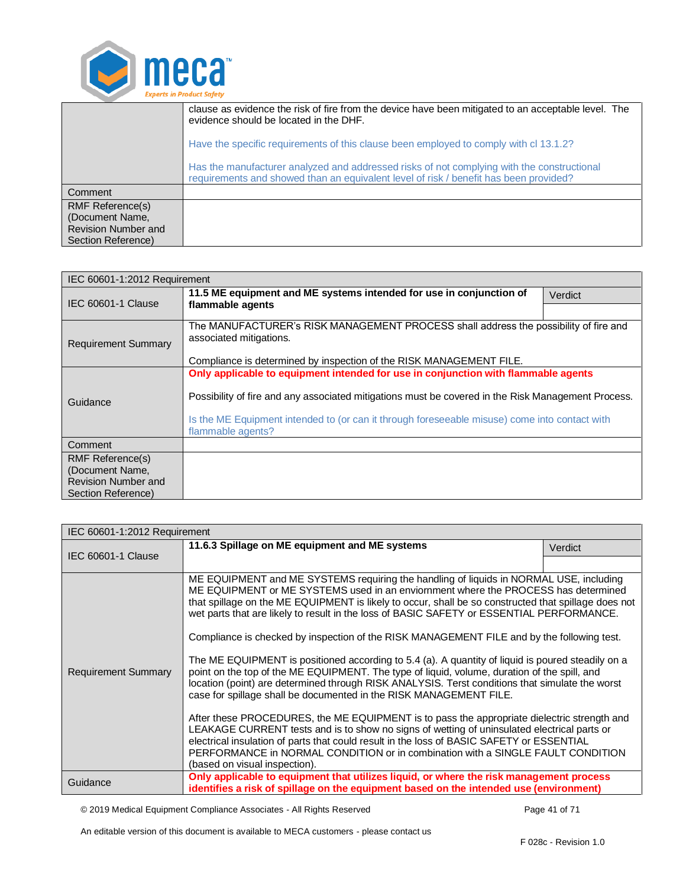| | |
|---|---|
| | clause as evidence the risk of fire from the device have been mitigated to an acceptable level. The evidence should be located in the DHF.<br><br>Have the specific requirements of this clause been employed to comply with cl 13.1.2?<br><br>Has the manufacturer analyzed and addressed risks of not complying with the constructional requirements and showed than an equivalent level of risk / benefit has been provided? |
| Comment | |
| RMF Reference(s) (Document Name, Revision Number and Section Reference) | |

| IEC 60601-1:2012 Requirement | | |
|---|---|---|
| IEC 60601-1 Clause | **11.5 ME equipment and ME systems intended for use in conjunction of flammable agents** | Verdict |
| Requirement Summary | The MANUFACTURER's RISK MANAGEMENT PROCESS shall address the possibility of fire and associated mitigations.<br><br>Compliance is determined by inspection of the RISK MANAGEMENT FILE. | |
| Guidance | **Only applicable to equipment intended for use in conjunction with flammable agents**<br><br>Possibility of fire and any associated mitigations must be covered in the Risk Management Process.<br><br>Is the ME Equipment intended to (or can it through foreseeable misuse) come into contact with flammable agents? | |
| Comment | | |
| RMF Reference(s) (Document Name, Revision Number and Section Reference) | | |

| IEC 60601-1:2012 Requirement | | |
|---|---|---|
| IEC 60601-1 Clause | **11.6.3 Spillage on ME equipment and ME systems** | Verdict |
| Requirement Summary | ME EQUIPMENT and ME SYSTEMS requiring the handling of liquids in NORMAL USE, including ME EQUIPMENT or ME SYSTEMS used in an envionrment where the PROCESS has determined that spillage on the ME EQUIPMENT is likely to occur, shall be so constructed that spillage does not wet parts that are likely to result in the loss of BASIC SAFETY or ESSENTIAL PERFORMANCE.<br><br>Compliance is checked by inspection of the RISK MANAGEMENT FILE and by the following test.<br><br>The ME EQUIPMENT is positioned according to 5.4 (a). A quantity of liquid is poured steadily on a point on the top of the ME EQUIPMENT. The type of liquid, volume, duration of the spill, and location (point) are determined through RISK ANALYSIS. Terst conditions that simulate the worst case for spillage shall be documented in the RISK MANAGEMENT FILE.<br><br>After these PROCEDURES, the ME EQUIPMENT is to pass the appropriate dielectric strength and LEAKAGE CURRENT tests and is to show no signs of wetting of uninsulated electrical parts or electrical insulation of parts that could result in the loss of BASIC SAFETY or ESSENTIAL PERFORMANCE in NORMAL CONDITION or in combination with a SINGLE FAULT CONDITION (based on visual inspection). | |
| Guidance | **Only applicable to equipment that utilizes liquid, or where the risk management process identifies a risk of spillage on the equipment based on the intended use (environment)** | |

© 2019 Medical Equipment Compliance Associates - All Rights Reserved

An editable version of this document is available to MECA customers - please contact us

F 028c - Revision 1.0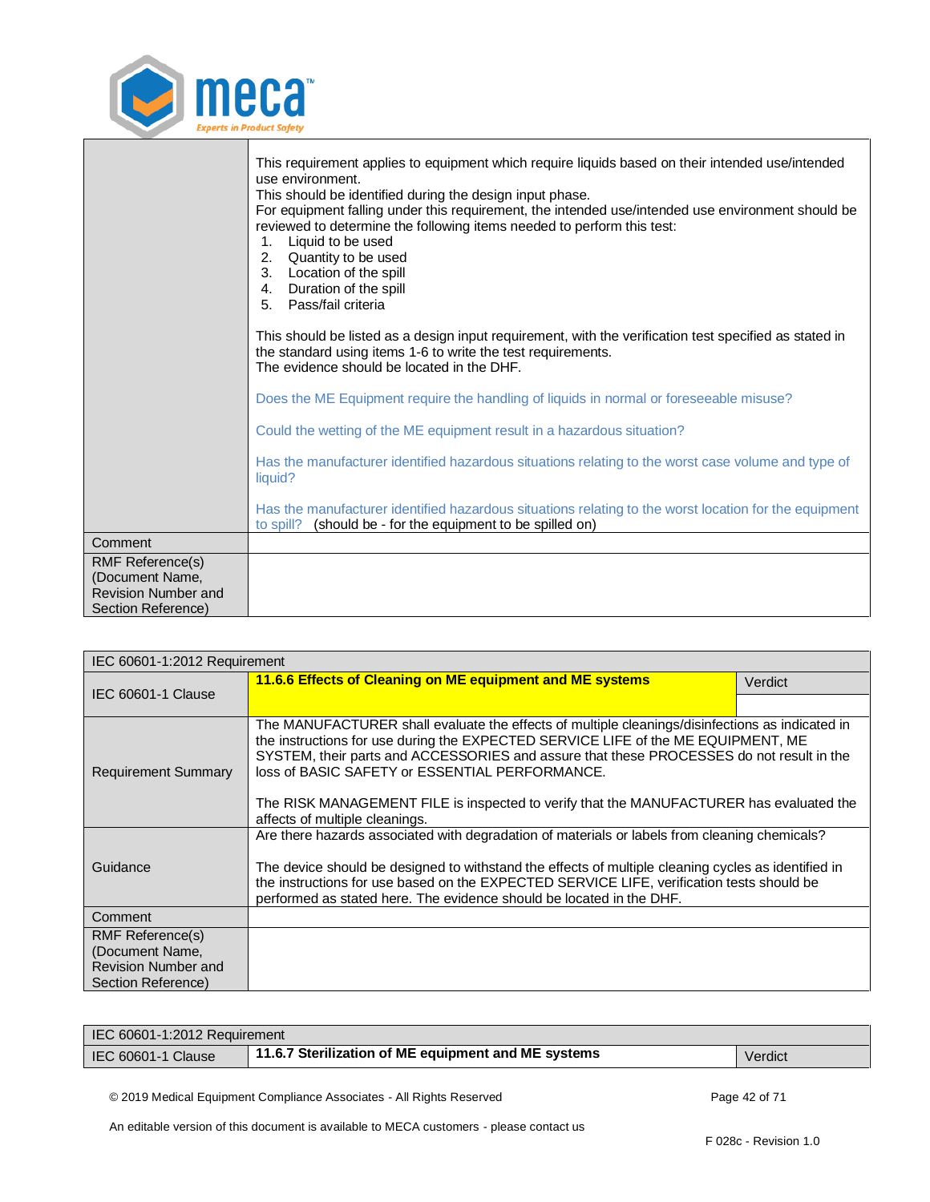| | |
|---|---|
| | This requirement applies to equipment which require liquids based on their intended use/intended use environment.<br>This should be identified during the design input phase.<br>For equipment falling under this requirement, the intended use/intended use environment should be reviewed to determine the following items needed to perform this test:<br>1. Liquid to be used<br>2. Quantity to be used<br>3. Location of the spill<br>4. Duration of the spill<br>5. Pass/fail criteria<br><br>This should be listed as a design input requirement, with the verification test specified as stated in the standard using items 1-6 to write the test requirements.<br>The evidence should be located in the DHF.<br><br>Does the ME Equipment require the handling of liquids in normal or foreseeable misuse?<br><br>Could the wetting of the ME equipment result in a hazardous situation?<br><br>Has the manufacturer identified hazardous situations relating to the worst case volume and type of liquid?<br><br>Has the manufacturer identified hazardous situations relating to the worst location for the equipment to spill? (should be - for the equipment to be spilled on) |
| Comment | |
| RMF Reference(s) (Document Name, Revision Number and Section Reference) | |

| IEC 60601-1:2012 Requirement | | |
|---|---|---|
| IEC 60601-1 Clause | **11.6.6 Effects of Cleaning on ME equipment and ME systems** | Verdict |
| Requirement Summary | The MANUFACTURER shall evaluate the effects of multiple cleanings/disinfections as indicated in the instructions for use during the EXPECTED SERVICE LIFE of the ME EQUIPMENT, ME SYSTEM, their parts and ACCESSORIES and assure that these PROCESSES do not result in the loss of BASIC SAFETY or ESSENTIAL PERFORMANCE.<br><br>The RISK MANAGEMENT FILE is inspected to verify that the MANUFACTURER has evaluated the affects of multiple cleanings. | |
| Guidance | Are there hazards associated with degradation of materials or labels from cleaning chemicals?<br><br>The device should be designed to withstand the effects of multiple cleaning cycles as identified in the instructions for use based on the EXPECTED SERVICE LIFE, verification tests should be performed as stated here. The evidence should be located in the DHF. | |
| Comment | | |
| RMF Reference(s) (Document Name, Revision Number and Section Reference) | | |

| IEC 60601-1:2012 Requirement | | |
|---|---|---|
| IEC 60601-1 Clause | **11.6.7 Sterilization of ME equipment and ME systems** | Verdict |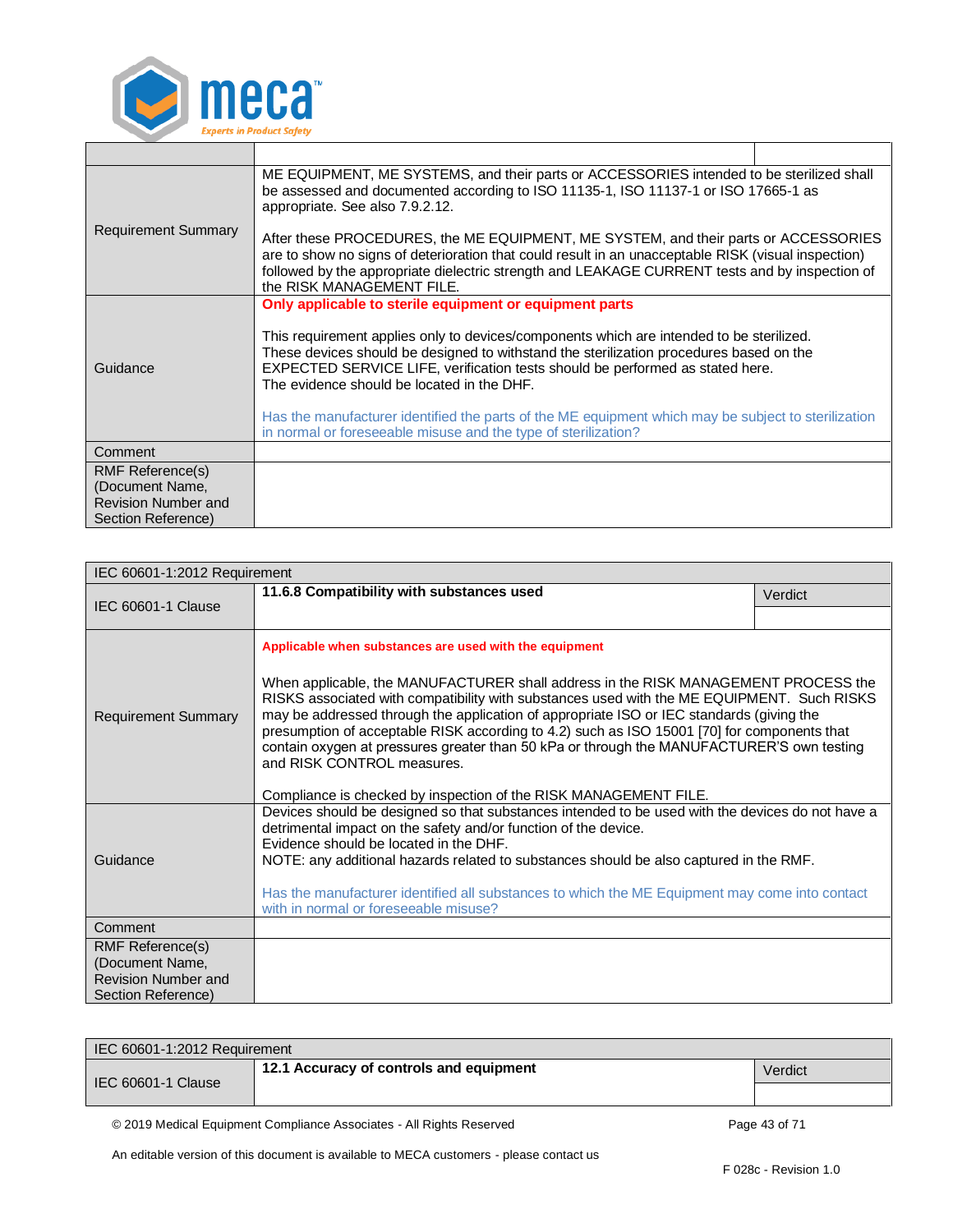| | | |
|---|---|---|
| | | |
| Requirement Summary | ME EQUIPMENT, ME SYSTEMS, and their parts or ACCESSORIES intended to be sterilized shall be assessed and documented according to ISO 11135-1, ISO 11137-1 or ISO 17665-1 as appropriate. See also 7.9.2.12.<br><br>After these PROCEDURES, the ME EQUIPMENT, ME SYSTEM, and their parts or ACCESSORIES are to show no signs of deterioration that could result in an unacceptable RISK (visual inspection) followed by the appropriate dielectric strength and LEAKAGE CURRENT tests and by inspection of the RISK MANAGEMENT FILE. | |
| Guidance | **Only applicable to sterile equipment or equipment parts**<br><br>This requirement applies only to devices/components which are intended to be sterilized. These devices should be designed to withstand the sterilization procedures based on the EXPECTED SERVICE LIFE, verification tests should be performed as stated here. The evidence should be located in the DHF.<br><br>Has the manufacturer identified the parts of the ME equipment which may be subject to sterilization in normal or foreseeable misuse and the type of sterilization? | |
| Comment | | |
| RMF Reference(s) (Document Name, Revision Number and Section Reference) | | |

| IEC 60601-1:2012 Requirement | | |
|---|---|---|
| IEC 60601-1 Clause | **11.6.8 Compatibility with substances used** | Verdict |
| Requirement Summary | **Applicable when substances are used with the equipment**<br><br>When applicable, the MANUFACTURER shall address in the RISK MANAGEMENT PROCESS the RISKS associated with compatibility with substances used with the ME EQUIPMENT. Such RISKS may be addressed through the application of appropriate ISO or IEC standards (giving the presumption of acceptable RISK according to 4.2) such as ISO 15001 [70] for components that contain oxygen at pressures greater than 50 kPa or through the MANUFACTURER'S own testing and RISK CONTROL measures.<br><br>Compliance is checked by inspection of the RISK MANAGEMENT FILE. | |
| Guidance | Devices should be designed so that substances intended to be used with the devices do not have a detrimental impact on the safety and/or function of the device.<br>Evidence should be located in the DHF.<br>NOTE: any additional hazards related to substances should be also captured in the RMF.<br><br>Has the manufacturer identified all substances to which the ME Equipment may come into contact with in normal or foreseeable misuse? | |
| Comment | | |
| RMF Reference(s) (Document Name, Revision Number and Section Reference) | | |

| IEC 60601-1:2012 Requirement | | |
|---|---|---|
| IEC 60601-1 Clause | **12.1 Accuracy of controls and equipment** | Verdict |

An editable version of this document is available to MECA customers - please contact us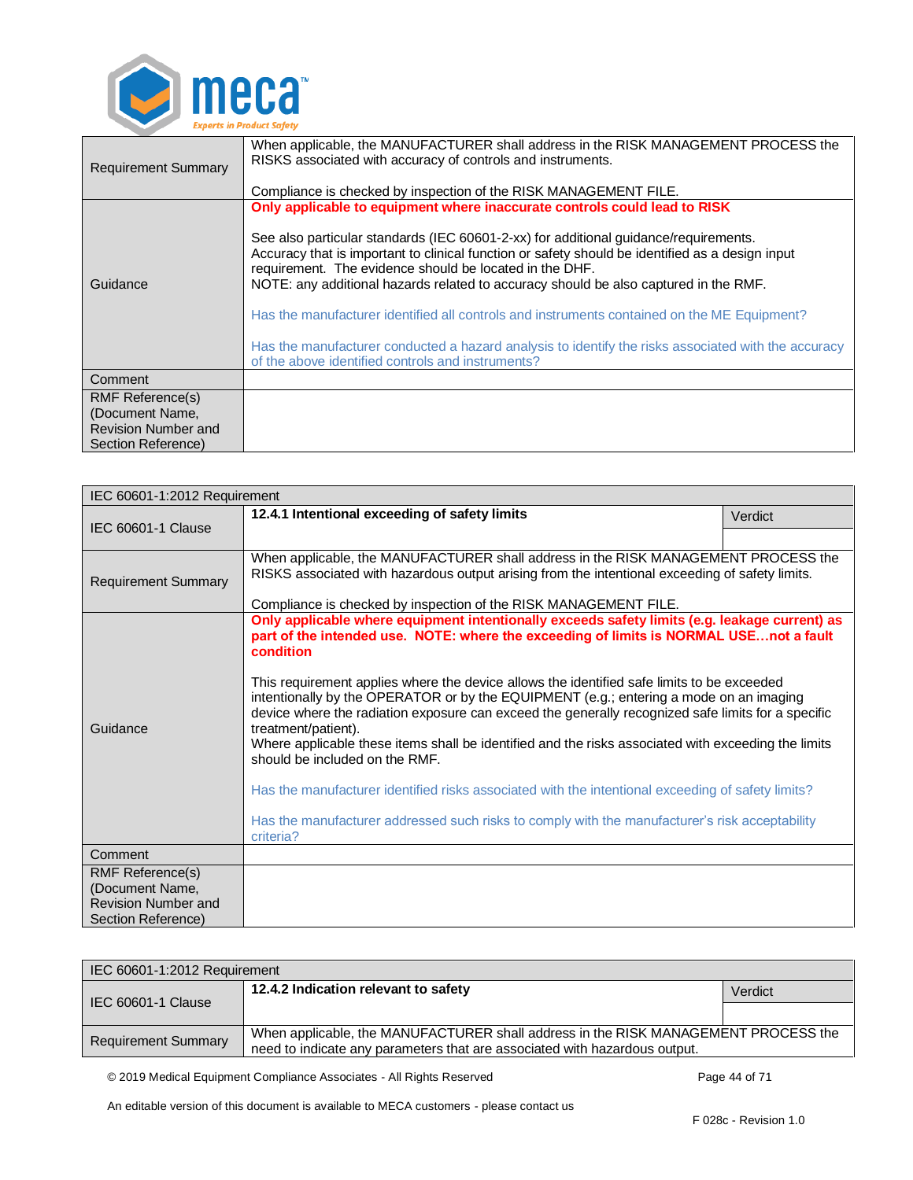| Requirement Summary | When applicable, the MANUFACTURER shall address in the RISK MANAGEMENT PROCESS the RISKS associated with accuracy of controls and instruments.<br><br>Compliance is checked by inspection of the RISK MANAGEMENT FILE. |
|---|---|
| Guidance | **Only applicable to equipment where inaccurate controls could lead to RISK**<br><br>See also particular standards (IEC 60601-2-xx) for additional guidance/requirements.<br>Accuracy that is important to clinical function or safety should be identified as a design input requirement. The evidence should be located in the DHF.<br>NOTE: any additional hazards related to accuracy should be also captured in the RMF.<br><br>Has the manufacturer identified all controls and instruments contained on the ME Equipment?<br><br>Has the manufacturer conducted a hazard analysis to identify the risks associated with the accuracy of the above identified controls and instruments? |
| Comment | |
| RMF Reference(s) (Document Name, Revision Number and Section Reference) | |

| IEC 60601-1:2012 Requirement | | |
|---|---|---|
| IEC 60601-1 Clause | **12.4.1 Intentional exceeding of safety limits** | Verdict |
| Requirement Summary | When applicable, the MANUFACTURER shall address in the RISK MANAGEMENT PROCESS the RISKS associated with hazardous output arising from the intentional exceeding of safety limits.<br><br>Compliance is checked by inspection of the RISK MANAGEMENT FILE. | |
| Guidance | **Only applicable where equipment intentionally exceeds safety limits (e.g. leakage current) as part of the intended use. NOTE: where the exceeding of limits is NORMAL USE…not a fault condition**<br><br>This requirement applies where the device allows the identified safe limits to be exceeded intentionally by the OPERATOR or by the EQUIPMENT (e.g.; entering a mode on an imaging device where the radiation exposure can exceed the generally recognized safe limits for a specific treatment/patient).<br>Where applicable these items shall be identified and the risks associated with exceeding the limits should be included on the RMF.<br><br>Has the manufacturer identified risks associated with the intentional exceeding of safety limits?<br><br>Has the manufacturer addressed such risks to comply with the manufacturer's risk acceptability criteria? | |
| Comment | | |
| RMF Reference(s) (Document Name, Revision Number and Section Reference) | | |

| IEC 60601-1:2012 Requirement | | |
|---|---|---|
| IEC 60601-1 Clause | **12.4.2 Indication relevant to safety** | Verdict |
| Requirement Summary | When applicable, the MANUFACTURER shall address in the RISK MANAGEMENT PROCESS the need to indicate any parameters that are associated with hazardous output. | |

© 2019 Medical Equipment Compliance Associates - All Rights Reserved

An editable version of this document is available to MECA customers - please contact us

F 028c - Revision 1.0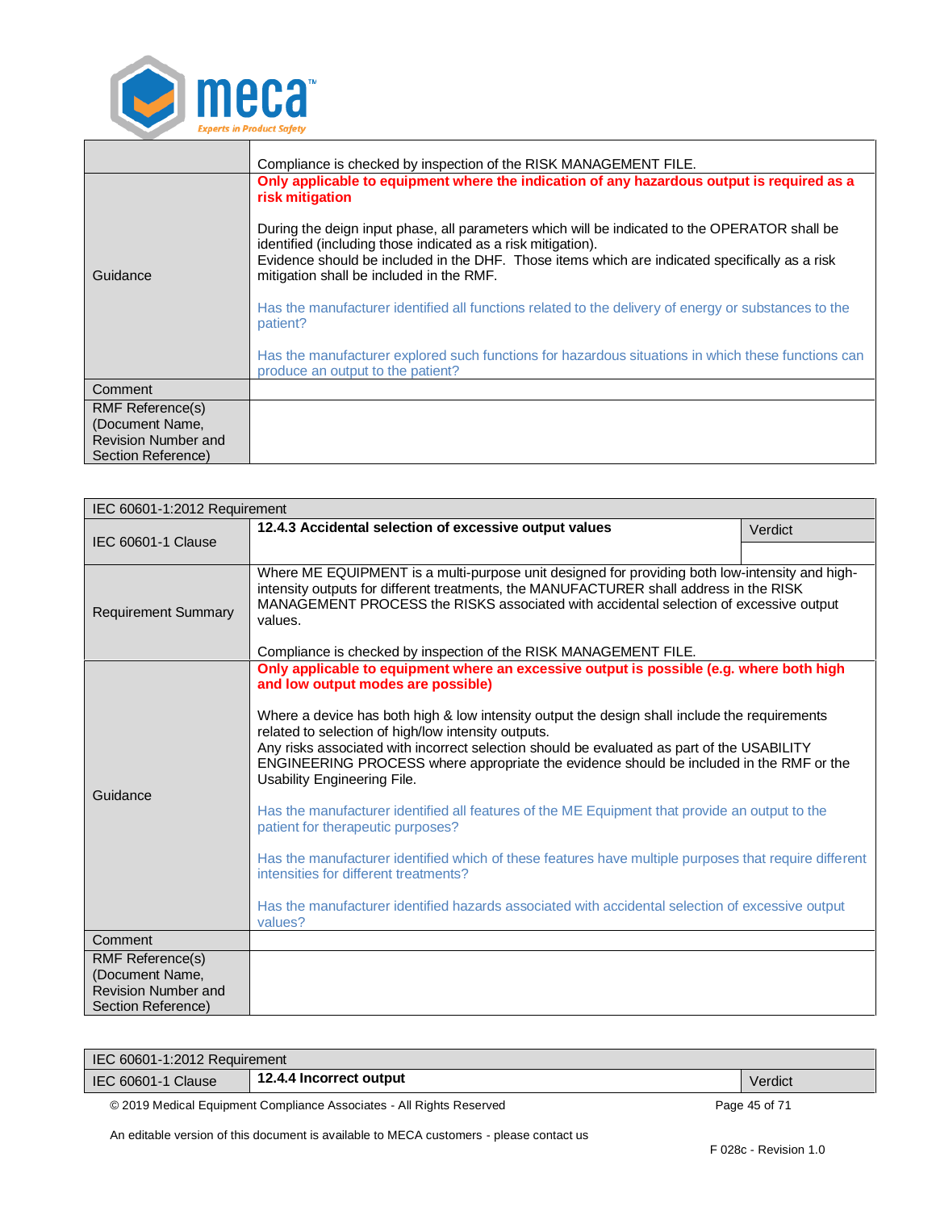| | |
|---|---|
| | Compliance is checked by inspection of the RISK MANAGEMENT FILE. |
| Guidance | **Only applicable to equipment where the indication of any hazardous output is required as a risk mitigation**<br><br>During the deign input phase, all parameters which will be indicated to the OPERATOR shall be identified (including those indicated as a risk mitigation).<br>Evidence should be included in the DHF. Those items which are indicated specifically as a risk mitigation shall be included in the RMF.<br><br>Has the manufacturer identified all functions related to the delivery of energy or substances to the patient?<br><br>Has the manufacturer explored such functions for hazardous situations in which these functions can produce an output to the patient? |
| Comment | |
| RMF Reference(s) (Document Name, Revision Number and Section Reference) | |

| IEC 60601-1:2012 Requirement | | |
|---|---|---|
| IEC 60601-1 Clause | **12.4.3 Accidental selection of excessive output values** | Verdict |
| Requirement Summary | Where ME EQUIPMENT is a multi-purpose unit designed for providing both low-intensity and high-intensity outputs for different treatments, the MANUFACTURER shall address in the RISK MANAGEMENT PROCESS the RISKS associated with accidental selection of excessive output values.<br><br>Compliance is checked by inspection of the RISK MANAGEMENT FILE. | |
| Guidance | **Only applicable to equipment where an excessive output is possible (e.g. where both high and low output modes are possible)**<br><br>Where a device has both high & low intensity output the design shall include the requirements related to selection of high/low intensity outputs.<br>Any risks associated with incorrect selection should be evaluated as part of the USABILITY ENGINEERING PROCESS where appropriate the evidence should be included in the RMF or the Usability Engineering File.<br><br>Has the manufacturer identified all features of the ME Equipment that provide an output to the patient for therapeutic purposes?<br><br>Has the manufacturer identified which of these features have multiple purposes that require different intensities for different treatments?<br><br>Has the manufacturer identified hazards associated with accidental selection of excessive output values? | |
| Comment | | |
| RMF Reference(s) (Document Name, Revision Number and Section Reference) | | |

| IEC 60601-1:2012 Requirement | | |
|---|---|---|
| IEC 60601-1 Clause | **12.4.4 Incorrect output** | Verdict |

An editable version of this document is available to MECA customers - please contact us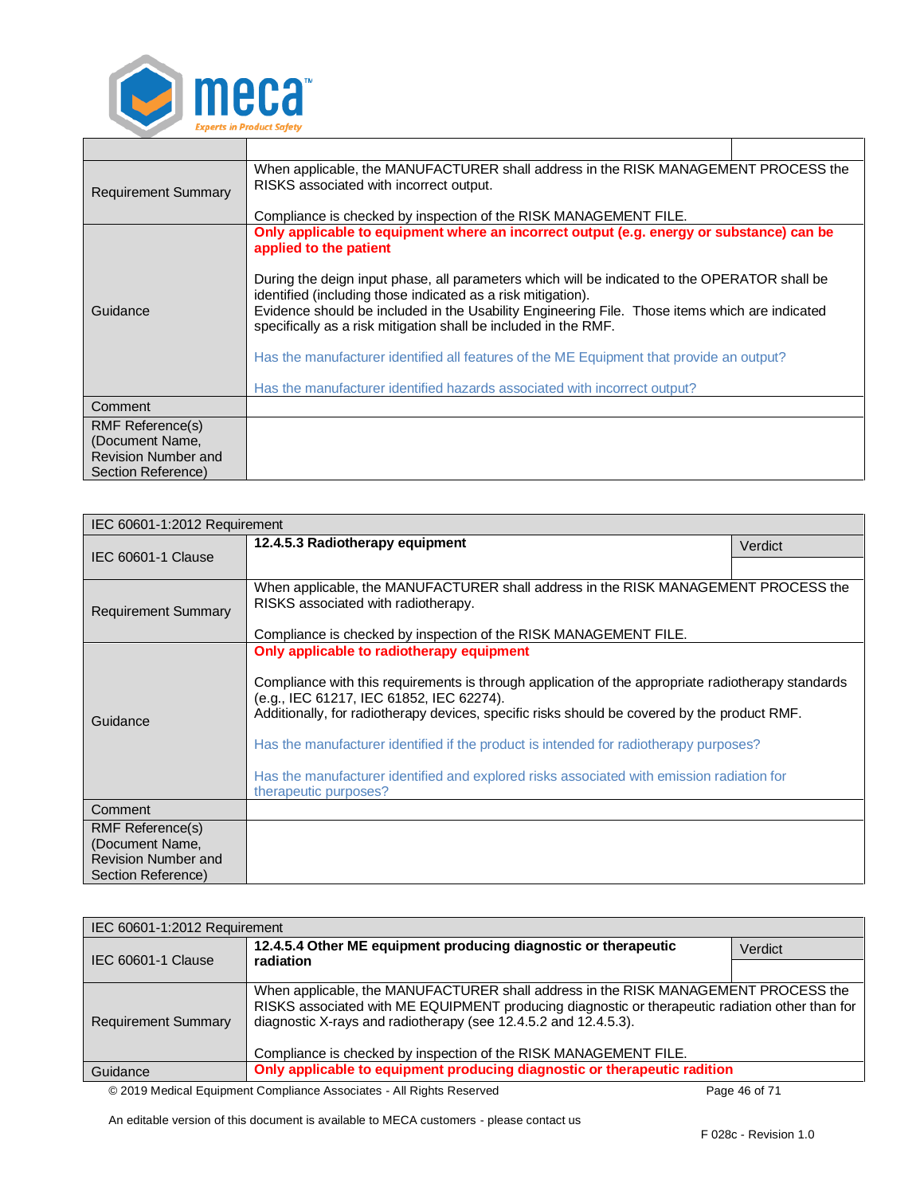| | | |
|---|---|---|
| Requirement Summary | When applicable, the MANUFACTURER shall address in the RISK MANAGEMENT PROCESS the RISKS associated with incorrect output.<br><br>Compliance is checked by inspection of the RISK MANAGEMENT FILE. | |
| Guidance | **Only applicable to equipment where an incorrect output (e.g. energy or substance) can be applied to the patient**<br><br>During the deign input phase, all parameters which will be indicated to the OPERATOR shall be identified (including those indicated as a risk mitigation).<br>Evidence should be included in the Usability Engineering File. Those items which are indicated specifically as a risk mitigation shall be included in the RMF.<br><br>Has the manufacturer identified all features of the ME Equipment that provide an output?<br><br>Has the manufacturer identified hazards associated with incorrect output? | |
| Comment | | |
| RMF Reference(s) (Document Name, Revision Number and Section Reference) | | |

| IEC 60601-1:2012 Requirement | | |
|---|---|---|
| IEC 60601-1 Clause | **12.4.5.3 Radiotherapy equipment** | Verdict |
| Requirement Summary | When applicable, the MANUFACTURER shall address in the RISK MANAGEMENT PROCESS the RISKS associated with radiotherapy.<br><br>Compliance is checked by inspection of the RISK MANAGEMENT FILE. | |
| Guidance | **Only applicable to radiotherapy equipment**<br><br>Compliance with this requirements is through application of the appropriate radiotherapy standards (e.g., IEC 61217, IEC 61852, IEC 62274).<br>Additionally, for radiotherapy devices, specific risks should be covered by the product RMF.<br><br>Has the manufacturer identified if the product is intended for radiotherapy purposes?<br><br>Has the manufacturer identified and explored risks associated with emission radiation for therapeutic purposes? | |
| Comment | | |
| RMF Reference(s) (Document Name, Revision Number and Section Reference) | | |

| IEC 60601-1:2012 Requirement | | |
|---|---|---|
| IEC 60601-1 Clause | **12.4.5.4 Other ME equipment producing diagnostic or therapeutic radiation** | Verdict |
| Requirement Summary | When applicable, the MANUFACTURER shall address in the RISK MANAGEMENT PROCESS the RISKS associated with ME EQUIPMENT producing diagnostic or therapeutic radiation other than for diagnostic X-rays and radiotherapy (see 12.4.5.2 and 12.4.5.3).<br><br>Compliance is checked by inspection of the RISK MANAGEMENT FILE. | |
| Guidance | **Only applicable to equipment producing diagnostic or therapeutic radition** | |

An editable version of this document is available to MECA customers - please contact us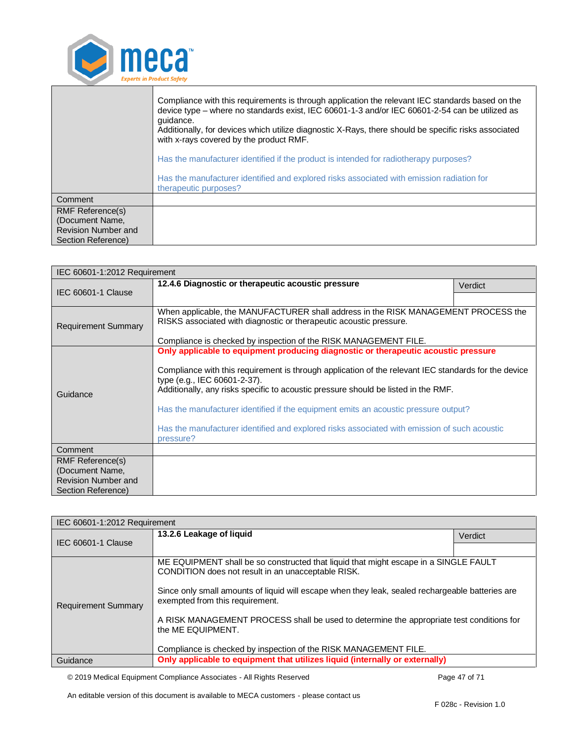| | |
|---|---|
| | Compliance with this requirements is through application the relevant IEC standards based on the device type – where no standards exist, IEC 60601-1-3 and/or IEC 60601-2-54 can be utilized as guidance.<br>Additionally, for devices which utilize diagnostic X-Rays, there should be specific risks associated with x-rays covered by the product RMF.<br><br>Has the manufacturer identified if the product is intended for radiotherapy purposes?<br><br>Has the manufacturer identified and explored risks associated with emission radiation for therapeutic purposes? |
| Comment | |
| RMF Reference(s) (Document Name, Revision Number and Section Reference) | |

| IEC 60601-1:2012 Requirement | | |
|---|---|---|
| IEC 60601-1 Clause | **12.4.6 Diagnostic or therapeutic acoustic pressure** | Verdict |
| Requirement Summary | When applicable, the MANUFACTURER shall address in the RISK MANAGEMENT PROCESS the RISKS associated with diagnostic or therapeutic acoustic pressure.<br><br>Compliance is checked by inspection of the RISK MANAGEMENT FILE. | |
| Guidance | **Only applicable to equipment producing diagnostic or therapeutic acoustic pressure**<br><br>Compliance with this requirement is through application of the relevant IEC standards for the device type (e.g., IEC 60601-2-37).<br>Additionally, any risks specific to acoustic pressure should be listed in the RMF.<br><br>Has the manufacturer identified if the equipment emits an acoustic pressure output?<br><br>Has the manufacturer identified and explored risks associated with emission of such acoustic pressure? | |
| Comment | | |
| RMF Reference(s) (Document Name, Revision Number and Section Reference) | | |

| IEC 60601-1:2012 Requirement | | |
|---|---|---|
| IEC 60601-1 Clause | **13.2.6 Leakage of liquid** | Verdict |
| Requirement Summary | ME EQUIPMENT shall be so constructed that liquid that might escape in a SINGLE FAULT CONDITION does not result in an unacceptable RISK.<br><br>Since only small amounts of liquid will escape when they leak, sealed rechargeable batteries are exempted from this requirement.<br><br>A RISK MANAGEMENT PROCESS shall be used to determine the appropriate test conditions for the ME EQUIPMENT.<br><br>Compliance is checked by inspection of the RISK MANAGEMENT FILE. | |
| Guidance | **Only applicable to equipment that utilizes liquid (internally or externally)** | |

An editable version of this document is available to MECA customers - please contact us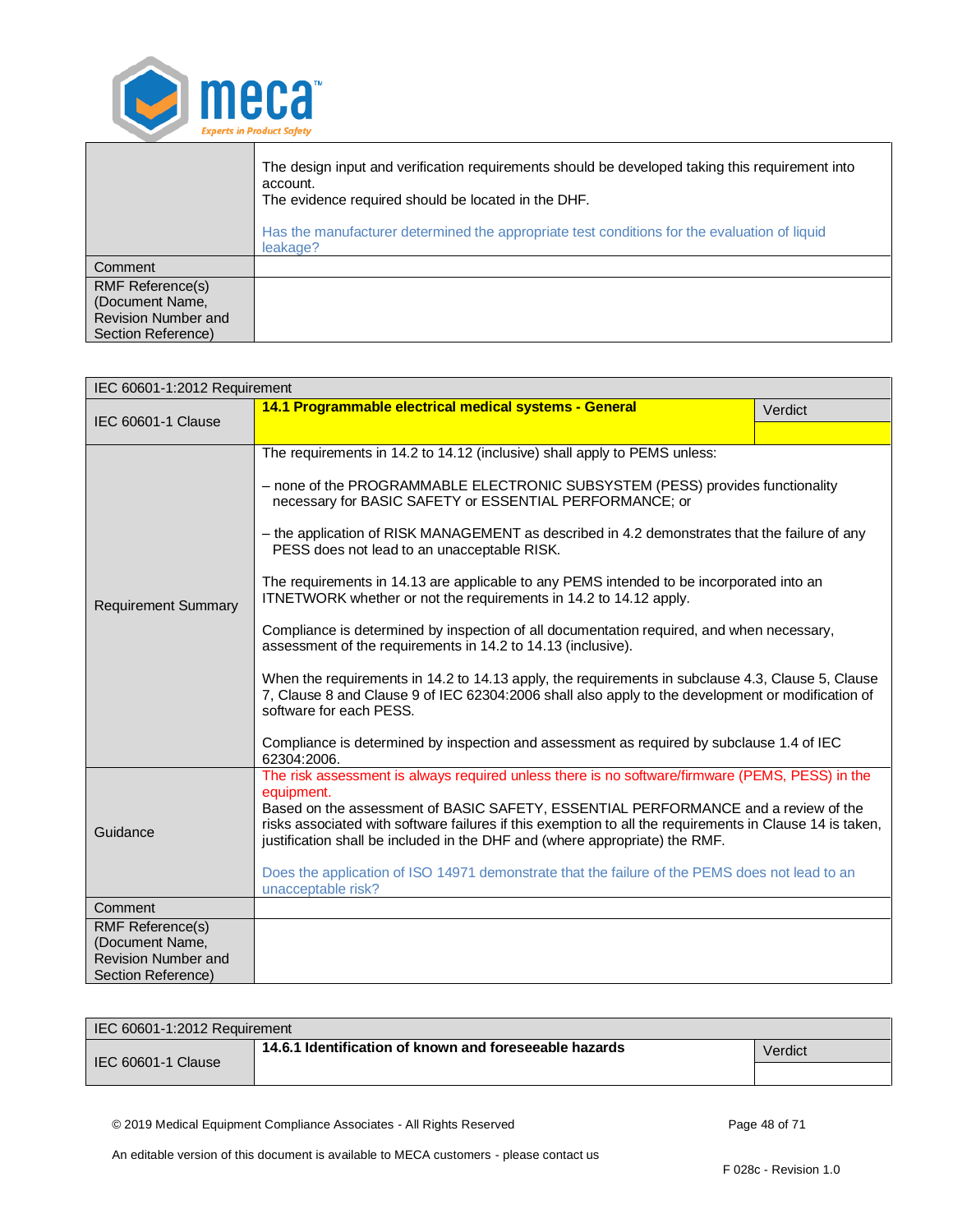| | |
|---|---|
| | The design input and verification requirements should be developed taking this requirement into account.<br>The evidence required should be located in the DHF.<br><br>Has the manufacturer determined the appropriate test conditions for the evaluation of liquid leakage? |
| Comment | |
| RMF Reference(s) (Document Name, Revision Number and Section Reference) | |

| IEC 60601-1:2012 Requirement | | |
|---|---|---|
| IEC 60601-1 Clause | **14.1 Programmable electrical medical systems - General** | Verdict |
| Requirement Summary | The requirements in 14.2 to 14.12 (inclusive) shall apply to PEMS unless:<br><br>– none of the PROGRAMMABLE ELECTRONIC SUBSYSTEM (PESS) provides functionality necessary for BASIC SAFETY or ESSENTIAL PERFORMANCE; or<br><br>– the application of RISK MANAGEMENT as described in 4.2 demonstrates that the failure of any PESS does not lead to an unacceptable RISK.<br><br>The requirements in 14.13 are applicable to any PEMS intended to be incorporated into an ITNETWORK whether or not the requirements in 14.2 to 14.12 apply.<br><br>Compliance is determined by inspection of all documentation required, and when necessary, assessment of the requirements in 14.2 to 14.13 (inclusive).<br><br>When the requirements in 14.2 to 14.13 apply, the requirements in subclause 4.3, Clause 5, Clause 7, Clause 8 and Clause 9 of IEC 62304:2006 shall also apply to the development or modification of software for each PESS.<br><br>Compliance is determined by inspection and assessment as required by subclause 1.4 of IEC 62304:2006. | |
| Guidance | The risk assessment is always required unless there is no software/firmware (PEMS, PESS) in the equipment.<br>Based on the assessment of BASIC SAFETY, ESSENTIAL PERFORMANCE and a review of the risks associated with software failures if this exemption to all the requirements in Clause 14 is taken, justification shall be included in the DHF and (where appropriate) the RMF.<br><br>Does the application of ISO 14971 demonstrate that the failure of the PEMS does not lead to an unacceptable risk? | |
| Comment | | |
| RMF Reference(s) (Document Name, Revision Number and Section Reference) | | |

| IEC 60601-1:2012 Requirement | | |
|---|---|---|
| IEC 60601-1 Clause | **14.6.1 Identification of known and foreseeable hazards** | Verdict |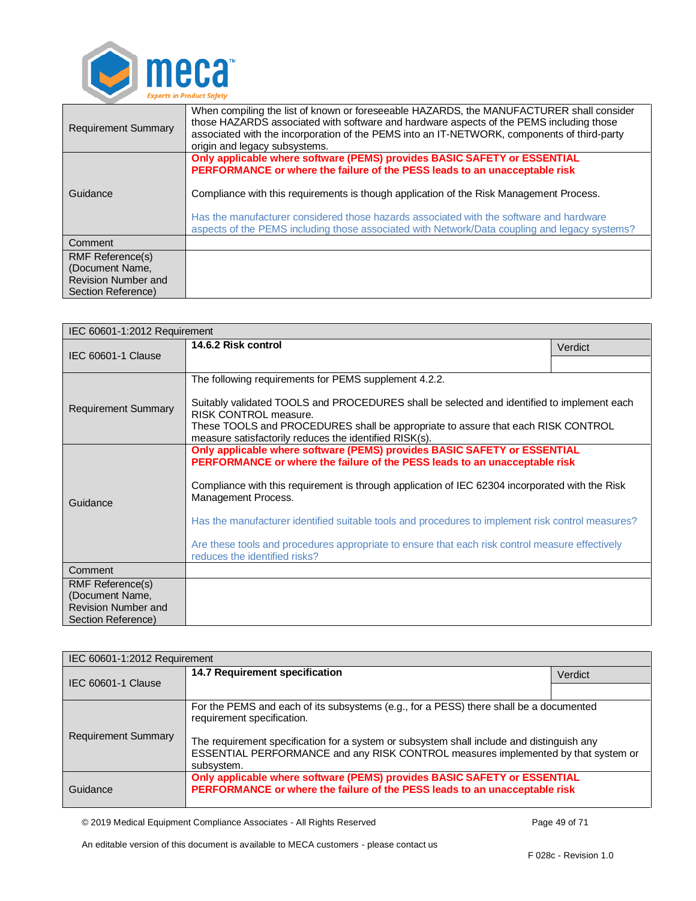| | |
|---|---|
| Requirement Summary | When compiling the list of known or foreseeable HAZARDS, the MANUFACTURER shall consider those HAZARDS associated with software and hardware aspects of the PEMS including those associated with the incorporation of the PEMS into an IT-NETWORK, components of third-party origin and legacy subsystems. |
| Guidance | **Only applicable where software (PEMS) provides BASIC SAFETY or ESSENTIAL PERFORMANCE or where the failure of the PESS leads to an unacceptable risk**<br><br>Compliance with this requirements is though application of the Risk Management Process.<br><br>Has the manufacturer considered those hazards associated with the software and hardware aspects of the PEMS including those associated with Network/Data coupling and legacy systems? |
| Comment | |
| RMF Reference(s) (Document Name, Revision Number and Section Reference) | |

| IEC 60601-1:2012 Requirement | | |
|---|---|---|
| IEC 60601-1 Clause | **14.6.2 Risk control** | Verdict |
| Requirement Summary | The following requirements for PEMS supplement 4.2.2.<br><br>Suitably validated TOOLS and PROCEDURES shall be selected and identified to implement each RISK CONTROL measure.<br>These TOOLS and PROCEDURES shall be appropriate to assure that each RISK CONTROL measure satisfactorily reduces the identified RISK(s). | |
| Guidance | **Only applicable where software (PEMS) provides BASIC SAFETY or ESSENTIAL PERFORMANCE or where the failure of the PESS leads to an unacceptable risk**<br><br>Compliance with this requirement is through application of IEC 62304 incorporated with the Risk Management Process.<br><br>Has the manufacturer identified suitable tools and procedures to implement risk control measures?<br><br>Are these tools and procedures appropriate to ensure that each risk control measure effectively reduces the identified risks? | |
| Comment | | |
| RMF Reference(s) (Document Name, Revision Number and Section Reference) | | |

| IEC 60601-1:2012 Requirement | | |
|---|---|---|
| IEC 60601-1 Clause | **14.7 Requirement specification** | Verdict |
| Requirement Summary | For the PEMS and each of its subsystems (e.g., for a PESS) there shall be a documented requirement specification.<br><br>The requirement specification for a system or subsystem shall include and distinguish any ESSENTIAL PERFORMANCE and any RISK CONTROL measures implemented by that system or subsystem. | |
| Guidance | **Only applicable where software (PEMS) provides BASIC SAFETY or ESSENTIAL PERFORMANCE or where the failure of the PESS leads to an unacceptable risk** | |

© 2019 Medical Equipment Compliance Associates - All Rights Reserved

An editable version of this document is available to MECA customers - please contact us

F 028c - Revision 1.0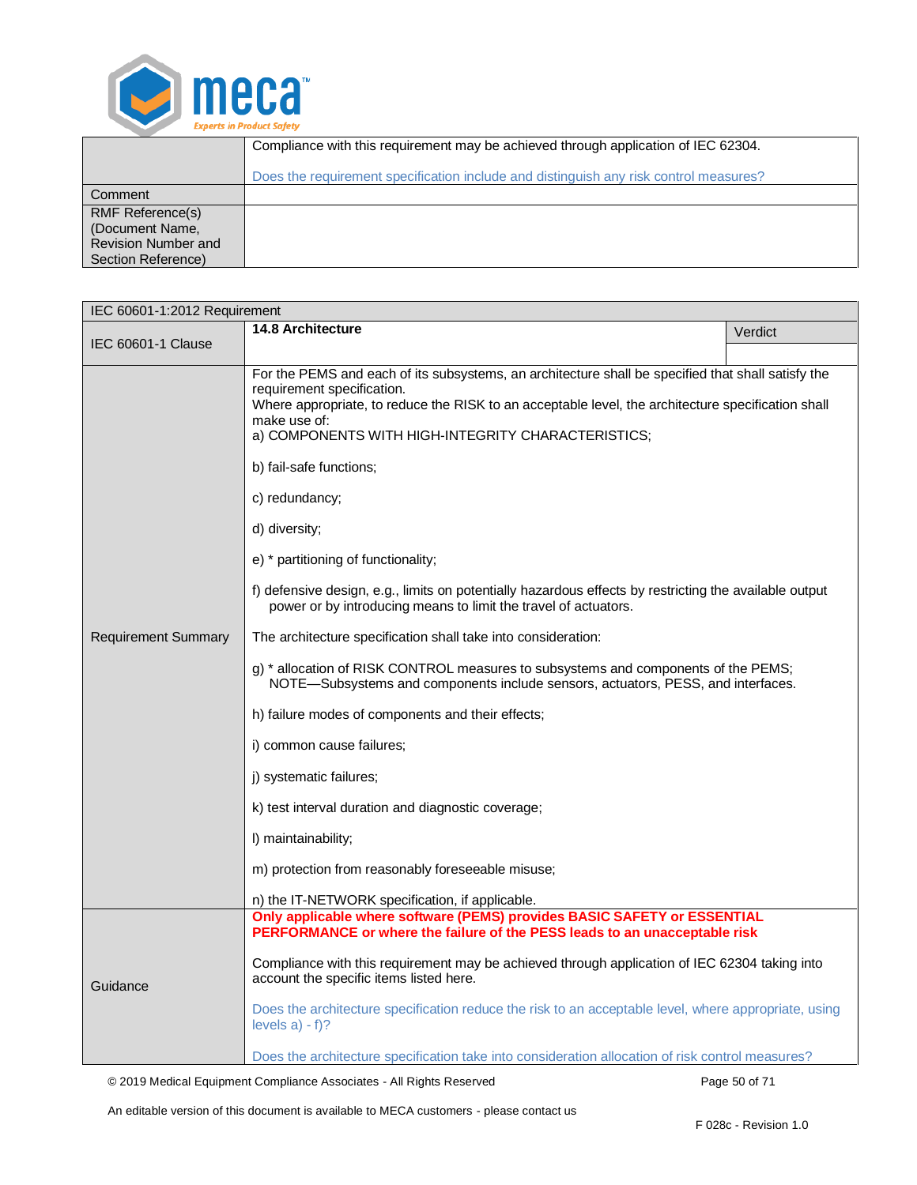| | |
|---|---|
| | Compliance with this requirement may be achieved through application of IEC 62304.<br><br>Does the requirement specification include and distinguish any risk control measures? |
| Comment | |
| RMF Reference(s) (Document Name, Revision Number and Section Reference) | |

| IEC 60601-1:2012 Requirement | | |
|---|---|---|
| IEC 60601-1 Clause | **14.8 Architecture** | Verdict |
| Requirement Summary | For the PEMS and each of its subsystems, an architecture shall be specified that shall satisfy the requirement specification.<br>Where appropriate, to reduce the RISK to an acceptable level, the architecture specification shall make use of:<br>a) COMPONENTS WITH HIGH-INTEGRITY CHARACTERISTICS;<br><br>b) fail-safe functions;<br><br>c) redundancy;<br><br>d) diversity;<br><br>e) * partitioning of functionality;<br><br>f) defensive design, e.g., limits on potentially hazardous effects by restricting the available output power or by introducing means to limit the travel of actuators.<br><br>The architecture specification shall take into consideration:<br><br>g) * allocation of RISK CONTROL measures to subsystems and components of the PEMS;<br>NOTE—Subsystems and components include sensors, actuators, PESS, and interfaces.<br><br>h) failure modes of components and their effects;<br><br>i) common cause failures;<br><br>j) systematic failures;<br><br>k) test interval duration and diagnostic coverage;<br><br>l) maintainability;<br><br>m) protection from reasonably foreseeable misuse;<br><br>n) the IT-NETWORK specification, if applicable. | |
| Guidance | **Only applicable where software (PEMS) provides BASIC SAFETY or ESSENTIAL PERFORMANCE or where the failure of the PESS leads to an unacceptable risk**<br><br>Compliance with this requirement may be achieved through application of IEC 62304 taking into account the specific items listed here.<br><br>Does the architecture specification reduce the risk to an acceptable level, where appropriate, using levels a) - f)?<br><br>Does the architecture specification take into consideration allocation of risk control measures? | |

An editable version of this document is available to MECA customers - please contact us

F 028c - Revision 1.0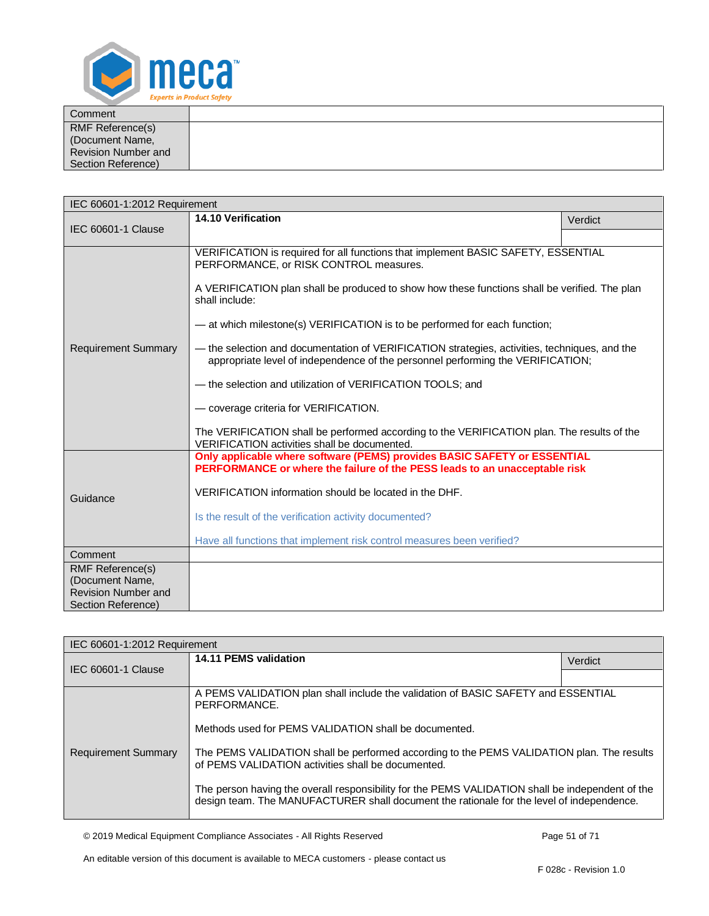| Comment | |
|---|---|
| RMF Reference(s) (Document Name, Revision Number and Section Reference) | |

| IEC 60601-1:2012 Requirement | | |
|---|---|---|
| IEC 60601-1 Clause | **14.10 Verification** | Verdict |
| Requirement Summary | VERIFICATION is required for all functions that implement BASIC SAFETY, ESSENTIAL PERFORMANCE, or RISK CONTROL measures.<br><br>A VERIFICATION plan shall be produced to show how these functions shall be verified. The plan shall include:<br><br>— at which milestone(s) VERIFICATION is to be performed for each function;<br><br>— the selection and documentation of VERIFICATION strategies, activities, techniques, and the appropriate level of independence of the personnel performing the VERIFICATION;<br><br>— the selection and utilization of VERIFICATION TOOLS; and<br><br>— coverage criteria for VERIFICATION.<br><br>The VERIFICATION shall be performed according to the VERIFICATION plan. The results of the VERIFICATION activities shall be documented. | |
| Guidance | **Only applicable where software (PEMS) provides BASIC SAFETY or ESSENTIAL PERFORMANCE or where the failure of the PESS leads to an unacceptable risk**<br><br>VERIFICATION information should be located in the DHF.<br><br>Is the result of the verification activity documented?<br><br>Have all functions that implement risk control measures been verified? | |
| Comment | | |
| RMF Reference(s) (Document Name, Revision Number and Section Reference) | | |

| IEC 60601-1:2012 Requirement | | |
|---|---|---|
| IEC 60601-1 Clause | **14.11 PEMS validation** | Verdict |
| Requirement Summary | A PEMS VALIDATION plan shall include the validation of BASIC SAFETY and ESSENTIAL PERFORMANCE.<br><br>Methods used for PEMS VALIDATION shall be documented.<br><br>The PEMS VALIDATION shall be performed according to the PEMS VALIDATION plan. The results of PEMS VALIDATION activities shall be documented.<br><br>The person having the overall responsibility for the PEMS VALIDATION shall be independent of the design team. The MANUFACTURER shall document the rationale for the level of independence. | |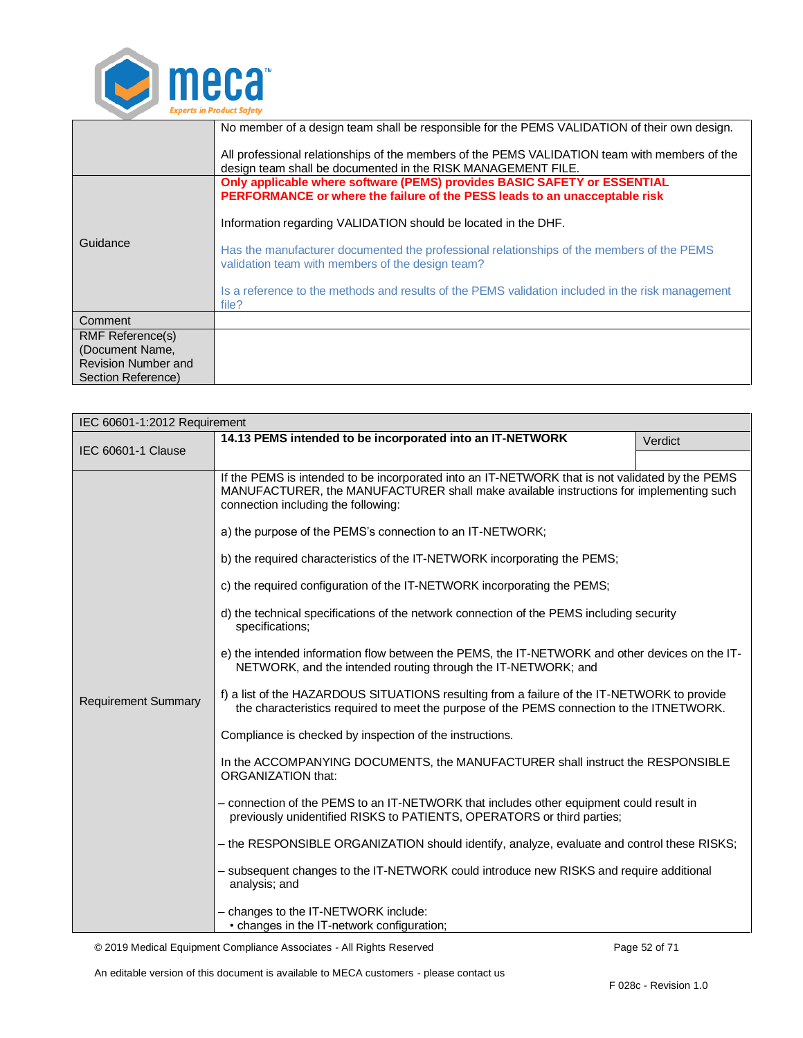| | |
|---|---|
| | No member of a design team shall be responsible for the PEMS VALIDATION of their own design.<br><br>All professional relationships of the members of the PEMS VALIDATION team with members of the design team shall be documented in the RISK MANAGEMENT FILE. |
| Guidance | **Only applicable where software (PEMS) provides BASIC SAFETY or ESSENTIAL PERFORMANCE or where the failure of the PESS leads to an unacceptable risk**<br><br>Information regarding VALIDATION should be located in the DHF.<br><br>Has the manufacturer documented the professional relationships of the members of the PEMS validation team with members of the design team?<br><br>Is a reference to the methods and results of the PEMS validation included in the risk management file? |
| Comment | |
| RMF Reference(s) (Document Name, Revision Number and Section Reference) | |

| IEC 60601-1:2012 Requirement | | |
|---|---|---|
| IEC 60601-1 Clause | **14.13 PEMS intended to be incorporated into an IT-NETWORK** | Verdict |
| Requirement Summary | If the PEMS is intended to be incorporated into an IT-NETWORK that is not validated by the PEMS MANUFACTURER, the MANUFACTURER shall make available instructions for implementing such connection including the following:<br><br>a) the purpose of the PEMS's connection to an IT-NETWORK;<br><br>b) the required characteristics of the IT-NETWORK incorporating the PEMS;<br><br>c) the required configuration of the IT-NETWORK incorporating the PEMS;<br><br>d) the technical specifications of the network connection of the PEMS including security specifications;<br><br>e) the intended information flow between the PEMS, the IT-NETWORK and other devices on the IT-NETWORK, and the intended routing through the IT-NETWORK; and<br><br>f) a list of the HAZARDOUS SITUATIONS resulting from a failure of the IT-NETWORK to provide the characteristics required to meet the purpose of the PEMS connection to the ITNETWORK.<br><br>Compliance is checked by inspection of the instructions.<br><br>In the ACCOMPANYING DOCUMENTS, the MANUFACTURER shall instruct the RESPONSIBLE ORGANIZATION that:<br><br>– connection of the PEMS to an IT-NETWORK that includes other equipment could result in previously unidentified RISKS to PATIENTS, OPERATORS or third parties;<br><br>– the RESPONSIBLE ORGANIZATION should identify, analyze, evaluate and control these RISKS;<br><br>– subsequent changes to the IT-NETWORK could introduce new RISKS and require additional analysis; and<br><br>– changes to the IT-NETWORK include:<br>• changes in the IT-network configuration; | |

© 2019 Medical Equipment Compliance Associates - All Rights Reserved

An editable version of this document is available to MECA customers - please contact us

F 028c - Revision 1.0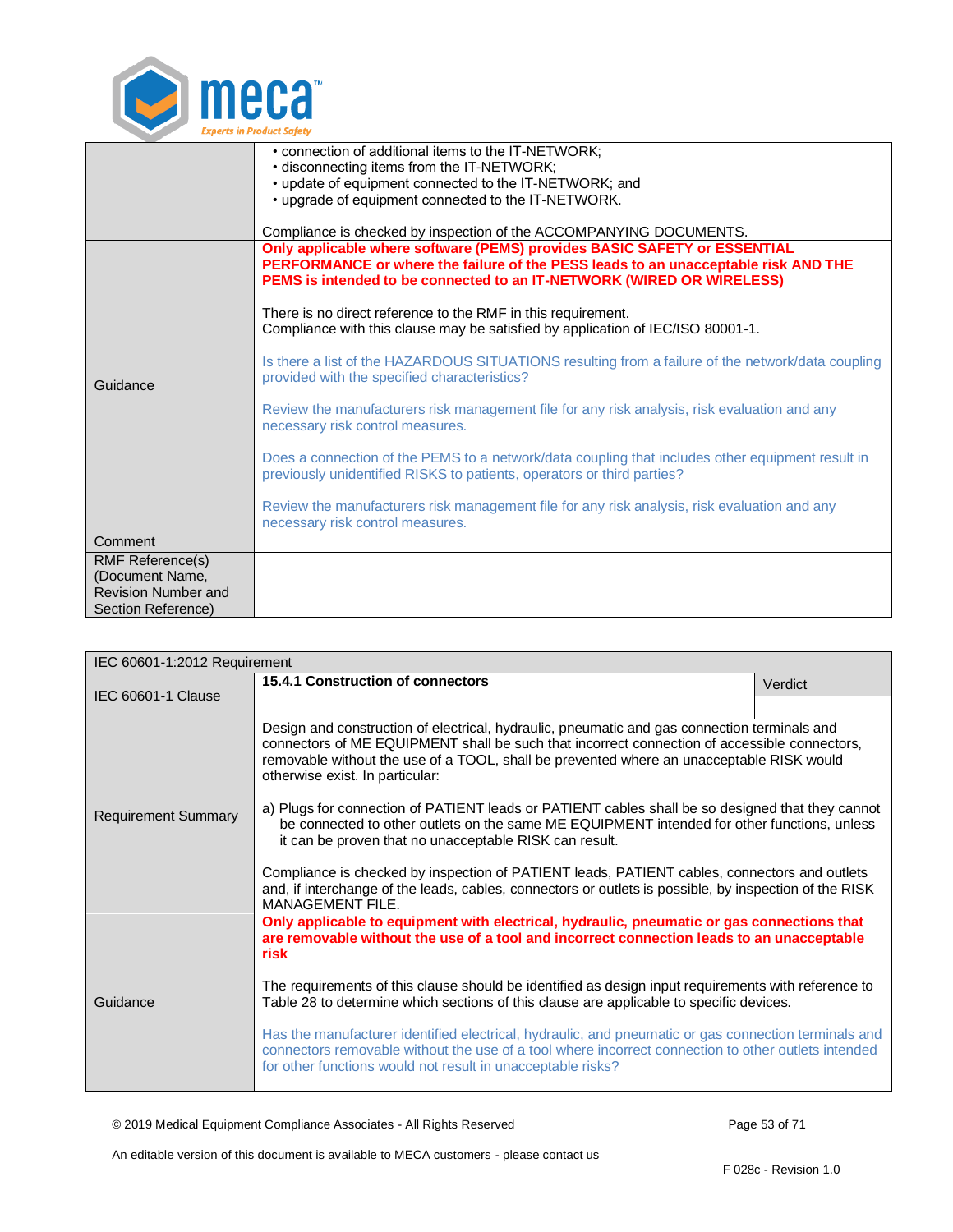| | |
|---|---|
| | • connection of additional items to the IT-NETWORK;<br>• disconnecting items from the IT-NETWORK;<br>• update of equipment connected to the IT-NETWORK; and<br>• upgrade of equipment connected to the IT-NETWORK.<br><br>Compliance is checked by inspection of the ACCOMPANYING DOCUMENTS. |
| Guidance | **Only applicable where software (PEMS) provides BASIC SAFETY or ESSENTIAL PERFORMANCE or where the failure of the PESS leads to an unacceptable risk AND THE PEMS is intended to be connected to an IT-NETWORK (WIRED OR WIRELESS)**<br><br>There is no direct reference to the RMF in this requirement.<br>Compliance with this clause may be satisfied by application of IEC/ISO 80001-1.<br><br>Is there a list of the HAZARDOUS SITUATIONS resulting from a failure of the network/data coupling provided with the specified characteristics?<br><br>Review the manufacturers risk management file for any risk analysis, risk evaluation and any necessary risk control measures.<br><br>Does a connection of the PEMS to a network/data coupling that includes other equipment result in previously unidentified RISKS to patients, operators or third parties?<br><br>Review the manufacturers risk management file for any risk analysis, risk evaluation and any necessary risk control measures. |
| Comment | |
| RMF Reference(s) (Document Name, Revision Number and Section Reference) | |

| IEC 60601-1:2012 Requirement | | |
|---|---|---|
| IEC 60601-1 Clause | **15.4.1 Construction of connectors** | Verdict |
| Requirement Summary | Design and construction of electrical, hydraulic, pneumatic and gas connection terminals and connectors of ME EQUIPMENT shall be such that incorrect connection of accessible connectors, removable without the use of a TOOL, shall be prevented where an unacceptable RISK would otherwise exist. In particular:<br><br>a) Plugs for connection of PATIENT leads or PATIENT cables shall be so designed that they cannot be connected to other outlets on the same ME EQUIPMENT intended for other functions, unless it can be proven that no unacceptable RISK can result.<br><br>Compliance is checked by inspection of PATIENT leads, PATIENT cables, connectors and outlets and, if interchange of the leads, cables, connectors or outlets is possible, by inspection of the RISK MANAGEMENT FILE. | |
| Guidance | **Only applicable to equipment with electrical, hydraulic, pneumatic or gas connections that are removable without the use of a tool and incorrect connection leads to an unacceptable risk**<br><br>The requirements of this clause should be identified as design input requirements with reference to Table 28 to determine which sections of this clause are applicable to specific devices.<br><br>Has the manufacturer identified electrical, hydraulic, and pneumatic or gas connection terminals and connectors removable without the use of a tool where incorrect connection to other outlets intended for other functions would not result in unacceptable risks? | |

© 2019 Medical Equipment Compliance Associates - All Rights Reserved

An editable version of this document is available to MECA customers - please contact us

F 028c - Revision 1.0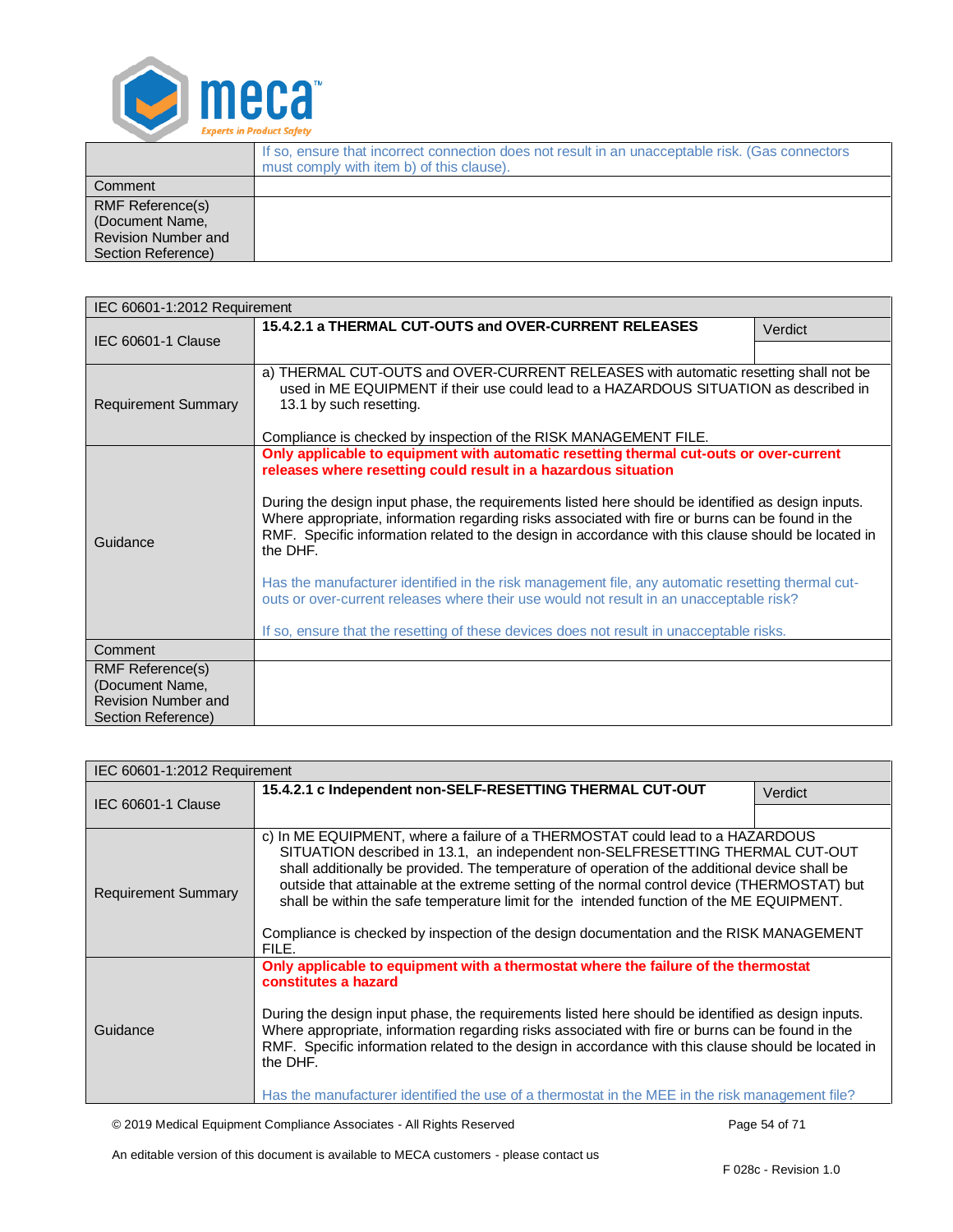| | |
|---|---|
| | If so, ensure that incorrect connection does not result in an unacceptable risk. (Gas connectors must comply with item b) of this clause). |
| Comment | |
| RMF Reference(s) (Document Name, Revision Number and Section Reference) | |

| IEC 60601-1:2012 Requirement | | |
|---|---|---|
| IEC 60601-1 Clause | **15.4.2.1 a THERMAL CUT-OUTS and OVER-CURRENT RELEASES** | Verdict |
| Requirement Summary | a) THERMAL CUT-OUTS and OVER-CURRENT RELEASES with automatic resetting shall not be used in ME EQUIPMENT if their use could lead to a HAZARDOUS SITUATION as described in 13.1 by such resetting.<br><br>Compliance is checked by inspection of the RISK MANAGEMENT FILE. | |
| Guidance | **Only applicable to equipment with automatic resetting thermal cut-outs or over-current releases where resetting could result in a hazardous situation**<br><br>During the design input phase, the requirements listed here should be identified as design inputs. Where appropriate, information regarding risks associated with fire or burns can be found in the RMF. Specific information related to the design in accordance with this clause should be located in the DHF.<br><br>Has the manufacturer identified in the risk management file, any automatic resetting thermal cut-outs or over-current releases where their use would not result in an unacceptable risk?<br><br>If so, ensure that the resetting of these devices does not result in unacceptable risks. | |
| Comment | | |
| RMF Reference(s) (Document Name, Revision Number and Section Reference) | | |

| IEC 60601-1:2012 Requirement | | |
|---|---|---|
| IEC 60601-1 Clause | **15.4.2.1 c Independent non-SELF-RESETTING THERMAL CUT-OUT** | Verdict |
| Requirement Summary | c) In ME EQUIPMENT, where a failure of a THERMOSTAT could lead to a HAZARDOUS SITUATION described in 13.1, an independent non-SELFRESETTING THERMAL CUT-OUT shall additionally be provided. The temperature of operation of the additional device shall be outside that attainable at the extreme setting of the normal control device (THERMOSTAT) but shall be within the safe temperature limit for the intended function of the ME EQUIPMENT.<br><br>Compliance is checked by inspection of the design documentation and the RISK MANAGEMENT FILE. | |
| Guidance | **Only applicable to equipment with a thermostat where the failure of the thermostat constitutes a hazard**<br><br>During the design input phase, the requirements listed here should be identified as design inputs. Where appropriate, information regarding risks associated with fire or burns can be found in the RMF. Specific information related to the design in accordance with this clause should be located in the DHF.<br><br>Has the manufacturer identified the use of a thermostat in the MEE in the risk management file? | |

An editable version of this document is available to MECA customers - please contact us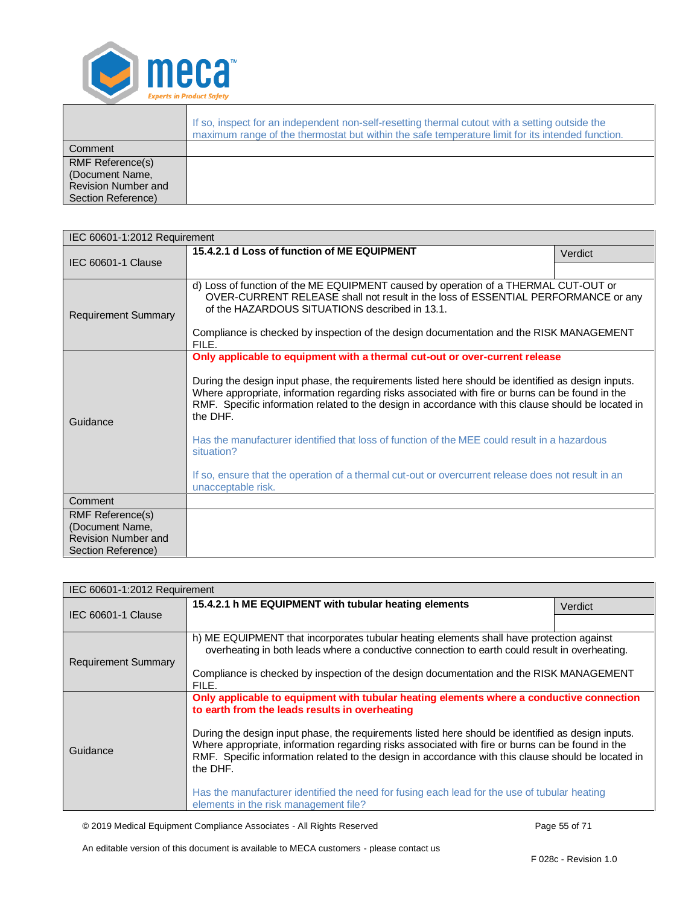| | |
|---|---|
| | If so, inspect for an independent non-self-resetting thermal cutout with a setting outside the maximum range of the thermostat but within the safe temperature limit for its intended function. |
| Comment | |
| RMF Reference(s) (Document Name, Revision Number and Section Reference) | |

| IEC 60601-1:2012 Requirement | | |
|---|---|---|
| IEC 60601-1 Clause | **15.4.2.1 d Loss of function of ME EQUIPMENT** | Verdict |
| Requirement Summary | d) Loss of function of the ME EQUIPMENT caused by operation of a THERMAL CUT-OUT or OVER-CURRENT RELEASE shall not result in the loss of ESSENTIAL PERFORMANCE or any of the HAZARDOUS SITUATIONS described in 13.1.<br><br>Compliance is checked by inspection of the design documentation and the RISK MANAGEMENT FILE. | |
| Guidance | **Only applicable to equipment with a thermal cut-out or over-current release**<br><br>During the design input phase, the requirements listed here should be identified as design inputs. Where appropriate, information regarding risks associated with fire or burns can be found in the RMF. Specific information related to the design in accordance with this clause should be located in the DHF.<br><br>Has the manufacturer identified that loss of function of the MEE could result in a hazardous situation?<br><br>If so, ensure that the operation of a thermal cut-out or overcurrent release does not result in an unacceptable risk. | |
| Comment | | |
| RMF Reference(s) (Document Name, Revision Number and Section Reference) | | |

| IEC 60601-1:2012 Requirement | | |
|---|---|---|
| IEC 60601-1 Clause | **15.4.2.1 h ME EQUIPMENT with tubular heating elements** | Verdict |
| Requirement Summary | h) ME EQUIPMENT that incorporates tubular heating elements shall have protection against overheating in both leads where a conductive connection to earth could result in overheating.<br><br>Compliance is checked by inspection of the design documentation and the RISK MANAGEMENT FILE. | |
| Guidance | **Only applicable to equipment with tubular heating elements where a conductive connection to earth from the leads results in overheating**<br><br>During the design input phase, the requirements listed here should be identified as design inputs. Where appropriate, information regarding risks associated with fire or burns can be found in the RMF. Specific information related to the design in accordance with this clause should be located in the DHF.<br><br>Has the manufacturer identified the need for fusing each lead for the use of tubular heating elements in the risk management file? | |

© 2019 Medical Equipment Compliance Associates - All Rights Reserved

An editable version of this document is available to MECA customers - please contact us

F 028c - Revision 1.0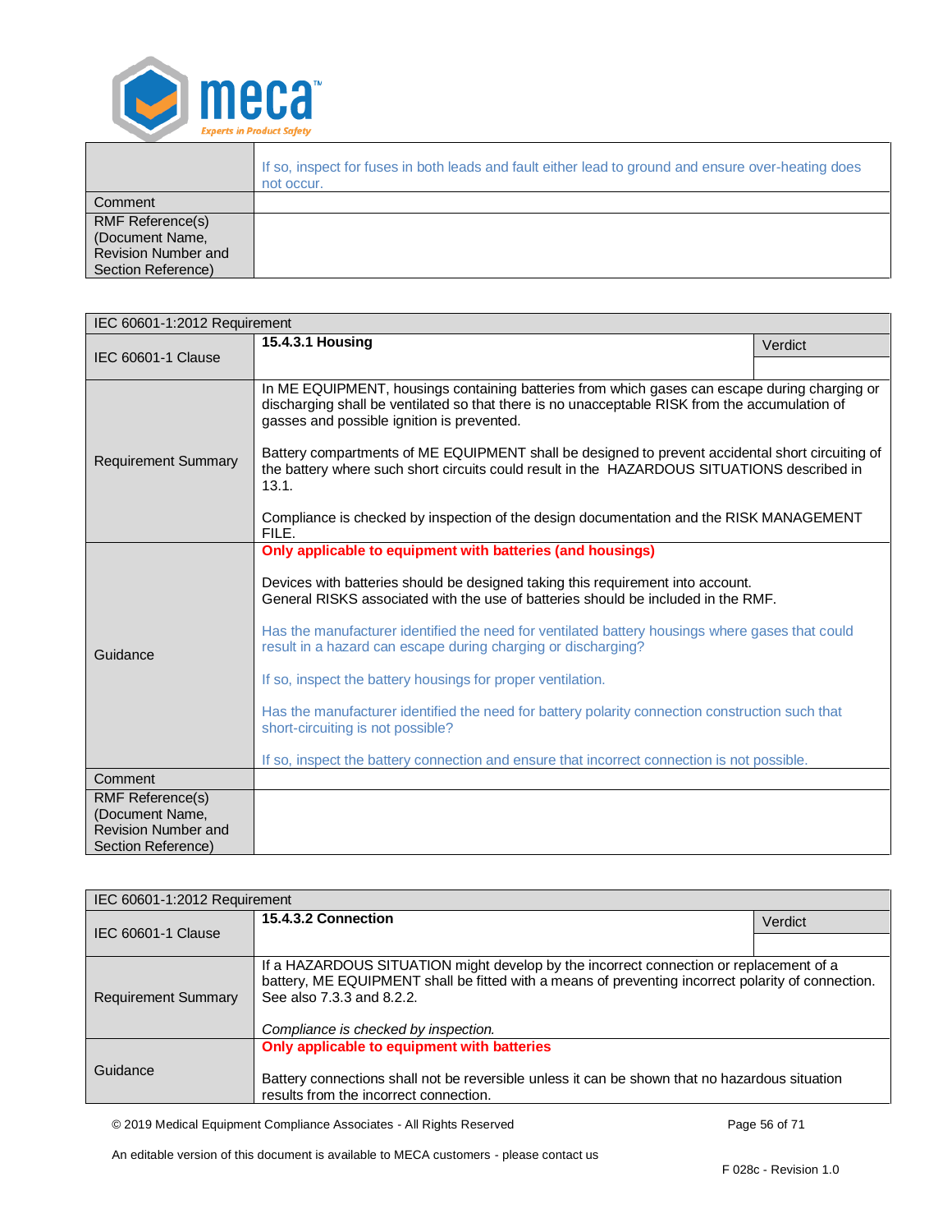| | |
|---|---|
| | If so, inspect for fuses in both leads and fault either lead to ground and ensure over-heating does not occur. |
| Comment | |
| RMF Reference(s) (Document Name, Revision Number and Section Reference) | |

| IEC 60601-1:2012 Requirement | | |
|---|---|---|
| IEC 60601-1 Clause | **15.4.3.1 Housing** | Verdict |
| Requirement Summary | In ME EQUIPMENT, housings containing batteries from which gases can escape during charging or discharging shall be ventilated so that there is no unacceptable RISK from the accumulation of gasses and possible ignition is prevented.<br><br>Battery compartments of ME EQUIPMENT shall be designed to prevent accidental short circuiting of the battery where such short circuits could result in the HAZARDOUS SITUATIONS described in 13.1.<br><br>Compliance is checked by inspection of the design documentation and the RISK MANAGEMENT FILE. | |
| Guidance | **Only applicable to equipment with batteries (and housings)**<br><br>Devices with batteries should be designed taking this requirement into account. General RISKS associated with the use of batteries should be included in the RMF.<br><br>Has the manufacturer identified the need for ventilated battery housings where gases that could result in a hazard can escape during charging or discharging?<br><br>If so, inspect the battery housings for proper ventilation.<br><br>Has the manufacturer identified the need for battery polarity connection construction such that short-circuiting is not possible?<br><br>If so, inspect the battery connection and ensure that incorrect connection is not possible. | |
| Comment | | |
| RMF Reference(s) (Document Name, Revision Number and Section Reference) | | |

| IEC 60601-1:2012 Requirement | | |
|---|---|---|
| IEC 60601-1 Clause | **15.4.3.2 Connection** | Verdict |
| Requirement Summary | If a HAZARDOUS SITUATION might develop by the incorrect connection or replacement of a battery, ME EQUIPMENT shall be fitted with a means of preventing incorrect polarity of connection. See also 7.3.3 and 8.2.2.<br><br>*Compliance is checked by inspection.* | |
| Guidance | **Only applicable to equipment with batteries**<br><br>Battery connections shall not be reversible unless it can be shown that no hazardous situation results from the incorrect connection. | |

© 2019 Medical Equipment Compliance Associates - All Rights Reserved

An editable version of this document is available to MECA customers - please contact us

F 028c - Revision 1.0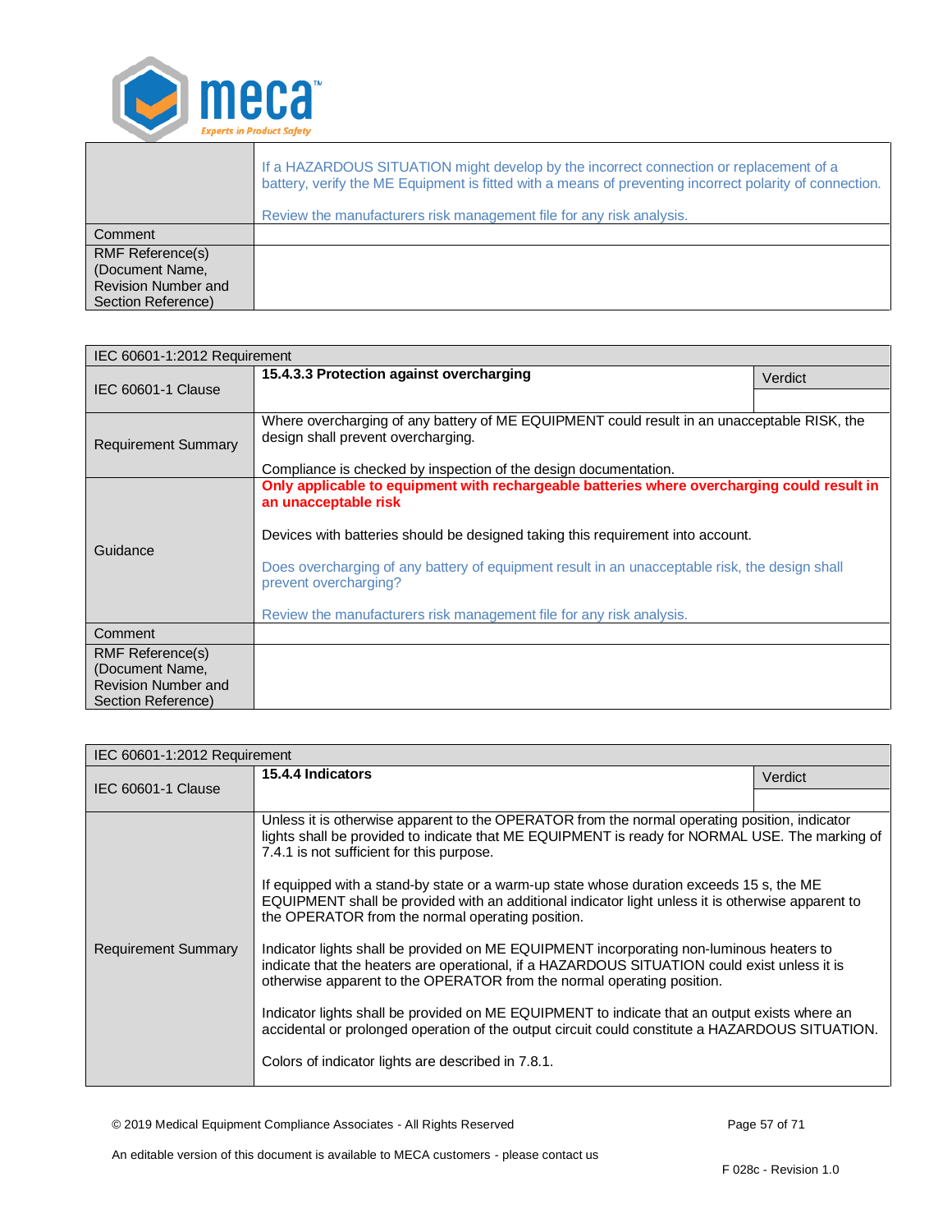| | |
|---|---|
| | If a HAZARDOUS SITUATION might develop by the incorrect connection or replacement of a battery, verify the ME Equipment is fitted with a means of preventing incorrect polarity of connection.<br><br>Review the manufacturers risk management file for any risk analysis. |
| Comment | |
| RMF Reference(s) (Document Name, Revision Number and Section Reference) | |

| IEC 60601-1:2012 Requirement | | |
|---|---|---|
| IEC 60601-1 Clause | **15.4.3.3 Protection against overcharging** | Verdict |
| Requirement Summary | Where overcharging of any battery of ME EQUIPMENT could result in an unacceptable RISK, the design shall prevent overcharging.<br><br>Compliance is checked by inspection of the design documentation. | |
| Guidance | **Only applicable to equipment with rechargeable batteries where overcharging could result in an unacceptable risk**<br><br>Devices with batteries should be designed taking this requirement into account.<br><br>Does overcharging of any battery of equipment result in an unacceptable risk, the design shall prevent overcharging?<br><br>Review the manufacturers risk management file for any risk analysis. | |
| Comment | | |
| RMF Reference(s) (Document Name, Revision Number and Section Reference) | | |

| IEC 60601-1:2012 Requirement | | |
|---|---|---|
| IEC 60601-1 Clause | **15.4.4 Indicators** | Verdict |
| Requirement Summary | Unless it is otherwise apparent to the OPERATOR from the normal operating position, indicator lights shall be provided to indicate that ME EQUIPMENT is ready for NORMAL USE. The marking of 7.4.1 is not sufficient for this purpose.<br><br>If equipped with a stand-by state or a warm-up state whose duration exceeds 15 s, the ME EQUIPMENT shall be provided with an additional indicator light unless it is otherwise apparent to the OPERATOR from the normal operating position.<br><br>Indicator lights shall be provided on ME EQUIPMENT incorporating non-luminous heaters to indicate that the heaters are operational, if a HAZARDOUS SITUATION could exist unless it is otherwise apparent to the OPERATOR from the normal operating position.<br><br>Indicator lights shall be provided on ME EQUIPMENT to indicate that an output exists where an accidental or prolonged operation of the output circuit could constitute a HAZARDOUS SITUATION.<br><br>Colors of indicator lights are described in 7.8.1. | |

© 2019 Medical Equipment Compliance Associates - All Rights Reserved

An editable version of this document is available to MECA customers - please contact us

F 028c - Revision 1.0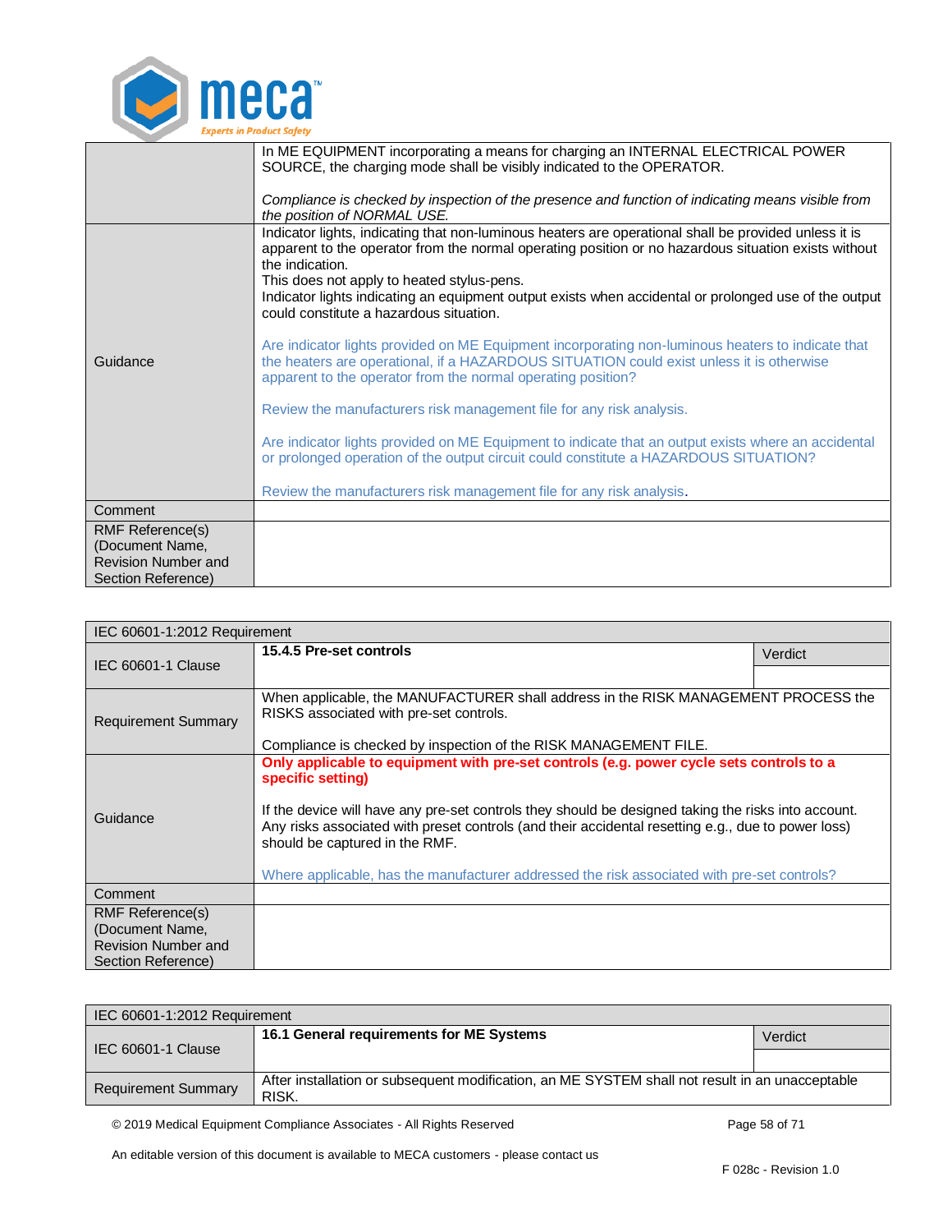| | |
|---|---|
| | In ME EQUIPMENT incorporating a means for charging an INTERNAL ELECTRICAL POWER SOURCE, the charging mode shall be visibly indicated to the OPERATOR.<br><br>*Compliance is checked by inspection of the presence and function of indicating means visible from the position of NORMAL USE.* |
| Guidance | Indicator lights, indicating that non-luminous heaters are operational shall be provided unless it is apparent to the operator from the normal operating position or no hazardous situation exists without the indication.<br>This does not apply to heated stylus-pens.<br>Indicator lights indicating an equipment output exists when accidental or prolonged use of the output could constitute a hazardous situation.<br><br>Are indicator lights provided on ME Equipment incorporating non-luminous heaters to indicate that the heaters are operational, if a HAZARDOUS SITUATION could exist unless it is otherwise apparent to the operator from the normal operating position?<br><br>Review the manufacturers risk management file for any risk analysis.<br><br>Are indicator lights provided on ME Equipment to indicate that an output exists where an accidental or prolonged operation of the output circuit could constitute a HAZARDOUS SITUATION?<br><br>Review the manufacturers risk management file for any risk analysis. |
| Comment | |
| RMF Reference(s) (Document Name, Revision Number and Section Reference) | |

| IEC 60601-1:2012 Requirement | | |
|---|---|---|
| IEC 60601-1 Clause | **15.4.5 Pre-set controls** | Verdict |
| Requirement Summary | When applicable, the MANUFACTURER shall address in the RISK MANAGEMENT PROCESS the RISKS associated with pre-set controls.<br><br>Compliance is checked by inspection of the RISK MANAGEMENT FILE. | |
| Guidance | **Only applicable to equipment with pre-set controls (e.g. power cycle sets controls to a specific setting)**<br><br>If the device will have any pre-set controls they should be designed taking the risks into account. Any risks associated with preset controls (and their accidental resetting e.g., due to power loss) should be captured in the RMF.<br><br>Where applicable, has the manufacturer addressed the risk associated with pre-set controls? | |
| Comment | | |
| RMF Reference(s) (Document Name, Revision Number and Section Reference) | | |

| IEC 60601-1:2012 Requirement | | |
|---|---|---|
| IEC 60601-1 Clause | **16.1 General requirements for ME Systems** | Verdict |
| Requirement Summary | After installation or subsequent modification, an ME SYSTEM shall not result in an unacceptable RISK. | |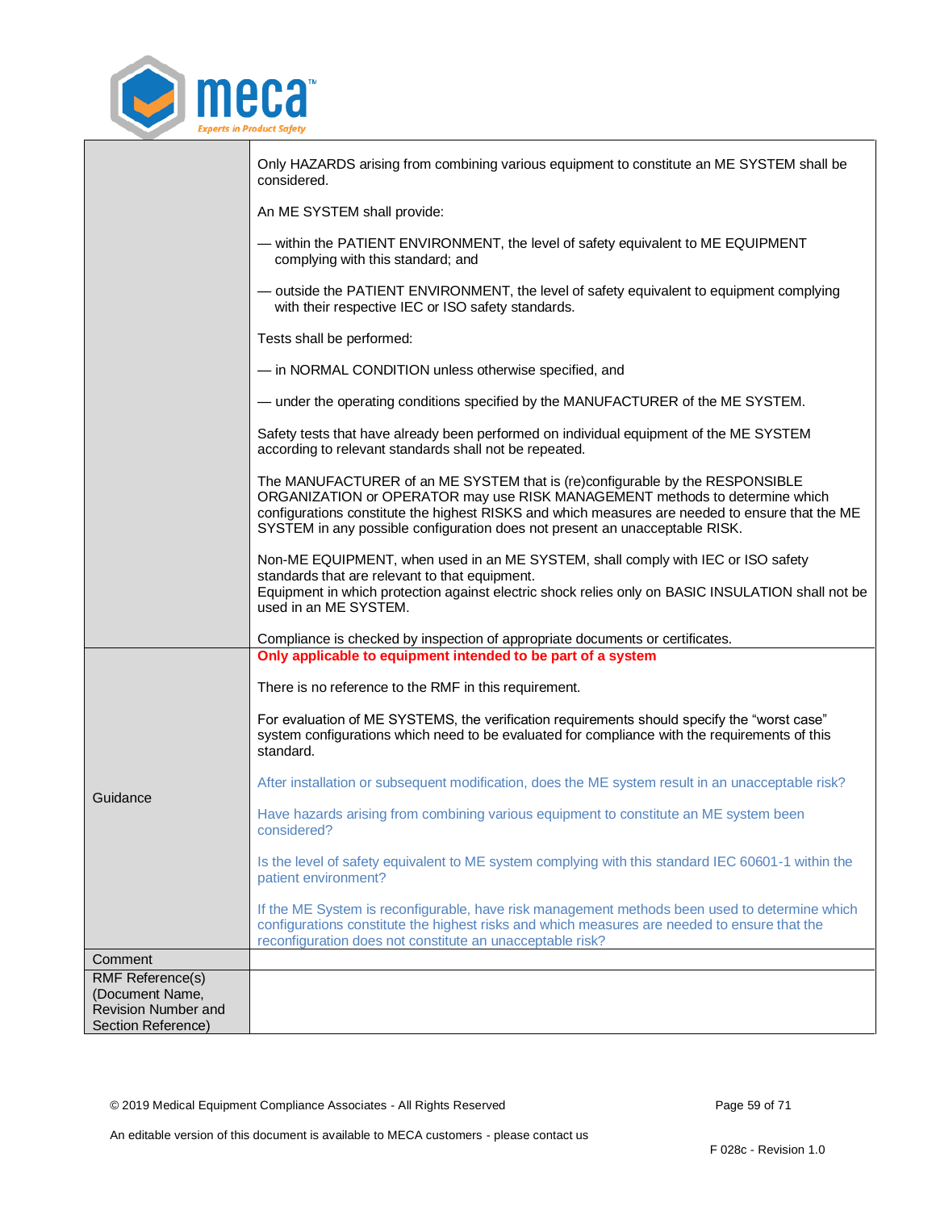| | |
|---|---|
| | Only HAZARDS arising from combining various equipment to constitute an ME SYSTEM shall be considered.<br><br>An ME SYSTEM shall provide:<br><br>— within the PATIENT ENVIRONMENT, the level of safety equivalent to ME EQUIPMENT complying with this standard; and<br><br>— outside the PATIENT ENVIRONMENT, the level of safety equivalent to equipment complying with their respective IEC or ISO safety standards.<br><br>Tests shall be performed:<br><br>— in NORMAL CONDITION unless otherwise specified, and<br><br>— under the operating conditions specified by the MANUFACTURER of the ME SYSTEM.<br><br>Safety tests that have already been performed on individual equipment of the ME SYSTEM according to relevant standards shall not be repeated.<br><br>The MANUFACTURER of an ME SYSTEM that is (re)configurable by the RESPONSIBLE ORGANIZATION or OPERATOR may use RISK MANAGEMENT methods to determine which configurations constitute the highest RISKS and which measures are needed to ensure that the ME SYSTEM in any possible configuration does not present an unacceptable RISK.<br><br>Non-ME EQUIPMENT, when used in an ME SYSTEM, shall comply with IEC or ISO safety standards that are relevant to that equipment.<br>Equipment in which protection against electric shock relies only on BASIC INSULATION shall not be used in an ME SYSTEM.<br><br>Compliance is checked by inspection of appropriate documents or certificates. |
| Guidance | **Only applicable to equipment intended to be part of a system**<br><br>There is no reference to the RMF in this requirement.<br><br>For evaluation of ME SYSTEMS, the verification requirements should specify the "worst case" system configurations which need to be evaluated for compliance with the requirements of this standard.<br><br>After installation or subsequent modification, does the ME system result in an unacceptable risk?<br><br>Have hazards arising from combining various equipment to constitute an ME system been considered?<br><br>Is the level of safety equivalent to ME system complying with this standard IEC 60601-1 within the patient environment?<br><br>If the ME System is reconfigurable, have risk management methods been used to determine which configurations constitute the highest risks and which measures are needed to ensure that the reconfiguration does not constitute an unacceptable risk? |
| Comment | |
| RMF Reference(s) (Document Name, Revision Number and Section Reference) | |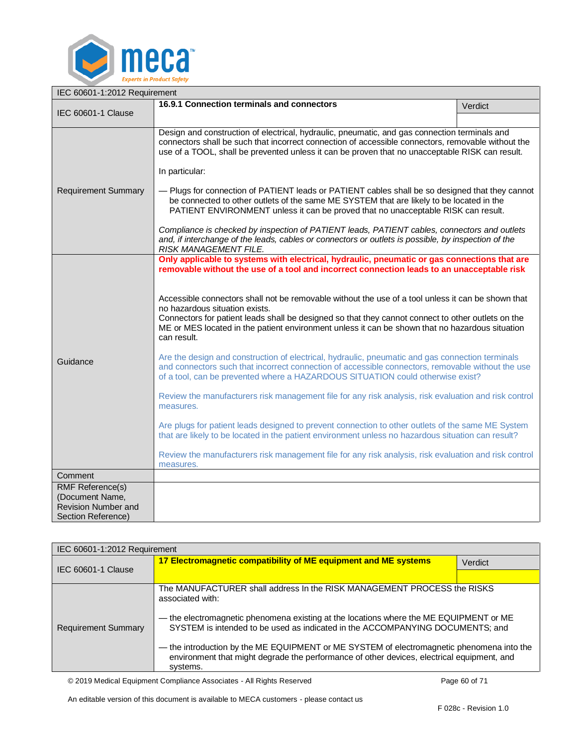| IEC 60601-1:2012 Requirement | | |
|---|---|---|
| IEC 60601-1 Clause | **16.9.1 Connection terminals and connectors** | Verdict |
| Requirement Summary | Design and construction of electrical, hydraulic, pneumatic, and gas connection terminals and connectors shall be such that incorrect connection of accessible connectors, removable without the use of a TOOL, shall be prevented unless it can be proven that no unacceptable RISK can result.<br><br>In particular:<br><br>— Plugs for connection of PATIENT leads or PATIENT cables shall be so designed that they cannot be connected to other outlets of the same ME SYSTEM that are likely to be located in the PATIENT ENVIRONMENT unless it can be proved that no unacceptable RISK can result.<br><br>*Compliance is checked by inspection of PATIENT leads, PATIENT cables, connectors and outlets and, if interchange of the leads, cables or connectors or outlets is possible, by inspection of the RISK MANAGEMENT FILE.* | |
| Guidance | **Only applicable to systems with electrical, hydraulic, pneumatic or gas connections that are removable without the use of a tool and incorrect connection leads to an unacceptable risk**<br><br>Accessible connectors shall not be removable without the use of a tool unless it can be shown that no hazardous situation exists.<br>Connectors for patient leads shall be designed so that they cannot connect to other outlets on the ME or MES located in the patient environment unless it can be shown that no hazardous situation can result.<br><br>Are the design and construction of electrical, hydraulic, pneumatic and gas connection terminals and connectors such that incorrect connection of accessible connectors, removable without the use of a tool, can be prevented where a HAZARDOUS SITUATION could otherwise exist?<br><br>Review the manufacturers risk management file for any risk analysis, risk evaluation and risk control measures.<br><br>Are plugs for patient leads designed to prevent connection to other outlets of the same ME System that are likely to be located in the patient environment unless no hazardous situation can result?<br><br>Review the manufacturers risk management file for any risk analysis, risk evaluation and risk control measures. | |
| Comment | | |
| RMF Reference(s) (Document Name, Revision Number and Section Reference) | | |

| IEC 60601-1:2012 Requirement | | |
|---|---|---|
| IEC 60601-1 Clause | **17 Electromagnetic compatibility of ME equipment and ME systems** | Verdict |
| Requirement Summary | The MANUFACTURER shall address In the RISK MANAGEMENT PROCESS the RISKS associated with:<br><br>— the electromagnetic phenomena existing at the locations where the ME EQUIPMENT or ME SYSTEM is intended to be used as indicated in the ACCOMPANYING DOCUMENTS; and<br><br>— the introduction by the ME EQUIPMENT or ME SYSTEM of electromagnetic phenomena into the environment that might degrade the performance of other devices, electrical equipment, and systems. | |

An editable version of this document is available to MECA customers - please contact us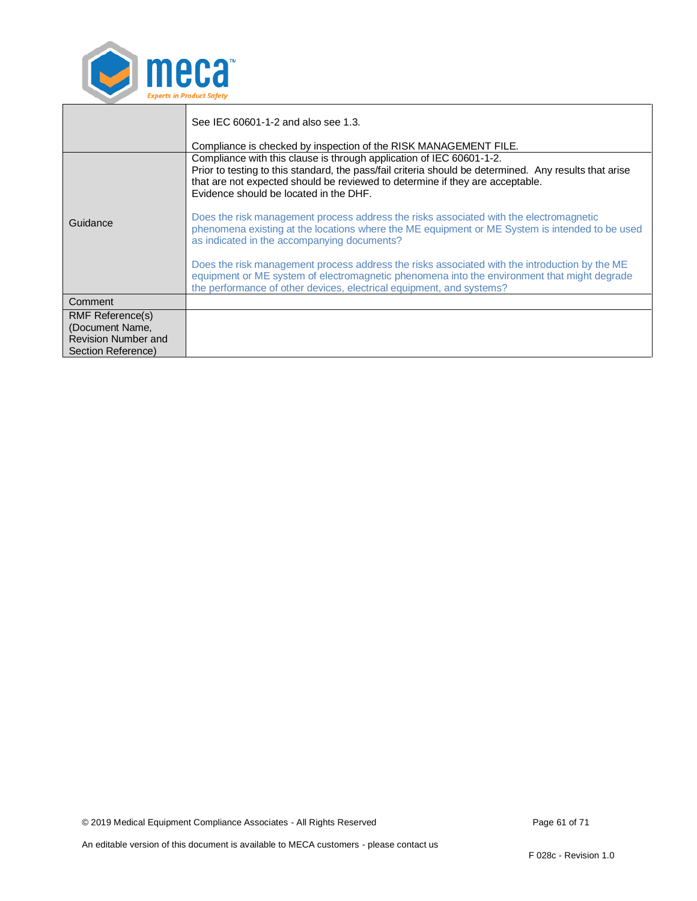| | |
|---|---|
| | See IEC 60601-1-2 and also see 1.3.<br><br>Compliance is checked by inspection of the RISK MANAGEMENT FILE. |
| Guidance | Compliance with this clause is through application of IEC 60601-1-2.<br>Prior to testing to this standard, the pass/fail criteria should be determined. Any results that arise that are not expected should be reviewed to determine if they are acceptable.<br>Evidence should be located in the DHF.<br><br>Does the risk management process address the risks associated with the electromagnetic phenomena existing at the locations where the ME equipment or ME System is intended to be used as indicated in the accompanying documents?<br><br>Does the risk management process address the risks associated with the introduction by the ME equipment or ME system of electromagnetic phenomena into the environment that might degrade the performance of other devices, electrical equipment, and systems? |
| Comment | |
| RMF Reference(s) (Document Name, Revision Number and Section Reference) | |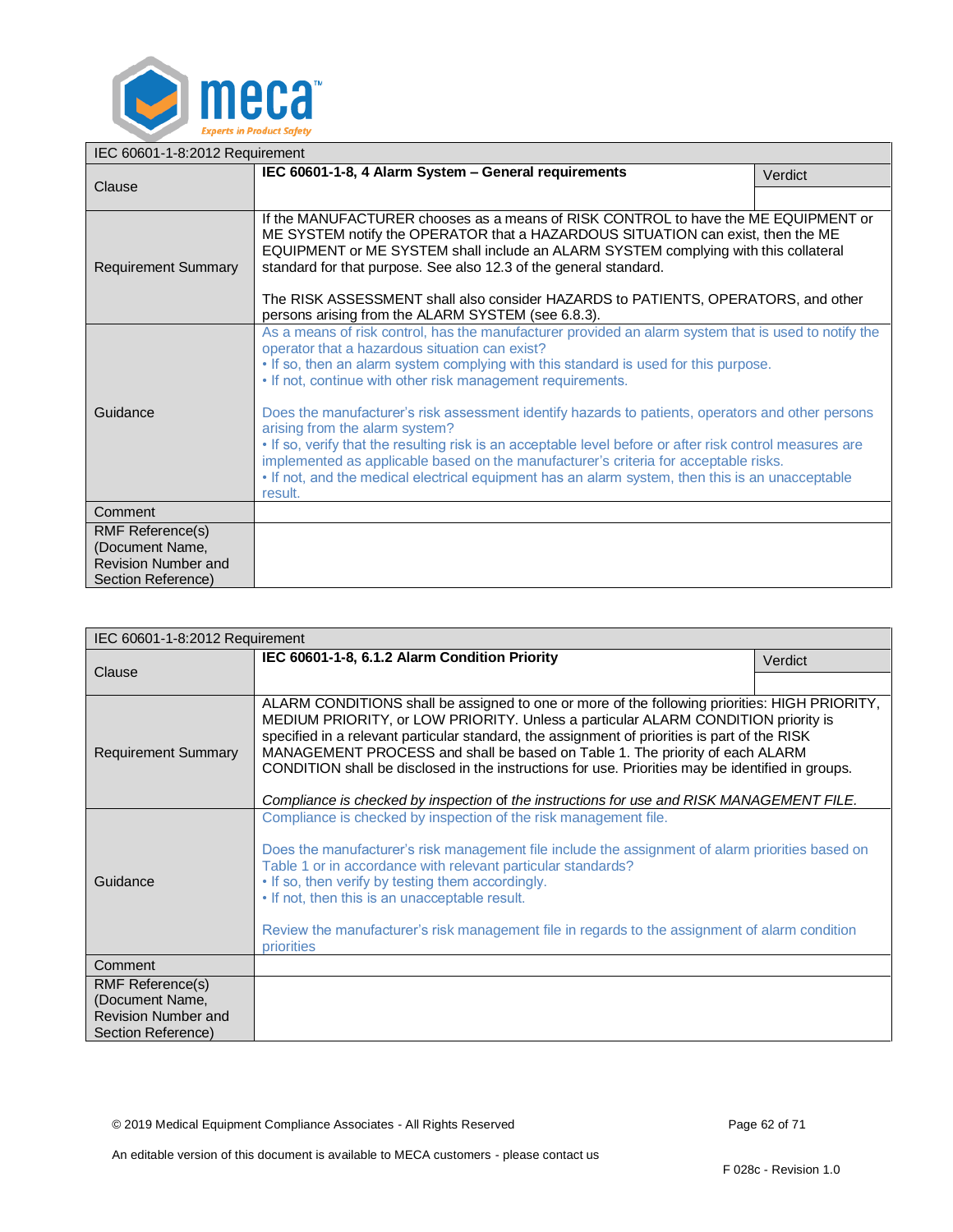| IEC 60601-1-8:2012 Requirement | | |
|---|---|---|
| Clause | **IEC 60601-1-8, 4 Alarm System – General requirements** | Verdict |
| Requirement Summary | If the MANUFACTURER chooses as a means of RISK CONTROL to have the ME EQUIPMENT or ME SYSTEM notify the OPERATOR that a HAZARDOUS SITUATION can exist, then the ME EQUIPMENT or ME SYSTEM shall include an ALARM SYSTEM complying with this collateral standard for that purpose. See also 12.3 of the general standard.<br><br>The RISK ASSESSMENT shall also consider HAZARDS to PATIENTS, OPERATORS, and other persons arising from the ALARM SYSTEM (see 6.8.3). | |
| Guidance | As a means of risk control, has the manufacturer provided an alarm system that is used to notify the operator that a hazardous situation can exist?<br>• If so, then an alarm system complying with this standard is used for this purpose.<br>• If not, continue with other risk management requirements.<br><br>Does the manufacturer's risk assessment identify hazards to patients, operators and other persons arising from the alarm system?<br>• If so, verify that the resulting risk is an acceptable level before or after risk control measures are implemented as applicable based on the manufacturer's criteria for acceptable risks.<br>• If not, and the medical electrical equipment has an alarm system, then this is an unacceptable result. | |
| Comment | | |
| RMF Reference(s) (Document Name, Revision Number and Section Reference) | | |

| IEC 60601-1-8:2012 Requirement | | |
|---|---|---|
| Clause | **IEC 60601-1-8, 6.1.2 Alarm Condition Priority** | Verdict |
| Requirement Summary | ALARM CONDITIONS shall be assigned to one or more of the following priorities: HIGH PRIORITY, MEDIUM PRIORITY, or LOW PRIORITY. Unless a particular ALARM CONDITION priority is specified in a relevant particular standard, the assignment of priorities is part of the RISK MANAGEMENT PROCESS and shall be based on Table 1. The priority of each ALARM CONDITION shall be disclosed in the instructions for use. Priorities may be identified in groups.<br><br>*Compliance is checked by inspection* of *the instructions for use and RISK MANAGEMENT FILE.* | |
| Guidance | Compliance is checked by inspection of the risk management file.<br><br>Does the manufacturer's risk management file include the assignment of alarm priorities based on Table 1 or in accordance with relevant particular standards?<br>• If so, then verify by testing them accordingly.<br>• If not, then this is an unacceptable result.<br><br>Review the manufacturer's risk management file in regards to the assignment of alarm condition priorities | |
| Comment | | |
| RMF Reference(s) (Document Name, Revision Number and Section Reference) | | |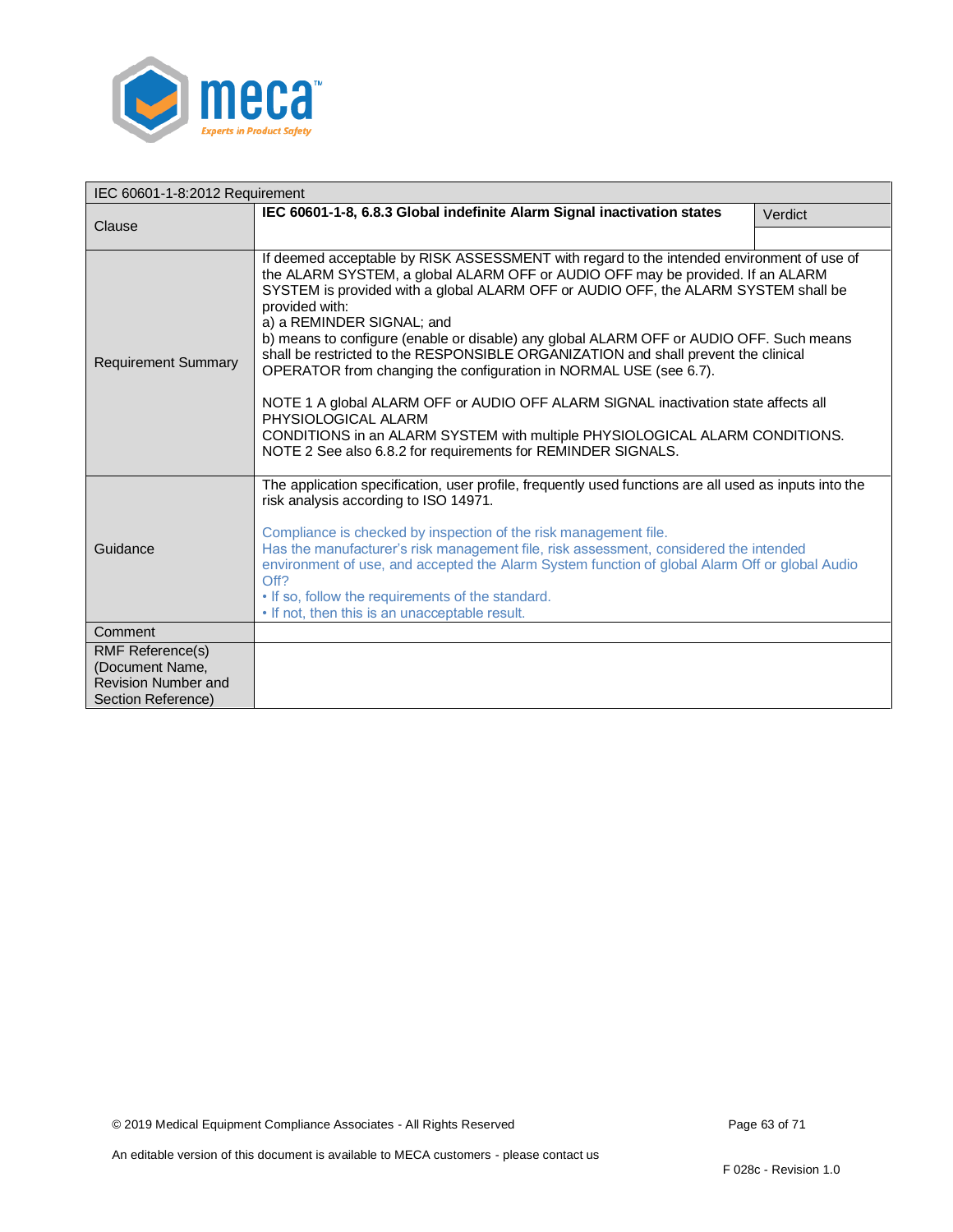| IEC 60601-1-8:2012 Requirement | | |
|---|---|---|
| Clause | **IEC 60601-1-8, 6.8.3 Global indefinite Alarm Signal inactivation states** | Verdict |
| Requirement Summary | If deemed acceptable by RISK ASSESSMENT with regard to the intended environment of use of the ALARM SYSTEM, a global ALARM OFF or AUDIO OFF may be provided. If an ALARM SYSTEM is provided with a global ALARM OFF or AUDIO OFF, the ALARM SYSTEM shall be provided with:<br>a) a REMINDER SIGNAL; and<br>b) means to configure (enable or disable) any global ALARM OFF or AUDIO OFF. Such means shall be restricted to the RESPONSIBLE ORGANIZATION and shall prevent the clinical OPERATOR from changing the configuration in NORMAL USE (see 6.7).<br><br>NOTE 1 A global ALARM OFF or AUDIO OFF ALARM SIGNAL inactivation state affects all PHYSIOLOGICAL ALARM CONDITIONS in an ALARM SYSTEM with multiple PHYSIOLOGICAL ALARM CONDITIONS.<br>NOTE 2 See also 6.8.2 for requirements for REMINDER SIGNALS. | |
| Guidance | The application specification, user profile, frequently used functions are all used as inputs into the risk analysis according to ISO 14971.<br><br>Compliance is checked by inspection of the risk management file.<br>Has the manufacturer's risk management file, risk assessment, considered the intended environment of use, and accepted the Alarm System function of global Alarm Off or global Audio Off?<br>• If so, follow the requirements of the standard.<br>• If not, then this is an unacceptable result. | |
| Comment | | |
| RMF Reference(s) (Document Name, Revision Number and Section Reference) | | |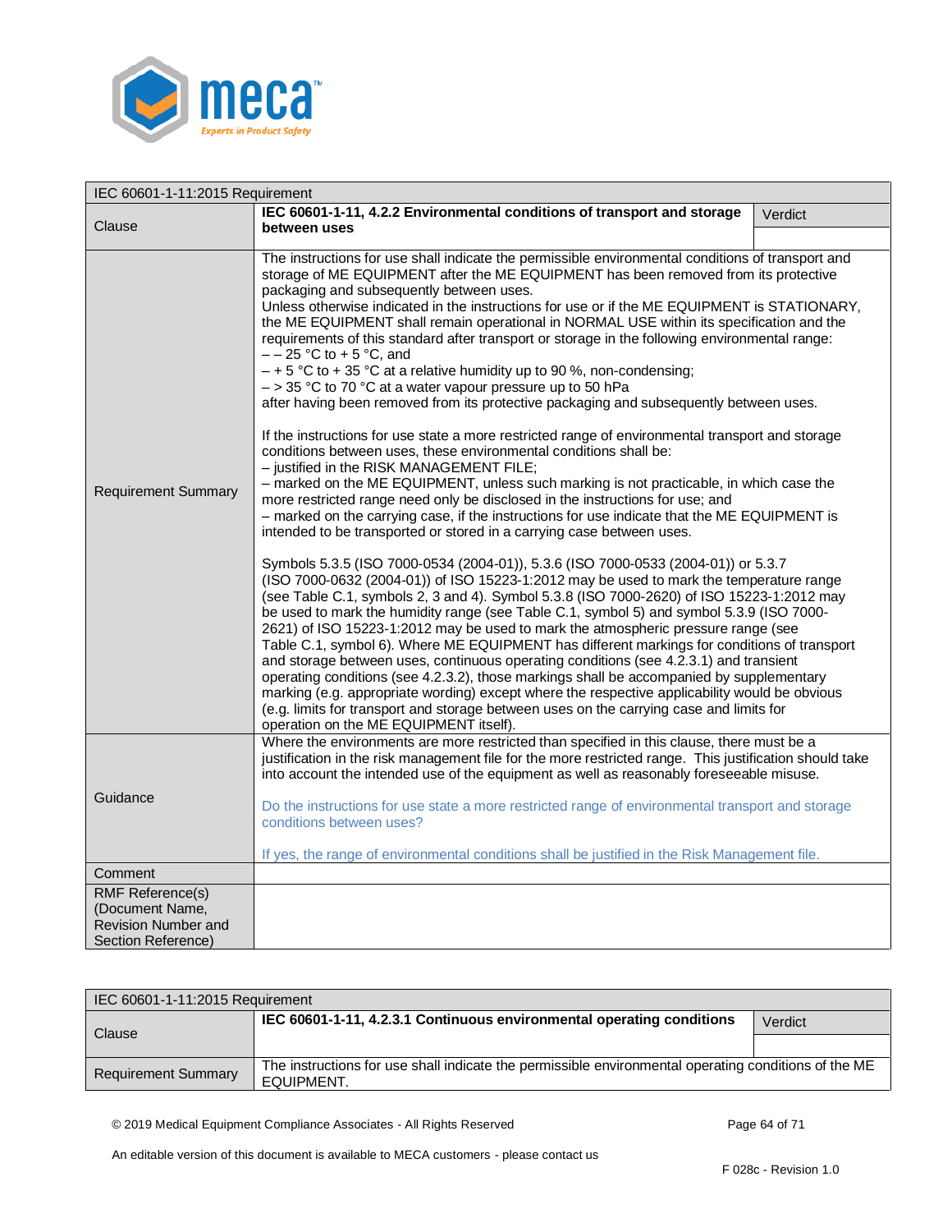| IEC 60601-1-11:2015 Requirement | | |
|---|---|---|
| Clause | **IEC 60601-1-11, 4.2.2 Environmental conditions of transport and storage between uses** | Verdict |
| Requirement Summary | The instructions for use shall indicate the permissible environmental conditions of transport and storage of ME EQUIPMENT after the ME EQUIPMENT has been removed from its protective packaging and subsequently between uses.<br>Unless otherwise indicated in the instructions for use or if the ME EQUIPMENT is STATIONARY, the ME EQUIPMENT shall remain operational in NORMAL USE within its specification and the requirements of this standard after transport or storage in the following environmental range:<br>– – 25 °C to + 5 °C, and<br>– + 5 °C to + 35 °C at a relative humidity up to 90 %, non-condensing;<br>– > 35 °C to 70 °C at a water vapour pressure up to 50 hPa<br>after having been removed from its protective packaging and subsequently between uses.<br><br>If the instructions for use state a more restricted range of environmental transport and storage conditions between uses, these environmental conditions shall be:<br>– justified in the RISK MANAGEMENT FILE;<br>– marked on the ME EQUIPMENT, unless such marking is not practicable, in which case the more restricted range need only be disclosed in the instructions for use; and<br>– marked on the carrying case, if the instructions for use indicate that the ME EQUIPMENT is intended to be transported or stored in a carrying case between uses.<br><br>Symbols 5.3.5 (ISO 7000-0534 (2004-01)), 5.3.6 (ISO 7000-0533 (2004-01)) or 5.3.7 (ISO 7000-0632 (2004-01)) of ISO 15223-1:2012 may be used to mark the temperature range (see Table C.1, symbols 2, 3 and 4). Symbol 5.3.8 (ISO 7000-2620) of ISO 15223-1:2012 may be used to mark the humidity range (see Table C.1, symbol 5) and symbol 5.3.9 (ISO 7000-2621) of ISO 15223-1:2012 may be used to mark the atmospheric pressure range (see Table C.1, symbol 6). Where ME EQUIPMENT has different markings for conditions of transport and storage between uses, continuous operating conditions (see 4.2.3.1) and transient operating conditions (see 4.2.3.2), those markings shall be accompanied by supplementary marking (e.g. appropriate wording) except where the respective applicability would be obvious (e.g. limits for transport and storage between uses on the carrying case and limits for operation on the ME EQUIPMENT itself). | |
| Guidance | Where the environments are more restricted than specified in this clause, there must be a justification in the risk management file for the more restricted range. This justification should take into account the intended use of the equipment as well as reasonably foreseeable misuse.<br><br>Do the instructions for use state a more restricted range of environmental transport and storage conditions between uses?<br><br>If yes, the range of environmental conditions shall be justified in the Risk Management file. | |
| Comment | | |
| RMF Reference(s) (Document Name, Revision Number and Section Reference) | | |

| IEC 60601-1-11:2015 Requirement | | |
|---|---|---|
| Clause | **IEC 60601-1-11, 4.2.3.1 Continuous environmental operating conditions** | Verdict |
| Requirement Summary | The instructions for use shall indicate the permissible environmental operating conditions of the ME EQUIPMENT. | |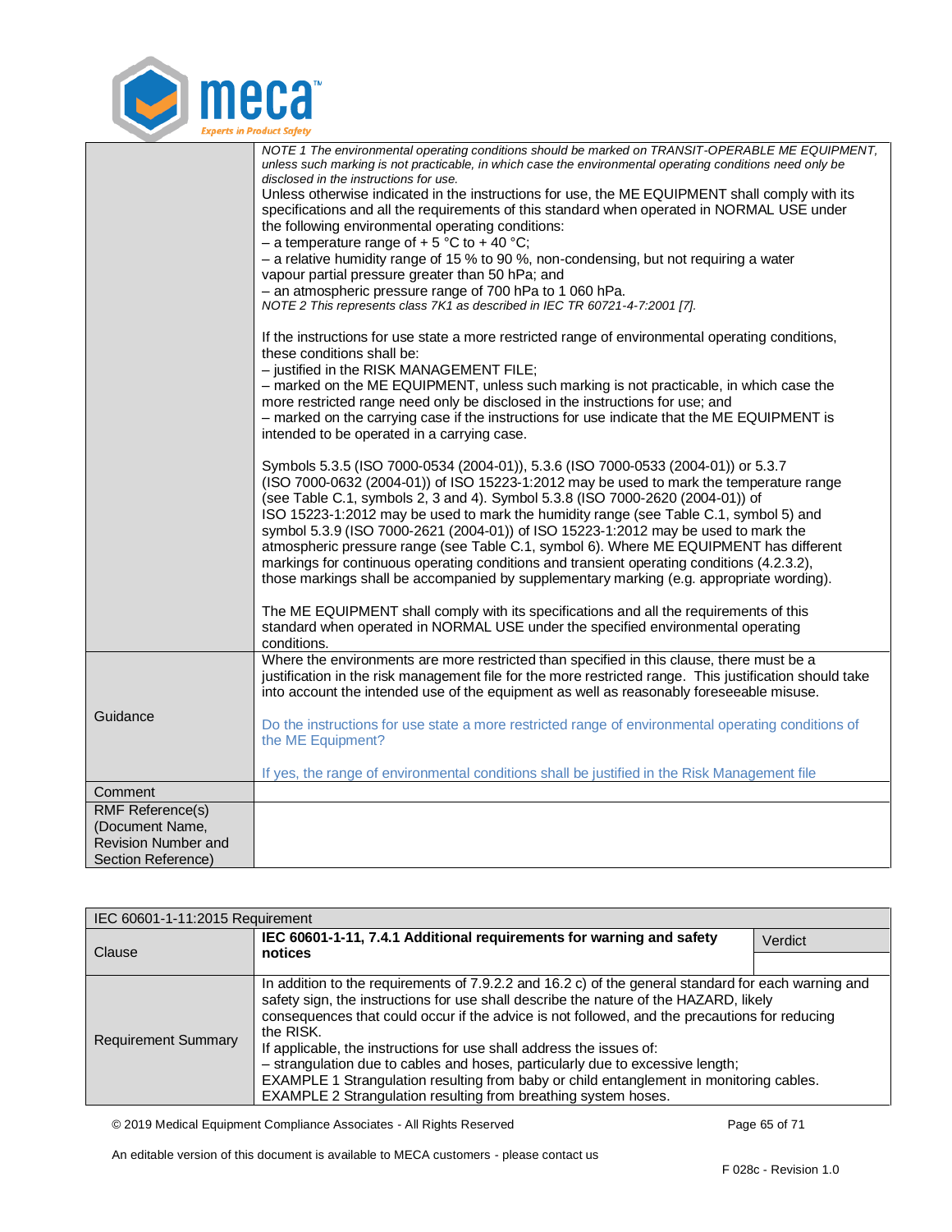| | |
|---|---|
| | *NOTE 1 The environmental operating conditions should be marked on TRANSIT-OPERABLE ME EQUIPMENT, unless such marking is not practicable, in which case the environmental operating conditions need only be disclosed in the instructions for use.*<br>Unless otherwise indicated in the instructions for use, the ME EQUIPMENT shall comply with its specifications and all the requirements of this standard when operated in NORMAL USE under the following environmental operating conditions:<br>– a temperature range of + 5 °C to + 40 °C;<br>– a relative humidity range of 15 % to 90 %, non-condensing, but not requiring a water vapour partial pressure greater than 50 hPa; and<br>– an atmospheric pressure range of 700 hPa to 1 060 hPa.<br>*NOTE 2 This represents class 7K1 as described in IEC TR 60721-4-7:2001 [7].*<br><br>If the instructions for use state a more restricted range of environmental operating conditions, these conditions shall be:<br>– justified in the RISK MANAGEMENT FILE;<br>– marked on the ME EQUIPMENT, unless such marking is not practicable, in which case the more restricted range need only be disclosed in the instructions for use; and<br>– marked on the carrying case if the instructions for use indicate that the ME EQUIPMENT is intended to be operated in a carrying case.<br><br>Symbols 5.3.5 (ISO 7000-0534 (2004-01)), 5.3.6 (ISO 7000-0533 (2004-01)) or 5.3.7 (ISO 7000-0632 (2004-01)) of ISO 15223-1:2012 may be used to mark the temperature range (see Table C.1, symbols 2, 3 and 4). Symbol 5.3.8 (ISO 7000-2620 (2004-01)) of ISO 15223-1:2012 may be used to mark the humidity range (see Table C.1, symbol 5) and symbol 5.3.9 (ISO 7000-2621 (2004-01)) of ISO 15223-1:2012 may be used to mark the atmospheric pressure range (see Table C.1, symbol 6). Where ME EQUIPMENT has different markings for continuous operating conditions and transient operating conditions (4.2.3.2), those markings shall be accompanied by supplementary marking (e.g. appropriate wording).<br><br>The ME EQUIPMENT shall comply with its specifications and all the requirements of this standard when operated in NORMAL USE under the specified environmental operating conditions. |
| Guidance | Where the environments are more restricted than specified in this clause, there must be a justification in the risk management file for the more restricted range. This justification should take into account the intended use of the equipment as well as reasonably foreseeable misuse.<br><br>Do the instructions for use state a more restricted range of environmental operating conditions of the ME Equipment?<br><br>If yes, the range of environmental conditions shall be justified in the Risk Management file |
| Comment | |
| RMF Reference(s) (Document Name, Revision Number and Section Reference) | |

| IEC 60601-1-11:2015 Requirement | | |
|---|---|---|
| Clause | **IEC 60601-1-11, 7.4.1 Additional requirements for warning and safety notices** | Verdict |
| Requirement Summary | In addition to the requirements of 7.9.2.2 and 16.2 c) of the general standard for each warning and safety sign, the instructions for use shall describe the nature of the HAZARD, likely consequences that could occur if the advice is not followed, and the precautions for reducing the RISK.<br>If applicable, the instructions for use shall address the issues of:<br>– strangulation due to cables and hoses, particularly due to excessive length;<br>EXAMPLE 1 Strangulation resulting from baby or child entanglement in monitoring cables.<br>EXAMPLE 2 Strangulation resulting from breathing system hoses. | |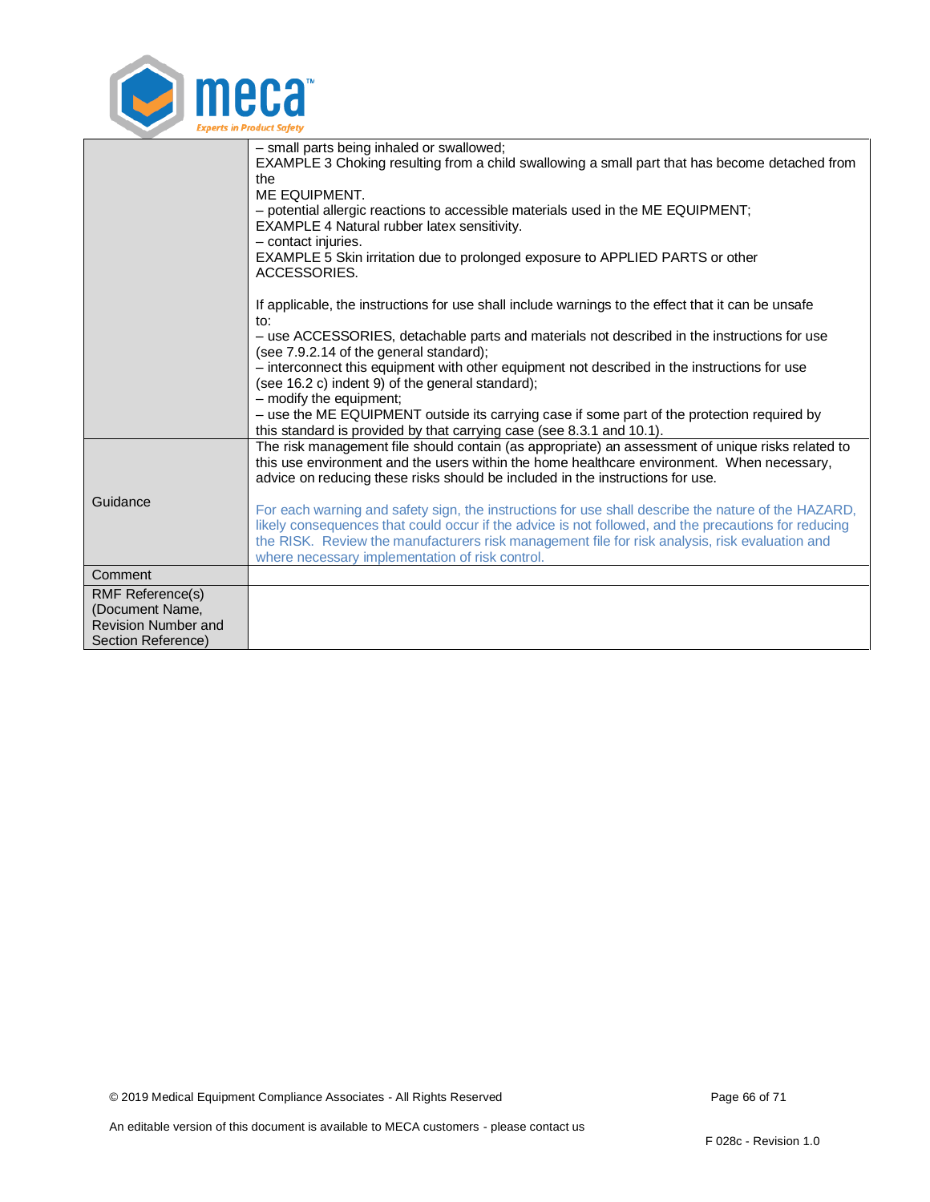| | |
|---|---|
| | – small parts being inhaled or swallowed;<br>EXAMPLE 3 Choking resulting from a child swallowing a small part that has become detached from the<br>ME EQUIPMENT.<br>– potential allergic reactions to accessible materials used in the ME EQUIPMENT;<br>EXAMPLE 4 Natural rubber latex sensitivity.<br>– contact injuries.<br>EXAMPLE 5 Skin irritation due to prolonged exposure to APPLIED PARTS or other ACCESSORIES.<br><br>If applicable, the instructions for use shall include warnings to the effect that it can be unsafe to:<br>– use ACCESSORIES, detachable parts and materials not described in the instructions for use (see 7.9.2.14 of the general standard);<br>– interconnect this equipment with other equipment not described in the instructions for use (see 16.2 c) indent 9) of the general standard);<br>– modify the equipment;<br>– use the ME EQUIPMENT outside its carrying case if some part of the protection required by this standard is provided by that carrying case (see 8.3.1 and 10.1). |
| Guidance | The risk management file should contain (as appropriate) an assessment of unique risks related to this use environment and the users within the home healthcare environment. When necessary, advice on reducing these risks should be included in the instructions for use.<br><br>For each warning and safety sign, the instructions for use shall describe the nature of the HAZARD, likely consequences that could occur if the advice is not followed, and the precautions for reducing the RISK. Review the manufacturers risk management file for risk analysis, risk evaluation and where necessary implementation of risk control. |
| Comment | |
| RMF Reference(s) (Document Name, Revision Number and Section Reference) | |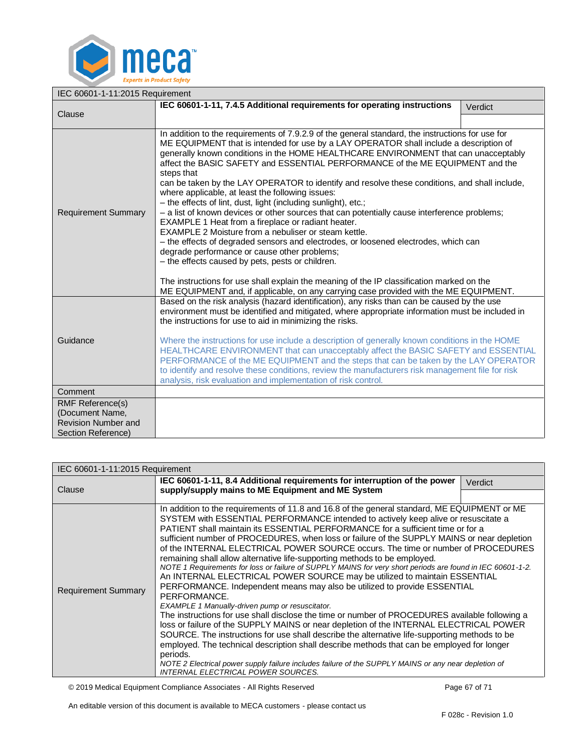| IEC 60601-1-11:2015 Requirement | | |
|---|---|---|
| Clause | **IEC 60601-1-11, 7.4.5 Additional requirements for operating instructions** | Verdict |
| Requirement Summary | In addition to the requirements of 7.9.2.9 of the general standard, the instructions for use for ME EQUIPMENT that is intended for use by a LAY OPERATOR shall include a description of generally known conditions in the HOME HEALTHCARE ENVIRONMENT that can unacceptably affect the BASIC SAFETY and ESSENTIAL PERFORMANCE of the ME EQUIPMENT and the steps that can be taken by the LAY OPERATOR to identify and resolve these conditions, and shall include, where applicable, at least the following issues:<br>– the effects of lint, dust, light (including sunlight), etc.;<br>– a list of known devices or other sources that can potentially cause interference problems;<br>EXAMPLE 1 Heat from a fireplace or radiant heater.<br>EXAMPLE 2 Moisture from a nebuliser or steam kettle.<br>– the effects of degraded sensors and electrodes, or loosened electrodes, which can degrade performance or cause other problems;<br>– the effects caused by pets, pests or children.<br><br>The instructions for use shall explain the meaning of the IP classification marked on the ME EQUIPMENT and, if applicable, on any carrying case provided with the ME EQUIPMENT. | |
| Guidance | Based on the risk analysis (hazard identification), any risks than can be caused by the use environment must be identified and mitigated, where appropriate information must be included in the instructions for use to aid in minimizing the risks.<br><br>Where the instructions for use include a description of generally known conditions in the HOME HEALTHCARE ENVIRONMENT that can unacceptably affect the BASIC SAFETY and ESSENTIAL PERFORMANCE of the ME EQUIPMENT and the steps that can be taken by the LAY OPERATOR to identify and resolve these conditions, review the manufacturers risk management file for risk analysis, risk evaluation and implementation of risk control. | |
| Comment | | |
| RMF Reference(s) (Document Name, Revision Number and Section Reference) | | |

| IEC 60601-1-11:2015 Requirement | | |
|---|---|---|
| Clause | **IEC 60601-1-11, 8.4 Additional requirements for interruption of the power supply/supply mains to ME Equipment and ME System** | Verdict |
| Requirement Summary | In addition to the requirements of 11.8 and 16.8 of the general standard, ME EQUIPMENT or ME SYSTEM with ESSENTIAL PERFORMANCE intended to actively keep alive or resuscitate a PATIENT shall maintain its ESSENTIAL PERFORMANCE for a sufficient time or for a sufficient number of PROCEDURES, when loss or failure of the SUPPLY MAINS or near depletion of the INTERNAL ELECTRICAL POWER SOURCE occurs. The time or number of PROCEDURES remaining shall allow alternative life-supporting methods to be employed.<br>*NOTE 1 Requirements for loss or failure of SUPPLY MAINS for very short periods are found in IEC 60601-1-2.*<br>An INTERNAL ELECTRICAL POWER SOURCE may be utilized to maintain ESSENTIAL PERFORMANCE. Independent means may also be utilized to provide ESSENTIAL PERFORMANCE.<br>*EXAMPLE 1 Manually-driven pump or resuscitator.*<br>The instructions for use shall disclose the time or number of PROCEDURES available following a loss or failure of the SUPPLY MAINS or near depletion of the INTERNAL ELECTRICAL POWER SOURCE. The instructions for use shall describe the alternative life-supporting methods to be employed. The technical description shall describe methods that can be employed for longer periods.<br>*NOTE 2 Electrical power supply failure includes failure of the SUPPLY MAINS or any near depletion of INTERNAL ELECTRICAL POWER SOURCES.* | |

An editable version of this document is available to MECA customers - please contact us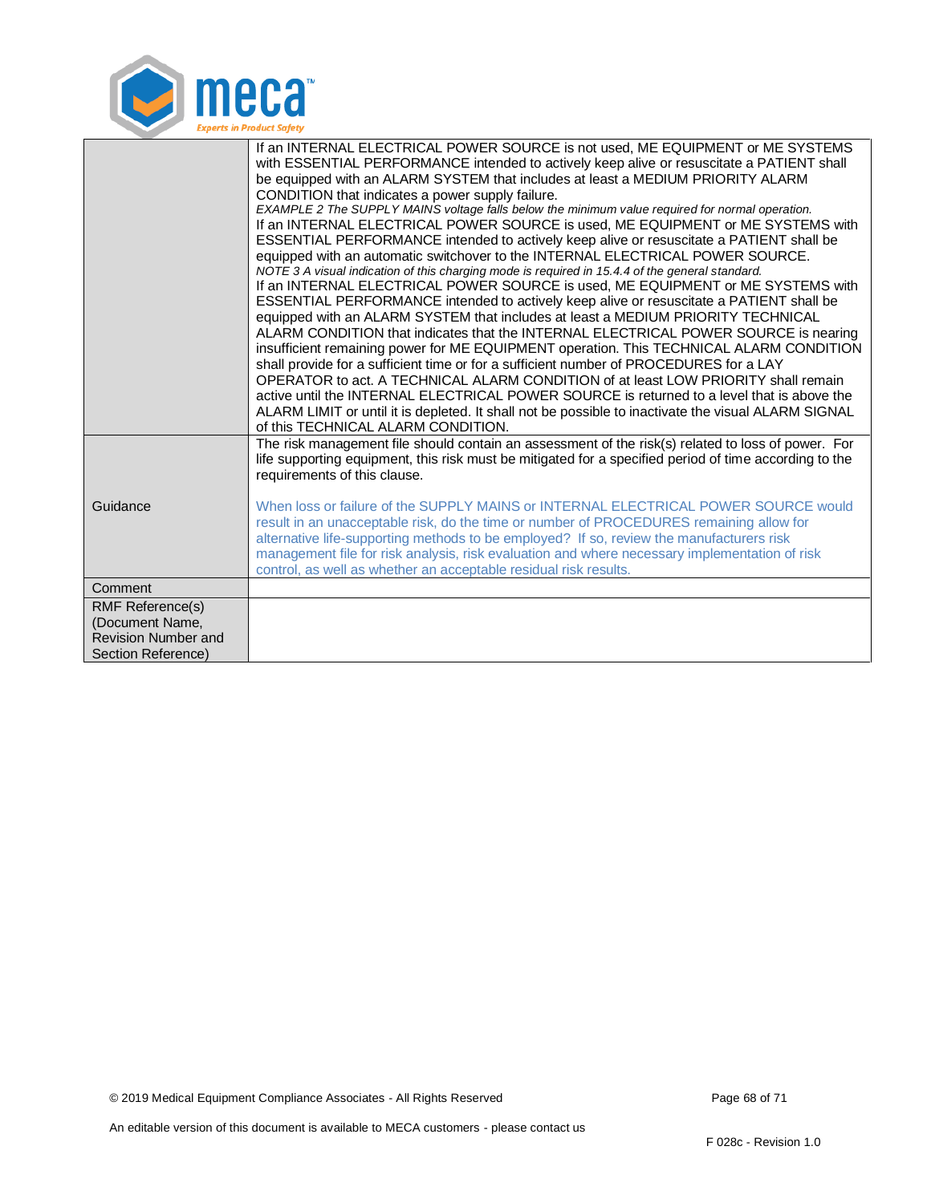| | |
|---|---|
| | If an INTERNAL ELECTRICAL POWER SOURCE is not used, ME EQUIPMENT or ME SYSTEMS with ESSENTIAL PERFORMANCE intended to actively keep alive or resuscitate a PATIENT shall be equipped with an ALARM SYSTEM that includes at least a MEDIUM PRIORITY ALARM CONDITION that indicates a power supply failure.<br>*EXAMPLE 2 The SUPPLY MAINS voltage falls below the minimum value required for normal operation.*<br>If an INTERNAL ELECTRICAL POWER SOURCE is used, ME EQUIPMENT or ME SYSTEMS with ESSENTIAL PERFORMANCE intended to actively keep alive or resuscitate a PATIENT shall be equipped with an automatic switchover to the INTERNAL ELECTRICAL POWER SOURCE.<br>*NOTE 3 A visual indication of this charging mode is required in 15.4.4 of the general standard.*<br>If an INTERNAL ELECTRICAL POWER SOURCE is used, ME EQUIPMENT or ME SYSTEMS with ESSENTIAL PERFORMANCE intended to actively keep alive or resuscitate a PATIENT shall be equipped with an ALARM SYSTEM that includes at least a MEDIUM PRIORITY TECHNICAL ALARM CONDITION that indicates that the INTERNAL ELECTRICAL POWER SOURCE is nearing insufficient remaining power for ME EQUIPMENT operation. This TECHNICAL ALARM CONDITION shall provide for a sufficient time or for a sufficient number of PROCEDURES for a LAY OPERATOR to act. A TECHNICAL ALARM CONDITION of at least LOW PRIORITY shall remain active until the INTERNAL ELECTRICAL POWER SOURCE is returned to a level that is above the ALARM LIMIT or until it is depleted. It shall not be possible to inactivate the visual ALARM SIGNAL of this TECHNICAL ALARM CONDITION. |
| Guidance | The risk management file should contain an assessment of the risk(s) related to loss of power. For life supporting equipment, this risk must be mitigated for a specified period of time according to the requirements of this clause.<br><br>When loss or failure of the SUPPLY MAINS or INTERNAL ELECTRICAL POWER SOURCE would result in an unacceptable risk, do the time or number of PROCEDURES remaining allow for alternative life-supporting methods to be employed? If so, review the manufacturers risk management file for risk analysis, risk evaluation and where necessary implementation of risk control, as well as whether an acceptable residual risk results. |
| Comment | |
| RMF Reference(s) (Document Name, Revision Number and Section Reference) | |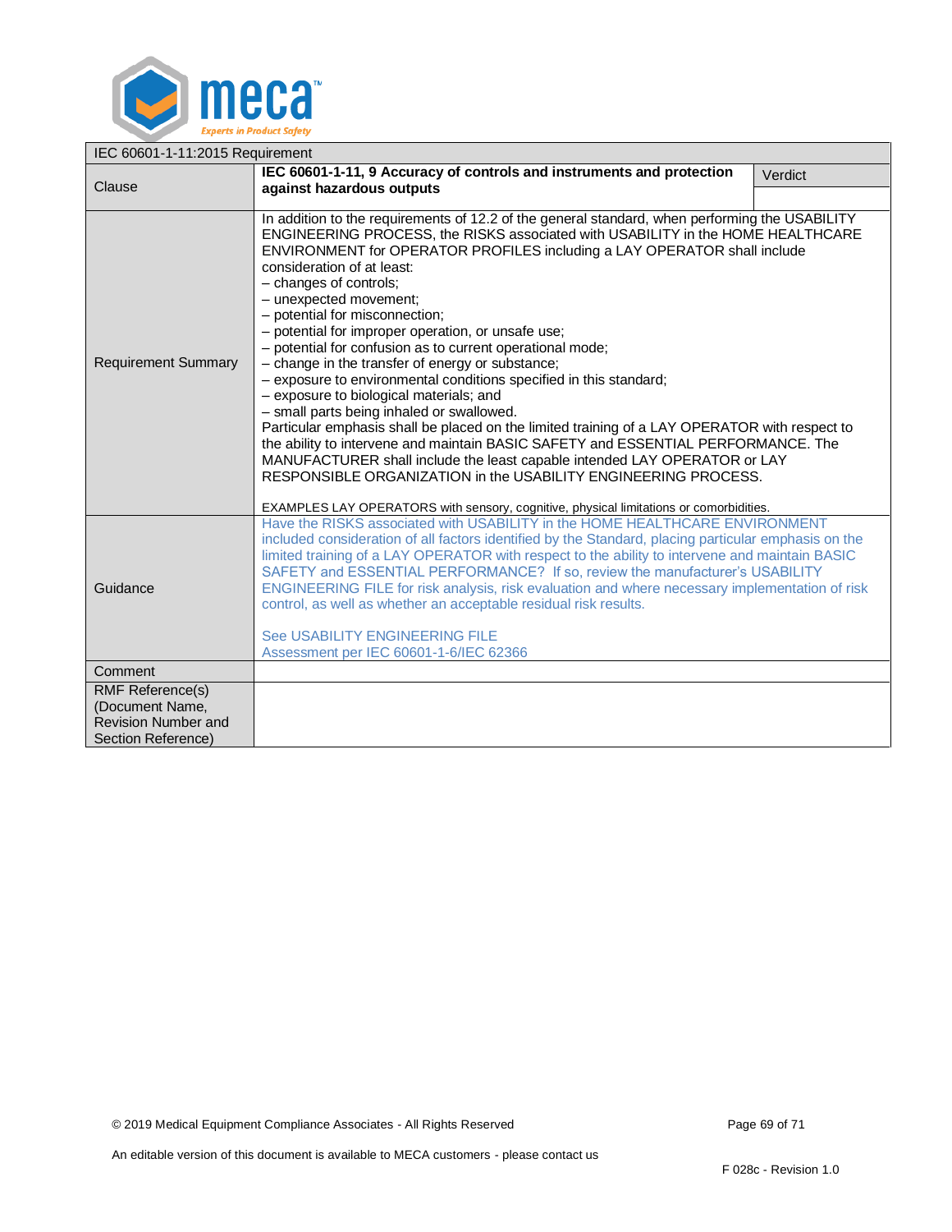| IEC 60601-1-11:2015 Requirement | | |
|---|---|---|
| Clause | **IEC 60601-1-11, 9 Accuracy of controls and instruments and protection against hazardous outputs** | Verdict |
| Requirement Summary | In addition to the requirements of 12.2 of the general standard, when performing the USABILITY ENGINEERING PROCESS, the RISKS associated with USABILITY in the HOME HEALTHCARE ENVIRONMENT for OPERATOR PROFILES including a LAY OPERATOR shall include consideration of at least:<br>– changes of controls;<br>– unexpected movement;<br>– potential for misconnection;<br>– potential for improper operation, or unsafe use;<br>– potential for confusion as to current operational mode;<br>– change in the transfer of energy or substance;<br>– exposure to environmental conditions specified in this standard;<br>– exposure to biological materials; and<br>– small parts being inhaled or swallowed.<br>Particular emphasis shall be placed on the limited training of a LAY OPERATOR with respect to the ability to intervene and maintain BASIC SAFETY and ESSENTIAL PERFORMANCE. The MANUFACTURER shall include the least capable intended LAY OPERATOR or LAY RESPONSIBLE ORGANIZATION in the USABILITY ENGINEERING PROCESS.<br><br>EXAMPLES LAY OPERATORS with sensory, cognitive, physical limitations or comorbidities. | |
| Guidance | Have the RISKS associated with USABILITY in the HOME HEALTHCARE ENVIRONMENT included consideration of all factors identified by the Standard, placing particular emphasis on the limited training of a LAY OPERATOR with respect to the ability to intervene and maintain BASIC SAFETY and ESSENTIAL PERFORMANCE? If so, review the manufacturer's USABILITY ENGINEERING FILE for risk analysis, risk evaluation and where necessary implementation of risk control, as well as whether an acceptable residual risk results.<br><br>See USABILITY ENGINEERING FILE<br>Assessment per IEC 60601-1-6/IEC 62366 | |
| Comment | | |
| RMF Reference(s) (Document Name, Revision Number and Section Reference) | | |

© 2019 Medical Equipment Compliance Associates - All Rights Reserved

An editable version of this document is available to MECA customers - please contact us

F 028c - Revision 1.0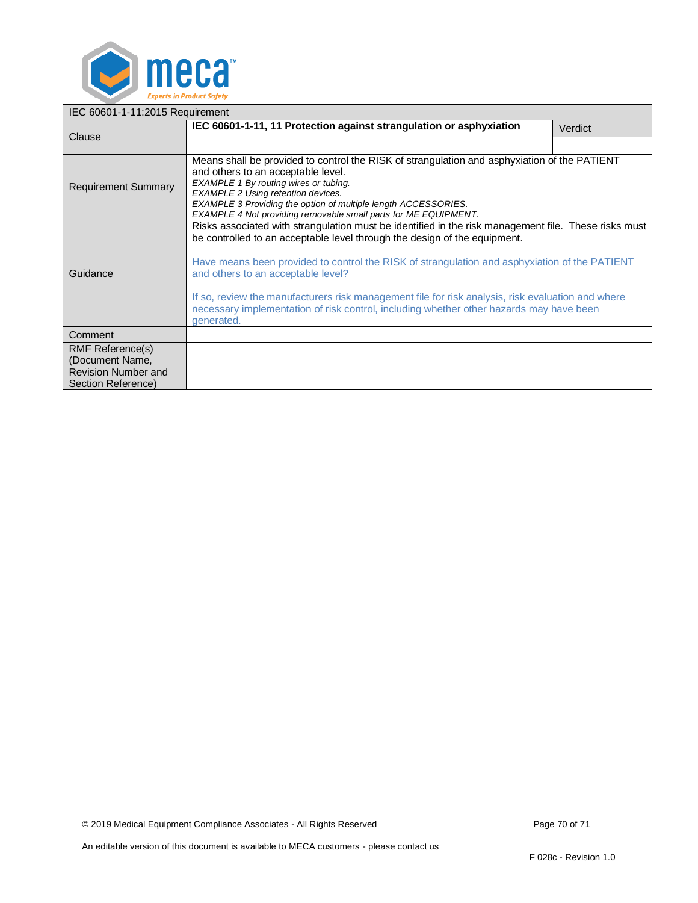| IEC 60601-1-11:2015 Requirement | | |
|---|---|---|
| Clause | **IEC 60601-1-11, 11 Protection against strangulation or asphyxiation** | Verdict |
| Requirement Summary | Means shall be provided to control the RISK of strangulation and asphyxiation of the PATIENT and others to an acceptable level.<br>*EXAMPLE 1 By routing wires or tubing.*<br>*EXAMPLE 2 Using retention devices.*<br>*EXAMPLE 3 Providing the option of multiple length ACCESSORIES.*<br>*EXAMPLE 4 Not providing removable small parts for ME EQUIPMENT.* | |
| Guidance | Risks associated with strangulation must be identified in the risk management file. These risks must be controlled to an acceptable level through the design of the equipment.<br><br>Have means been provided to control the RISK of strangulation and asphyxiation of the PATIENT and others to an acceptable level?<br><br>If so, review the manufacturers risk management file for risk analysis, risk evaluation and where necessary implementation of risk control, including whether other hazards may have been generated. | |
| Comment | | |
| RMF Reference(s) (Document Name, Revision Number and Section Reference) | | |

© 2019 Medical Equipment Compliance Associates - All Rights Reserved

An editable version of this document is available to MECA customers - please contact us

F 028c - Revision 1.0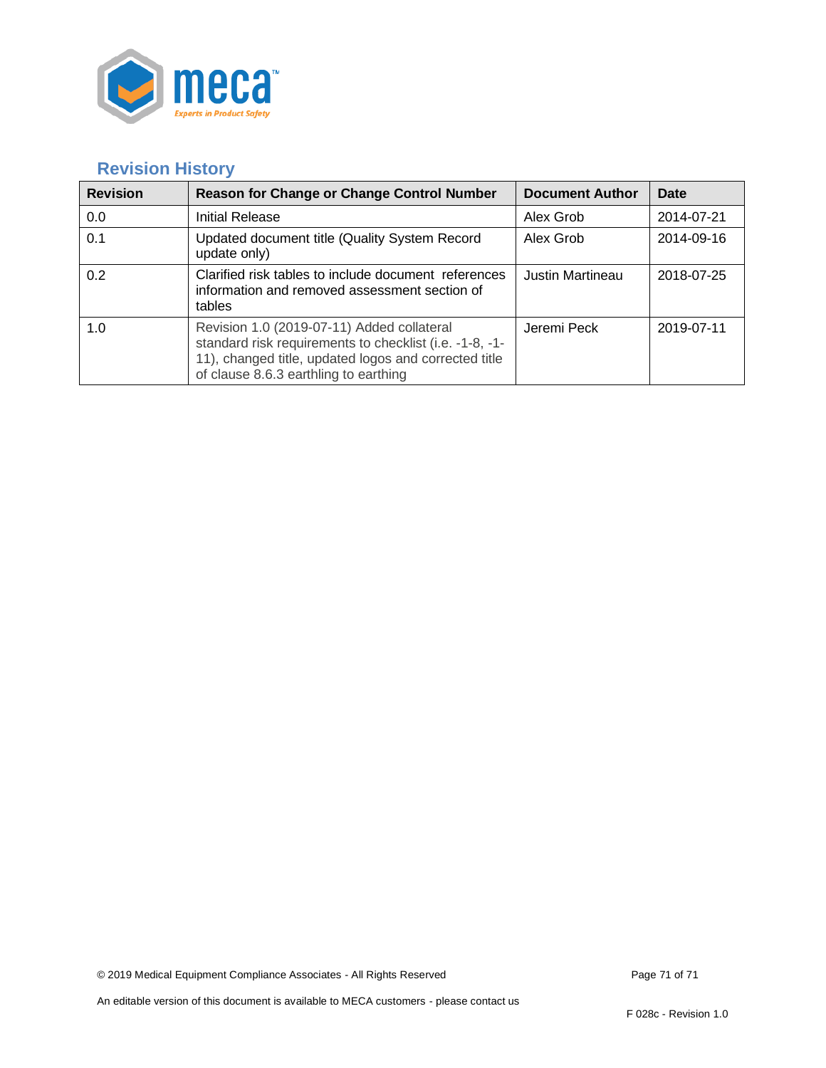## Revision History

| Revision | Reason for Change or Change Control Number | Document Author | Date |
|---|---|---|---|
| 0.0 | Initial Release | Alex Grob | 2014-07-21 |
| 0.1 | Updated document title (Quality System Record update only) | Alex Grob | 2014-09-16 |
| 0.2 | Clarified risk tables to include document references information and removed assessment section of tables | Justin Martineau | 2018-07-25 |
| 1.0 | Revision 1.0 (2019-07-11) Added collateral standard risk requirements to checklist (i.e. -1-8, -1-11), changed title, updated logos and corrected title of clause 8.6.3 earthling to earthing | Jeremi Peck | 2019-07-11 |

© 2019 Medical Equipment Compliance Associates - All Rights Reserved

An editable version of this document is available to MECA customers - please contact us

F 028c - Revision 1.0